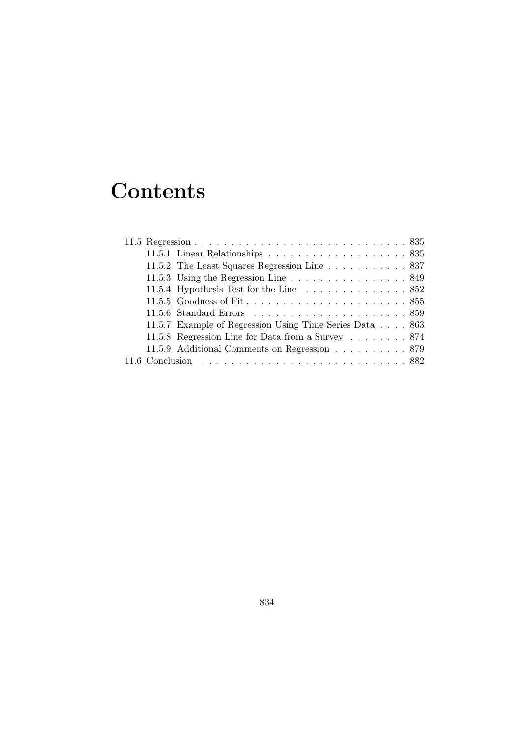# Contents

- 11.5 Regression . . . . . . . . . . . . . . . . . . . . . . . . . . . . 835
  - 11.5.1 Linear Relationships . . . . . . . . . . . . . . . . . . . 835
  - 11.5.2 The Least Squares Regression Line . . . . . . . . . . . 837
  - 11.5.3 Using the Regression Line . . . . . . . . . . . . . . . . 849
  - 11.5.4 Hypothesis Test for the Line . . . . . . . . . . . . . . 852
  - 11.5.5 Goodness of Fit . . . . . . . . . . . . . . . . . . . . . . 855
  - 11.5.6 Standard Errors . . . . . . . . . . . . . . . . . . . . . 859
  - 11.5.7 Example of Regression Using Time Series Data . . . . 863
  - 11.5.8 Regression Line for Data from a Survey . . . . . . . . 874
  - 11.5.9 Additional Comments on Regression . . . . . . . . . . 879
- 11.6 Conclusion . . . . . . . . . . . . . . . . . . . . . . . . . . . 882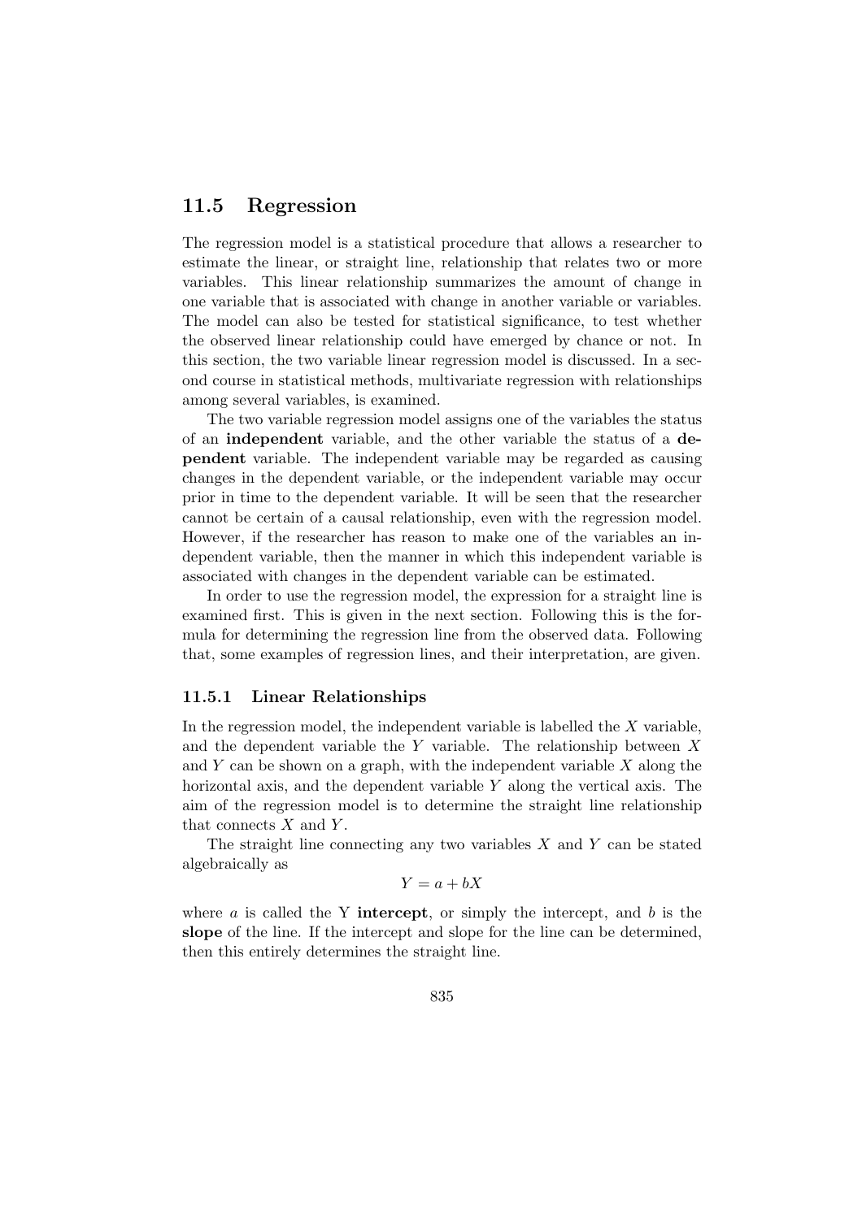## 11.5 Regression

The regression model is a statistical procedure that allows a researcher to estimate the linear, or straight line, relationship that relates two or more variables. This linear relationship summarizes the amount of change in one variable that is associated with change in another variable or variables. The model can also be tested for statistical significance, to test whether the observed linear relationship could have emerged by chance or not. In this section, the two variable linear regression model is discussed. In a second course in statistical methods, multivariate regression with relationships among several variables, is examined.

The two variable regression model assigns one of the variables the status of an **independent** variable, and the other variable the status of a **dependent** variable. The independent variable may be regarded as causing changes in the dependent variable, or the independent variable may occur prior in time to the dependent variable. It will be seen that the researcher cannot be certain of a causal relationship, even with the regression model. However, if the researcher has reason to make one of the variables an independent variable, then the manner in which this independent variable is associated with changes in the dependent variable can be estimated.

In order to use the regression model, the expression for a straight line is examined first. This is given in the next section. Following this is the formula for determining the regression line from the observed data. Following that, some examples of regression lines, and their interpretation, are given.

### 11.5.1 Linear Relationships

In the regression model, the independent variable is labelled the $X$ variable, and the dependent variable the $Y$ variable. The relationship between $X$ and $Y$ can be shown on a graph, with the independent variable $X$ along the horizontal axis, and the dependent variable $Y$ along the vertical axis. The aim of the regression model is to determine the straight line relationship that connects $X$ and $Y$.

The straight line connecting any two variables $X$ and $Y$ can be stated algebraically as

$$Y = a + bX$$

where $a$ is called the Y **intercept**, or simply the intercept, and $b$ is the **slope** of the line. If the intercept and slope for the line can be determined, then this entirely determines the straight line.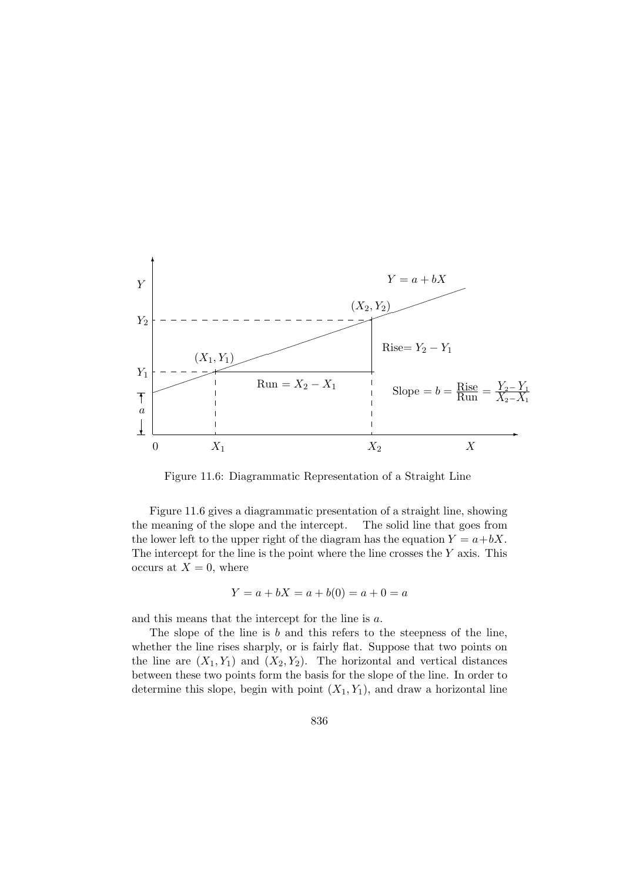Figure 11.6: Diagrammatic Representation of a Straight Line

Figure 11.6 gives a diagrammatic presentation of a straight line, showing the meaning of the slope and the intercept. The solid line that goes from the lower left to the upper right of the diagram has the equation $Y = a + bX$. The intercept for the line is the point where the line crosses the $Y$ axis. This occurs at $X = 0$, where

$$Y = a + bX = a + b(0) = a + 0 = a$$

and this means that the intercept for the line is $a$.

The slope of the line is $b$ and this refers to the steepness of the line, whether the line rises sharply, or is fairly flat. Suppose that two points on the line are $(X_1, Y_1)$ and $(X_2, Y_2)$. The horizontal and vertical distances between these two points form the basis for the slope of the line. In order to determine this slope, begin with point $(X_1, Y_1)$, and draw a horizontal line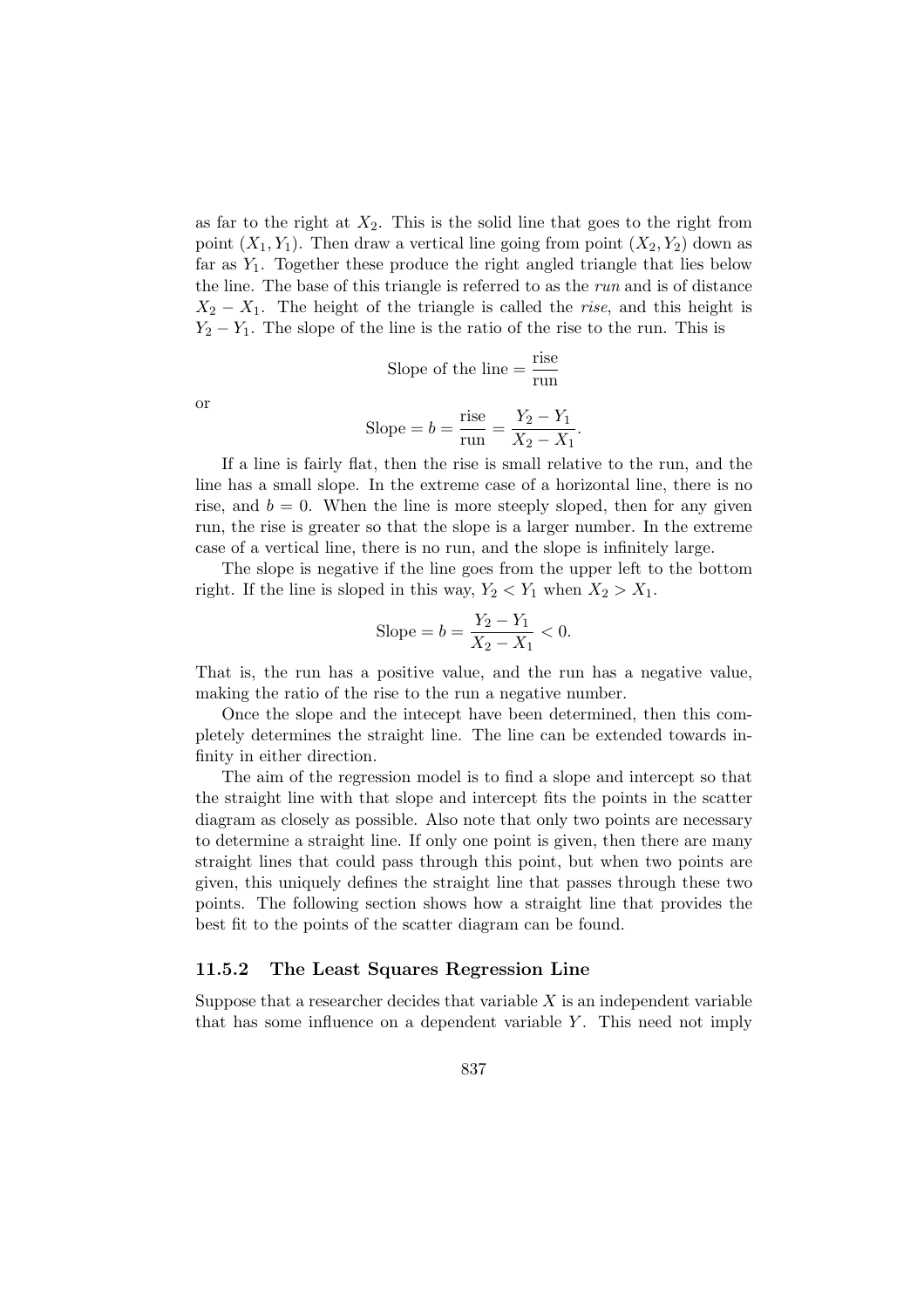as far to the right at $X_2$. This is the solid line that goes to the right from point $(X_1, Y_1)$. Then draw a vertical line going from point $(X_2, Y_2)$ down as far as $Y_1$. Together these produce the right angled triangle that lies below the line. The base of this triangle is referred to as the *run* and is of distance $X_2 - X_1$. The height of the triangle is called the *rise*, and this height is $Y_2 - Y_1$. The slope of the line is the ratio of the rise to the run. This is

$$\text{Slope of the line} = \frac{\text{rise}}{\text{run}}$$

or

$$\text{Slope} = b = \frac{\text{rise}}{\text{run}} = \frac{Y_2 - Y_1}{X_2 - X_1}.$$

If a line is fairly flat, then the rise is small relative to the run, and the line has a small slope. In the extreme case of a horizontal line, there is no rise, and $b = 0$. When the line is more steeply sloped, then for any given run, the rise is greater so that the slope is a larger number. In the extreme case of a vertical line, there is no run, and the slope is infinitely large.

The slope is negative if the line goes from the upper left to the bottom right. If the line is sloped in this way, $Y_2 < Y_1$ when $X_2 > X_1$.

$$\text{Slope} = b = \frac{Y_2 - Y_1}{X_2 - X_1} < 0.$$

That is, the run has a positive value, and the run has a negative value, making the ratio of the rise to the run a negative number.

Once the slope and the intecept have been determined, then this completely determines the straight line. The line can be extended towards infinity in either direction.

The aim of the regression model is to find a slope and intercept so that the straight line with that slope and intercept fits the points in the scatter diagram as closely as possible. Also note that only two points are necessary to determine a straight line. If only one point is given, then there are many straight lines that could pass through this point, but when two points are given, this uniquely defines the straight line that passes through these two points. The following section shows how a straight line that provides the best fit to the points of the scatter diagram can be found.

### 11.5.2 The Least Squares Regression Line

Suppose that a researcher decides that variable $X$ is an independent variable that has some influence on a dependent variable $Y$. This need not imply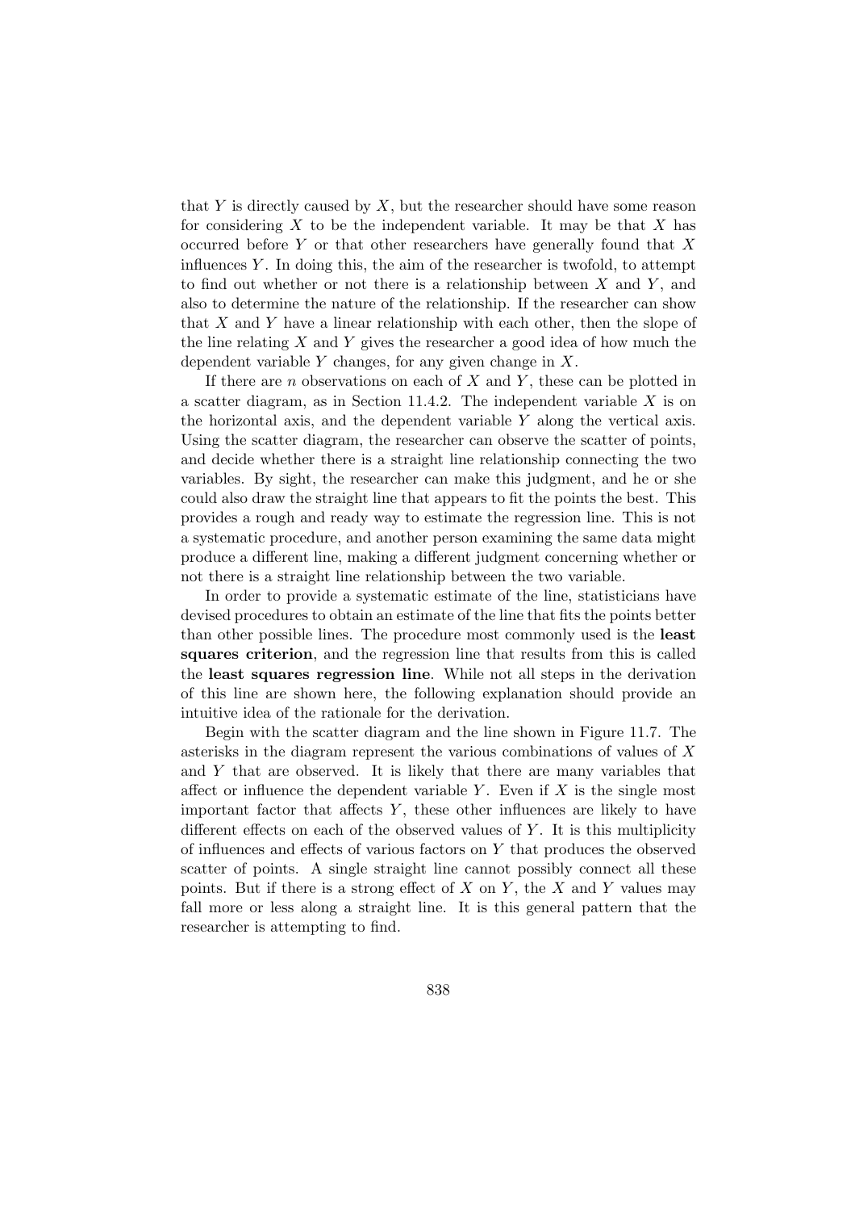that $Y$ is directly caused by $X$, but the researcher should have some reason for considering $X$ to be the independent variable. It may be that $X$ has occurred before $Y$ or that other researchers have generally found that $X$ influences $Y$. In doing this, the aim of the researcher is twofold, to attempt to find out whether or not there is a relationship between $X$ and $Y$, and also to determine the nature of the relationship. If the researcher can show that $X$ and $Y$ have a linear relationship with each other, then the slope of the line relating $X$ and $Y$ gives the researcher a good idea of how much the dependent variable $Y$ changes, for any given change in $X$.

If there are $n$ observations on each of $X$ and $Y$, these can be plotted in a scatter diagram, as in Section 11.4.2. The independent variable $X$ is on the horizontal axis, and the dependent variable $Y$ along the vertical axis. Using the scatter diagram, the researcher can observe the scatter of points, and decide whether there is a straight line relationship connecting the two variables. By sight, the researcher can make this judgment, and he or she could also draw the straight line that appears to fit the points the best. This provides a rough and ready way to estimate the regression line. This is not a systematic procedure, and another person examining the same data might produce a different line, making a different judgment concerning whether or not there is a straight line relationship between the two variable.

In order to provide a systematic estimate of the line, statisticians have devised procedures to obtain an estimate of the line that fits the points better than other possible lines. The procedure most commonly used is the **least squares criterion**, and the regression line that results from this is called the **least squares regression line**. While not all steps in the derivation of this line are shown here, the following explanation should provide an intuitive idea of the rationale for the derivation.

Begin with the scatter diagram and the line shown in Figure 11.7. The asterisks in the diagram represent the various combinations of values of $X$ and $Y$ that are observed. It is likely that there are many variables that affect or influence the dependent variable $Y$. Even if $X$ is the single most important factor that affects $Y$, these other influences are likely to have different effects on each of the observed values of $Y$. It is this multiplicity of influences and effects of various factors on $Y$ that produces the observed scatter of points. A single straight line cannot possibly connect all these points. But if there is a strong effect of $X$ on $Y$, the $X$ and $Y$ values may fall more or less along a straight line. It is this general pattern that the researcher is attempting to find.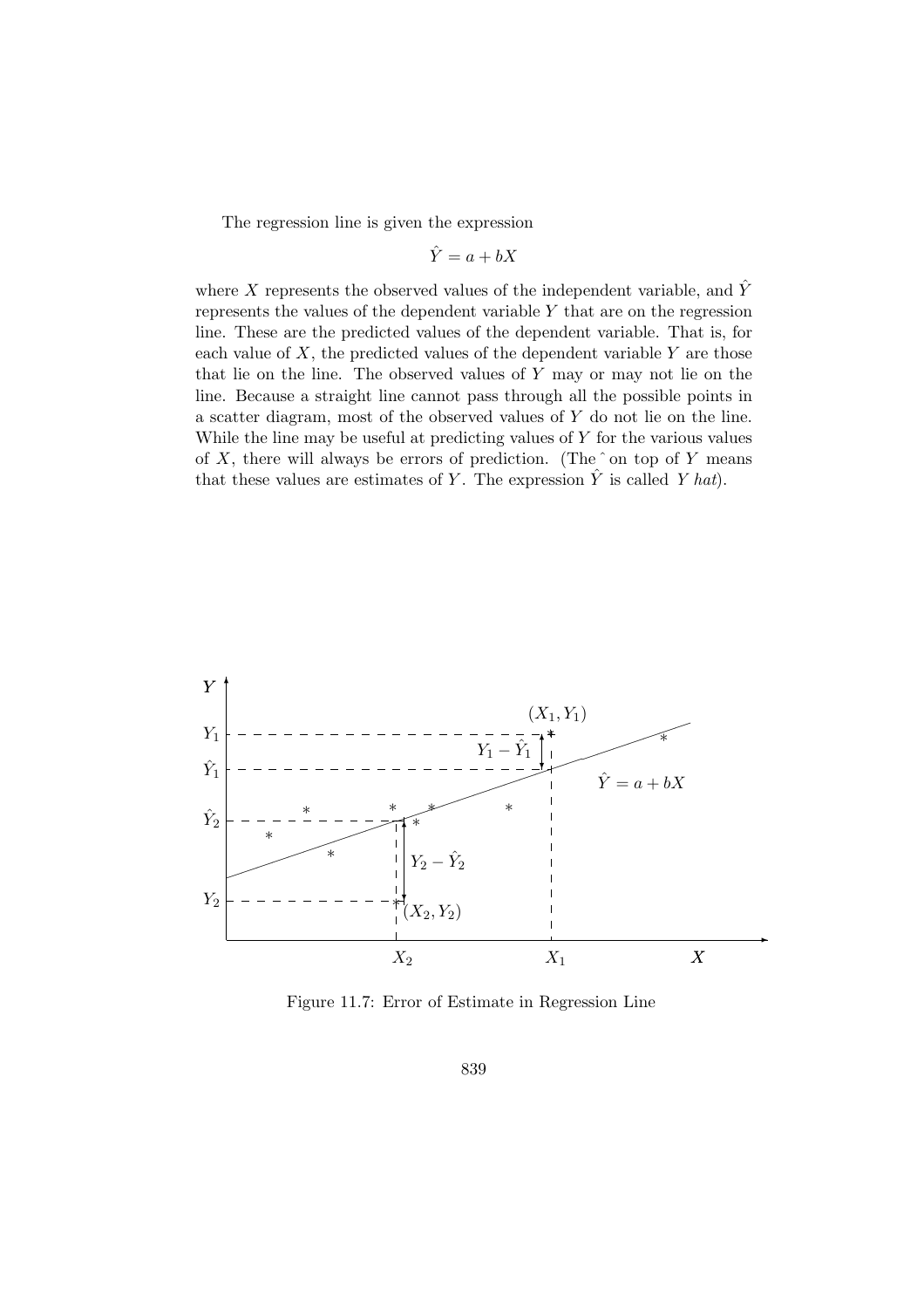The regression line is given the expression

$$\hat{Y} = a + bX$$

where $X$ represents the observed values of the independent variable, and $\hat{Y}$ represents the values of the dependent variable $Y$ that are on the regression line. These are the predicted values of the dependent variable. That is, for each value of $X$, the predicted values of the dependent variable $Y$ are those that lie on the line. The observed values of $Y$ may or may not lie on the line. Because a straight line cannot pass through all the possible points in a scatter diagram, most of the observed values of $Y$ do not lie on the line. While the line may be useful at predicting values of $Y$ for the various values of $X$, there will always be errors of prediction. (The $\hat{}$ on top of $Y$ means that these values are estimates of $Y$. The expression $\hat{Y}$ is called *Y hat*).

Figure 11.7: Error of Estimate in Regression Line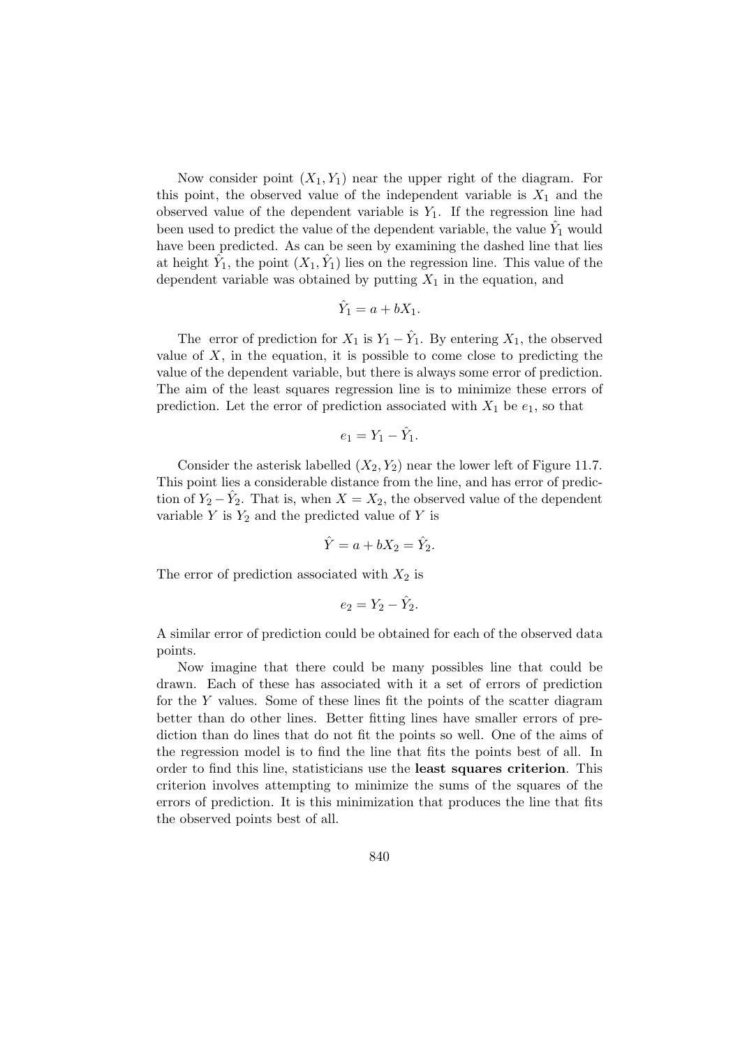Now consider point $(X_1, Y_1)$ near the upper right of the diagram. For this point, the observed value of the independent variable is $X_1$ and the observed value of the dependent variable is $Y_1$. If the regression line had been used to predict the value of the dependent variable, the value $\hat{Y}_1$ would have been predicted. As can be seen by examining the dashed line that lies at height $\hat{Y}_1$, the point $(X_1, \hat{Y}_1)$ lies on the regression line. This value of the dependent variable was obtained by putting $X_1$ in the equation, and

$$\hat{Y}_1 = a + bX_1.$$

The error of prediction for $X_1$ is $Y_1 - \hat{Y}_1$. By entering $X_1$, the observed value of $X$, in the equation, it is possible to come close to predicting the value of the dependent variable, but there is always some error of prediction. The aim of the least squares regression line is to minimize these errors of prediction. Let the error of prediction associated with $X_1$ be $e_1$, so that

$$e_1 = Y_1 - \hat{Y}_1.$$

Consider the asterisk labelled $(X_2, Y_2)$ near the lower left of Figure 11.7. This point lies a considerable distance from the line, and has error of prediction of $Y_2 - \hat{Y}_2$. That is, when $X = X_2$, the observed value of the dependent variable $Y$ is $Y_2$ and the predicted value of $Y$ is

$$\hat{Y} = a + bX_2 = \hat{Y}_2.$$

The error of prediction associated with $X_2$ is

$$e_2 = Y_2 - \hat{Y}_2.$$

A similar error of prediction could be obtained for each of the observed data points.

Now imagine that there could be many possibles line that could be drawn. Each of these has associated with it a set of errors of prediction for the $Y$ values. Some of these lines fit the points of the scatter diagram better than do other lines. Better fitting lines have smaller errors of prediction than do lines that do not fit the points so well. One of the aims of the regression model is to find the line that fits the points best of all. In order to find this line, statisticians use the **least squares criterion**. This criterion involves attempting to minimize the sums of the squares of the errors of prediction. It is this minimization that produces the line that fits the observed points best of all.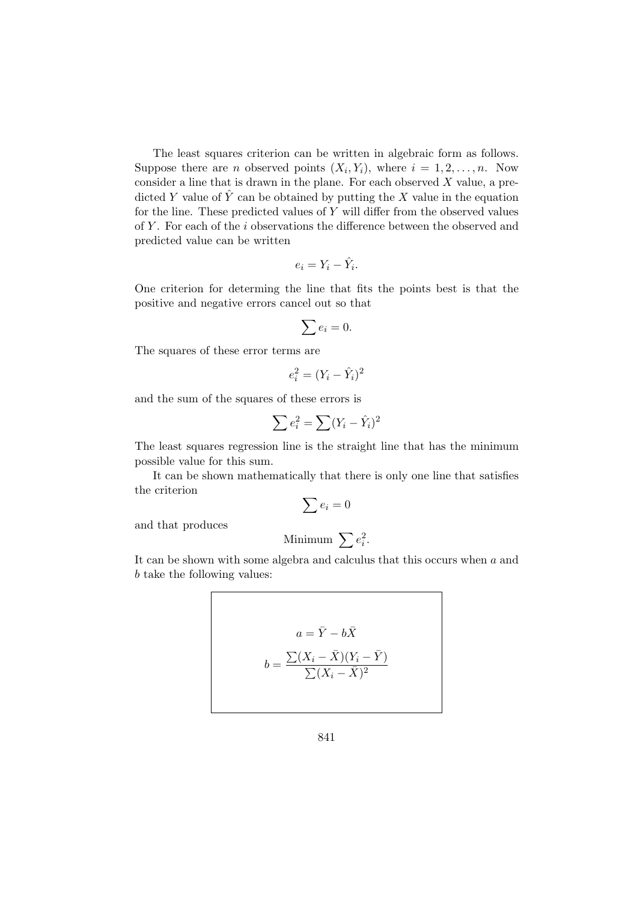The least squares criterion can be written in algebraic form as follows. Suppose there are $n$ observed points $(X_i, Y_i)$, where $i = 1, 2, \ldots, n$. Now consider a line that is drawn in the plane. For each observed $X$ value, a predicted $Y$ value of $\hat{Y}$ can be obtained by putting the $X$ value in the equation for the line. These predicted values of $Y$ will differ from the observed values of $Y$. For each of the $i$ observations the difference between the observed and predicted value can be written

$$e_i = Y_i - \hat{Y}_i.$$

One criterion for determing the line that fits the points best is that the positive and negative errors cancel out so that

$$\sum e_i = 0.$$

The squares of these error terms are

$$e_i^2 = (Y_i - \hat{Y}_i)^2$$

and the sum of the squares of these errors is

$$\sum e_i^2 = \sum (Y_i - \hat{Y}_i)^2$$

The least squares regression line is the straight line that has the minimum possible value for this sum.

It can be shown mathematically that there is only one line that satisfies the criterion

$$\sum e_i = 0$$

and that produces

$$\text{Minimum } \sum e_i^2.$$

It can be shown with some algebra and calculus that this occurs when $a$ and $b$ take the following values:

$$a = \bar{Y} - b\bar{X}$$

$$b = \frac{\sum (X_i - \bar{X})(Y_i - \bar{Y})}{\sum (X_i - \bar{X})^2}$$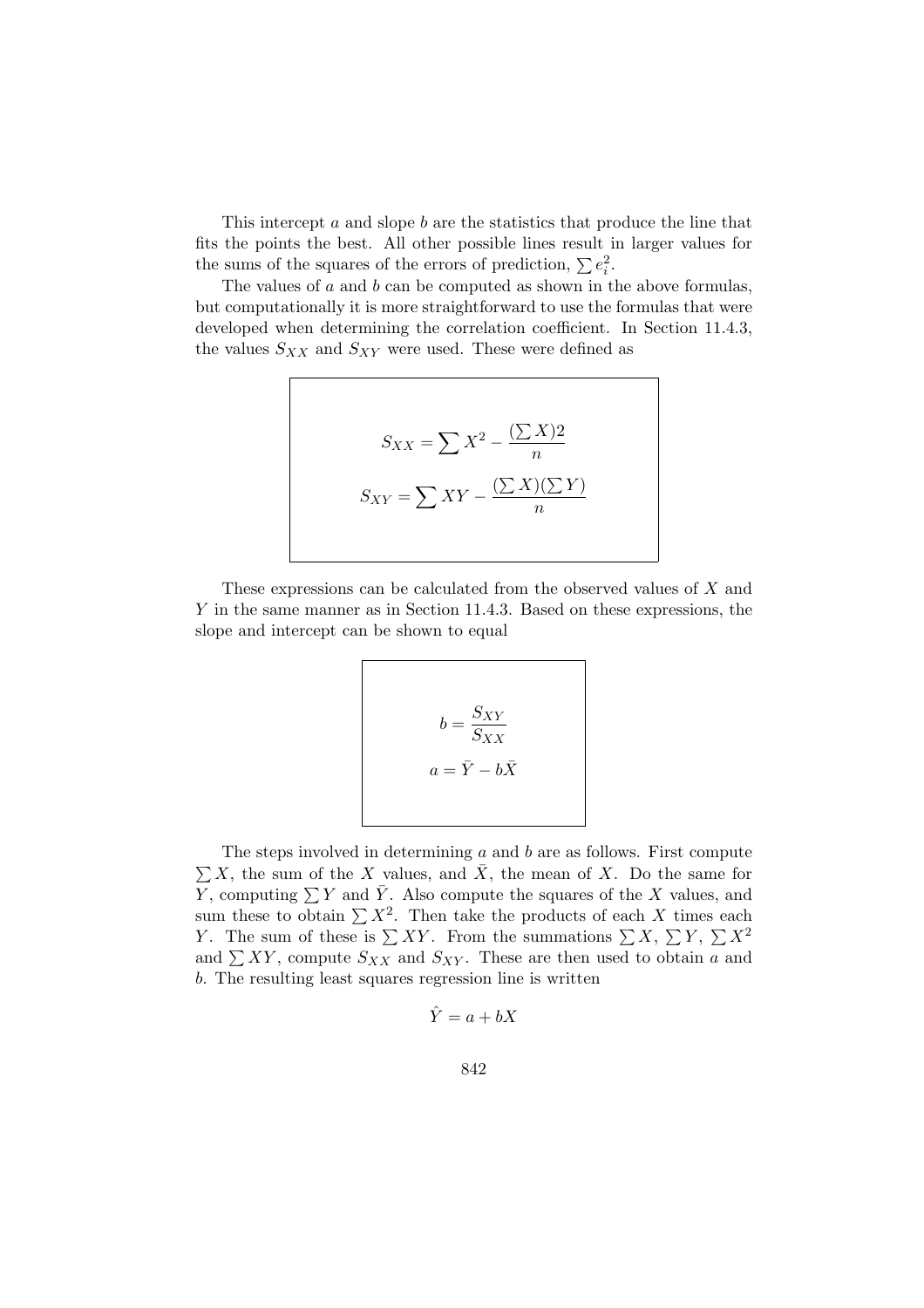This intercept $a$ and slope $b$ are the statistics that produce the line that fits the points the best. All other possible lines result in larger values for the sums of the squares of the errors of prediction, $\sum e_i^2$.

The values of $a$ and $b$ can be computed as shown in the above formulas, but computationally it is more straightforward to use the formulas that were developed when determining the correlation coefficient. In Section 11.4.3, the values $S_{XX}$ and $S_{XY}$ were used. These were defined as

$$S_{XX} = \sum X^2 - \frac{(\sum X)2}{n}$$

$$S_{XY} = \sum XY - \frac{(\sum X)(\sum Y)}{n}$$

These expressions can be calculated from the observed values of $X$ and $Y$ in the same manner as in Section 11.4.3. Based on these expressions, the slope and intercept can be shown to equal

$$b = \frac{S_{XY}}{S_{XX}}$$

$$a = \bar{Y} - b\bar{X}$$

The steps involved in determining $a$ and $b$ are as follows. First compute $\sum X$, the sum of the $X$ values, and $\bar{X}$, the mean of $X$. Do the same for $Y$, computing $\sum Y$ and $\bar{Y}$. Also compute the squares of the $X$ values, and sum these to obtain $\sum X^2$. Then take the products of each $X$ times each $Y$. The sum of these is $\sum XY$. From the summations $\sum X$, $\sum Y$, $\sum X^2$ and $\sum XY$, compute $S_{XX}$ and $S_{XY}$. These are then used to obtain $a$ and $b$. The resulting least squares regression line is written

$$\hat{Y} = a + bX$$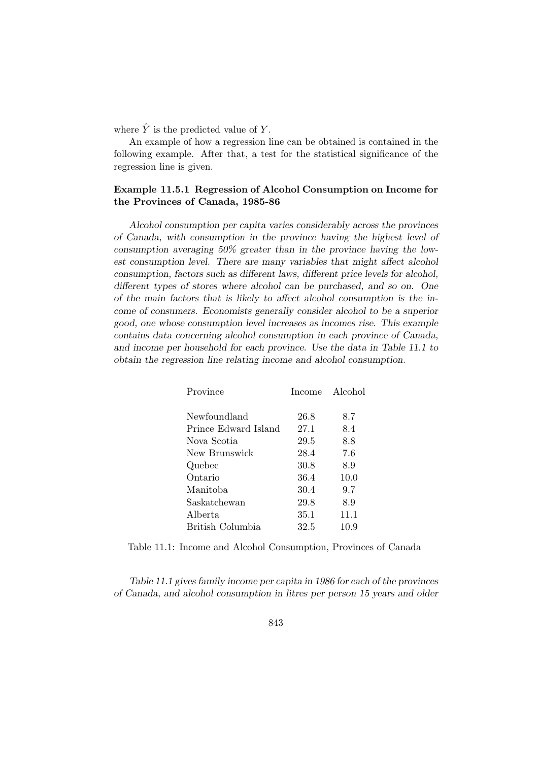where $\hat{Y}$ is the predicted value of $Y$.

An example of how a regression line can be obtained is contained in the following example. After that, a test for the statistical significance of the regression line is given.

### Example 11.5.1 Regression of Alcohol Consumption on Income for the Provinces of Canada, 1985-86

*Alcohol consumption per capita varies considerably across the provinces of Canada, with consumption in the province having the highest level of consumption averaging 50% greater than in the province having the lowest consumption level. There are many variables that might affect alcohol consumption, factors such as different laws, different price levels for alcohol, different types of stores where alcohol can be purchased, and so on. One of the main factors that is likely to affect alcohol consumption is the income of consumers. Economists generally consider alcohol to be a superior good, one whose consumption level increases as incomes rise. This example contains data concerning alcohol consumption in each province of Canada, and income per household for each province. Use the data in Table 11.1 to obtain the regression line relating income and alcohol consumption.*

| Province | Income | Alcohol |
|---|---|---|
| Newfoundland | 26.8 | 8.7 |
| Prince Edward Island | 27.1 | 8.4 |
| Nova Scotia | 29.5 | 8.8 |
| New Brunswick | 28.4 | 7.6 |
| Quebec | 30.8 | 8.9 |
| Ontario | 36.4 | 10.0 |
| Manitoba | 30.4 | 9.7 |
| Saskatchewan | 29.8 | 8.9 |
| Alberta | 35.1 | 11.1 |
| British Columbia | 32.5 | 10.9 |

Table 11.1: Income and Alcohol Consumption, Provinces of Canada

*Table 11.1 gives family income per capita in 1986 for each of the provinces of Canada, and alcohol consumption in litres per person 15 years and older*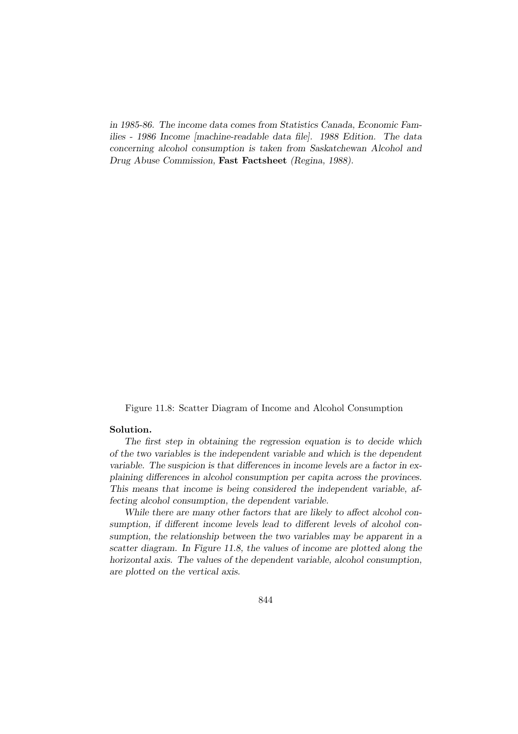*in 1985-86. The income data comes from Statistics Canada, Economic Families - 1986 Income [machine-readable data file]. 1988 Edition. The data concerning alcohol consumption is taken from Saskatchewan Alcohol and Drug Abuse Commission,* **Fast Factsheet** *(Regina, 1988).*

Figure 11.8: Scatter Diagram of Income and Alcohol Consumption

**Solution.**

*The first step in obtaining the regression equation is to decide which of the two variables is the independent variable and which is the dependent variable. The suspicion is that differences in income levels are a factor in explaining differences in alcohol consumption per capita across the provinces. This means that income is being considered the independent variable, affecting alcohol consumption, the dependent variable.*

*While there are many other factors that are likely to affect alcohol consumption, if different income levels lead to different levels of alcohol consumption, the relationship between the two variables may be apparent in a scatter diagram. In Figure 11.8, the values of income are plotted along the horizontal axis. The values of the dependent variable, alcohol consumption, are plotted on the vertical axis.*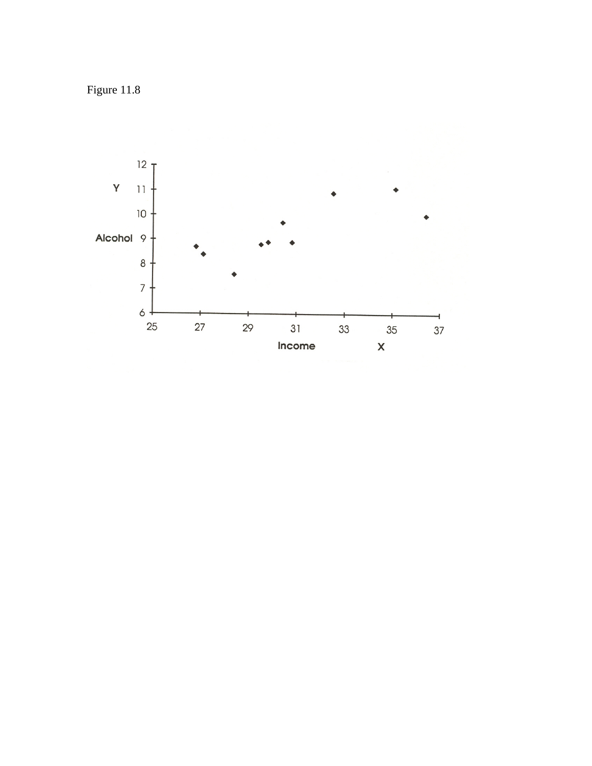Figure 11.8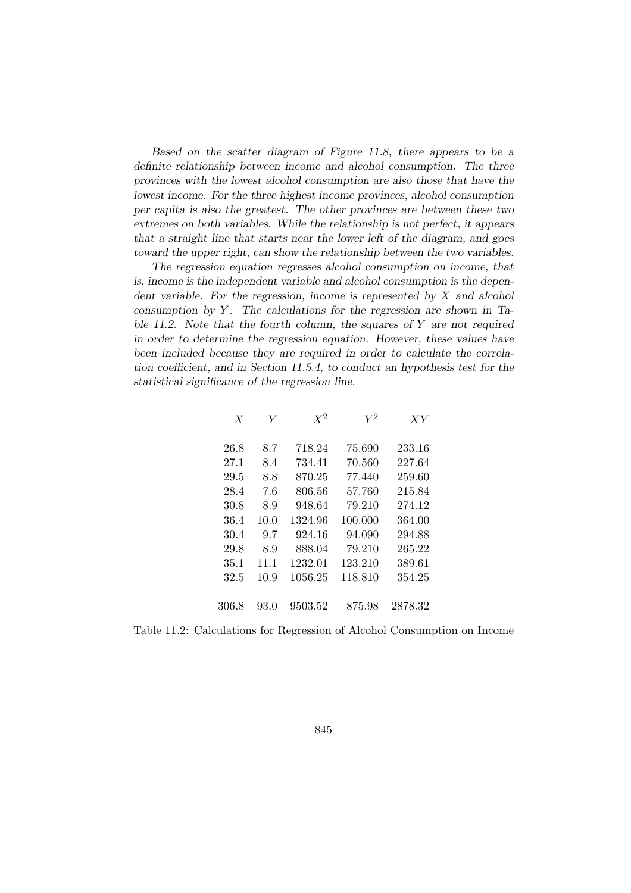*Based on the scatter diagram of Figure 11.8, there appears to be a definite relationship between income and alcohol consumption. The three provinces with the lowest alcohol consumption are also those that have the lowest income. For the three highest income provinces, alcohol consumption per capita is also the greatest. The other provinces are between these two extremes on both variables. While the relationship is not perfect, it appears that a straight line that starts near the lower left of the diagram, and goes toward the upper right, can show the relationship between the two variables.*

*The regression equation regresses alcohol consumption on income, that is, income is the independent variable and alcohol consumption is the dependent variable. For the regression, income is represented by $X$ and alcohol consumption by $Y$. The calculations for the regression are shown in Table 11.2. Note that the fourth column, the squares of $Y$ are not required in order to determine the regression equation. However, these values have been included because they are required in order to calculate the correlation coefficient, and in Section 11.5.4, to conduct an hypothesis test for the statistical significance of the regression line.*

| $X$ | $Y$ | $X^2$ | $Y^2$ | $XY$ |
|---|---|---|---|---|
| 26.8 | 8.7 | 718.24 | 75.690 | 233.16 |
| 27.1 | 8.4 | 734.41 | 70.560 | 227.64 |
| 29.5 | 8.8 | 870.25 | 77.440 | 259.60 |
| 28.4 | 7.6 | 806.56 | 57.760 | 215.84 |
| 30.8 | 8.9 | 948.64 | 79.210 | 274.12 |
| 36.4 | 10.0 | 1324.96 | 100.000 | 364.00 |
| 30.4 | 9.7 | 924.16 | 94.090 | 294.88 |
| 29.8 | 8.9 | 888.04 | 79.210 | 265.22 |
| 35.1 | 11.1 | 1232.01 | 123.210 | 389.61 |
| 32.5 | 10.9 | 1056.25 | 118.810 | 354.25 |
| 306.8 | 93.0 | 9503.52 | 875.98 | 2878.32 |

Table 11.2: Calculations for Regression of Alcohol Consumption on Income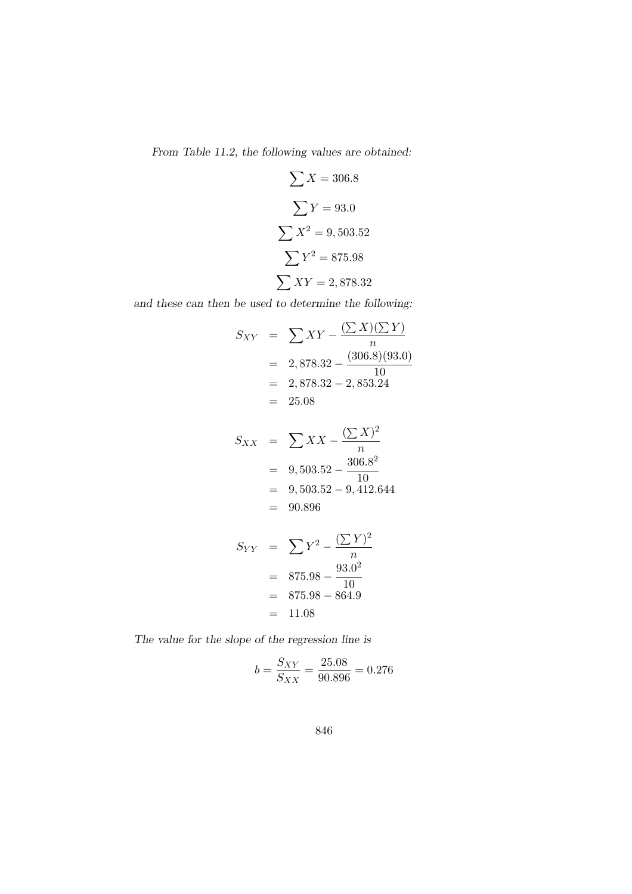*From Table 11.2, the following values are obtained:*

$$\sum X = 306.8$$

$$\sum Y = 93.0$$

$$\sum X^2 = 9,503.52$$

$$\sum Y^2 = 875.98$$

$$\sum XY = 2,878.32$$

*and these can then be used to determine the following:*

$$\begin{aligned}
S_{XY} &= \sum XY - \frac{(\sum X)(\sum Y)}{n} \\
&= 2,878.32 - \frac{(306.8)(93.0)}{10} \\
&= 2,878.32 - 2,853.24 \\
&= 25.08
\end{aligned}$$

$$\begin{aligned}
S_{XX} &= \sum XX - \frac{(\sum X)^2}{n} \\
&= 9,503.52 - \frac{306.8^2}{10} \\
&= 9,503.52 - 9,412.644 \\
&= 90.896
\end{aligned}$$

$$\begin{aligned}
S_{YY} &= \sum Y^2 - \frac{(\sum Y)^2}{n} \\
&= 875.98 - \frac{93.0^2}{10} \\
&= 875.98 - 864.9 \\
&= 11.08
\end{aligned}$$

*The value for the slope of the regression line is*

$$b = \frac{S_{XY}}{S_{XX}} = \frac{25.08}{90.896} = 0.276$$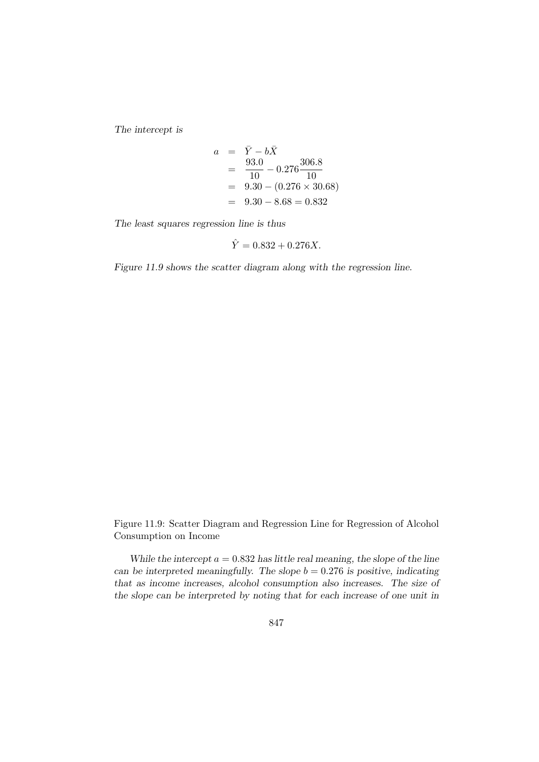*The intercept is*

$$
\begin{aligned}
a &= \bar{Y} - b\bar{X} \\
&= \frac{93.0}{10} - 0.276\frac{306.8}{10} \\
&= 9.30 - (0.276 \times 30.68) \\
&= 9.30 - 8.68 = 0.832
\end{aligned}
$$

*The least squares regression line is thus*

$$\hat{Y} = 0.832 + 0.276X.$$

*Figure 11.9 shows the scatter diagram along with the regression line.*

Figure 11.9: Scatter Diagram and Regression Line for Regression of Alcohol Consumption on Income

*While the intercept $a = 0.832$ has little real meaning, the slope of the line can be interpreted meaningfully. The slope $b = 0.276$ is positive, indicating that as income increases, alcohol consumption also increases. The size of the slope can be interpreted by noting that for each increase of one unit in*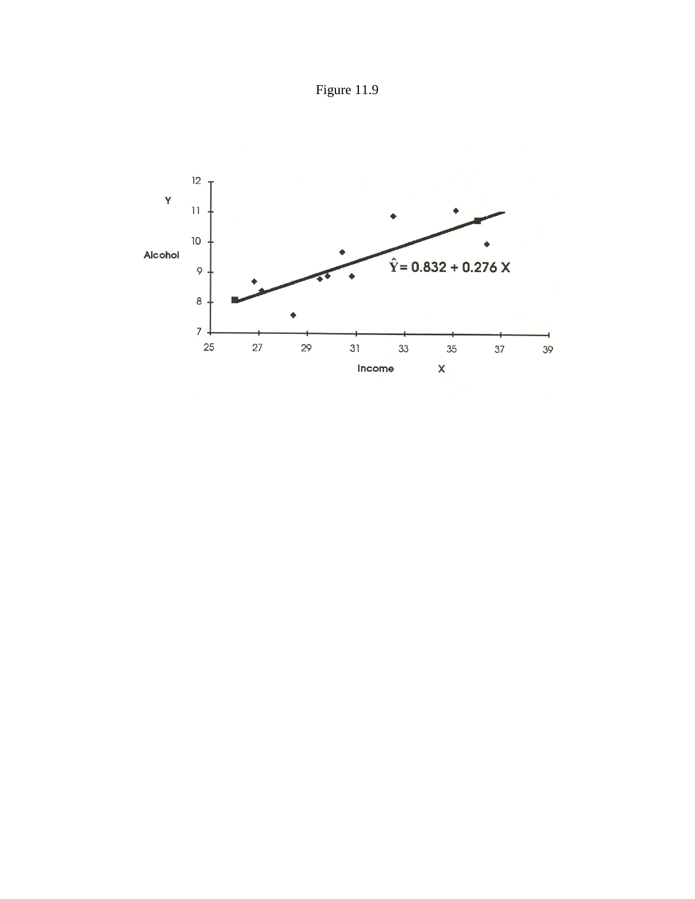Figure 11.9

Y

Alcohol

$\hat{Y} = 0.832 + 0.276\,X$

Income X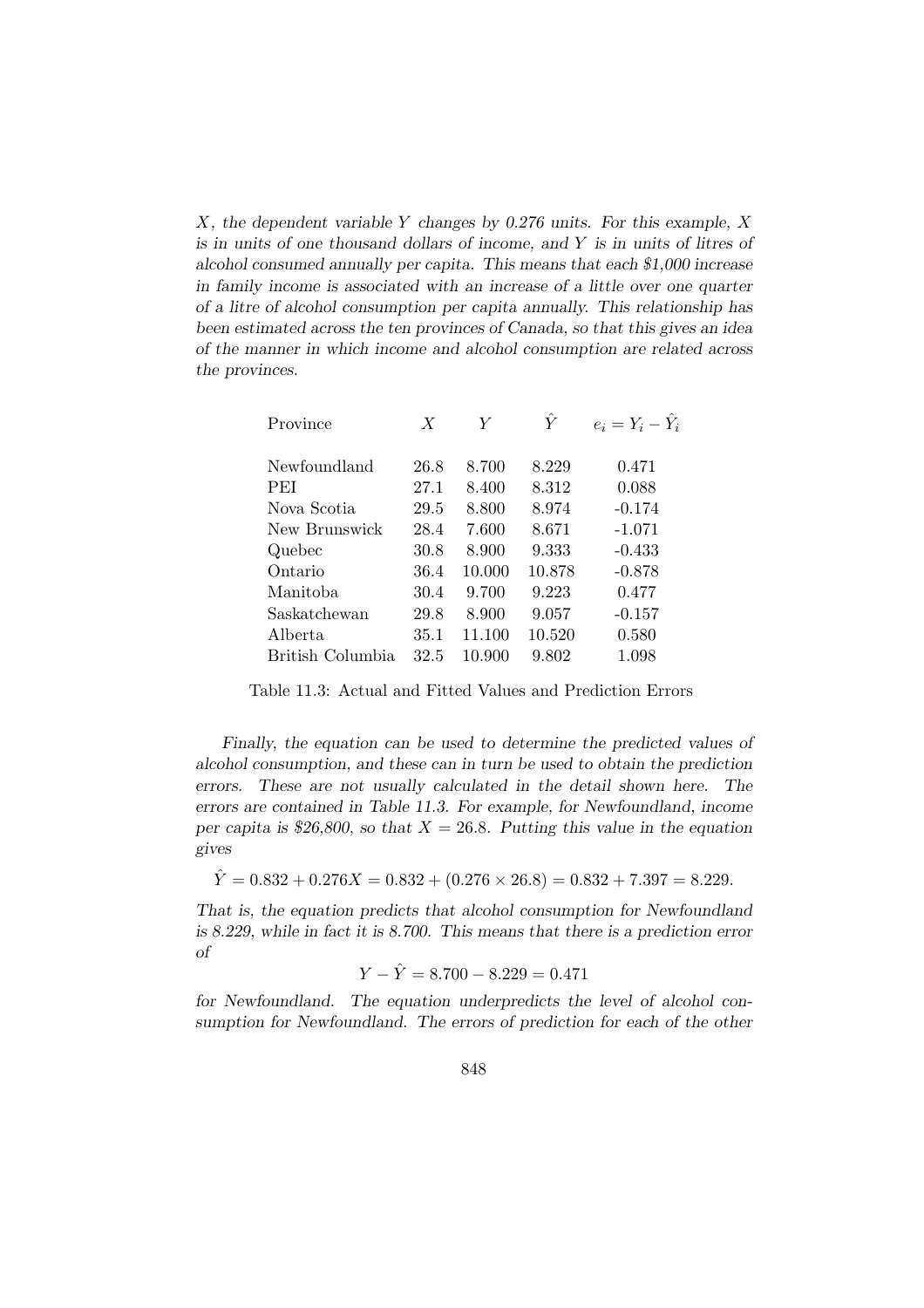*$X$, the dependent variable $Y$ changes by 0.276 units. For this example, $X$ is in units of one thousand dollars of income, and $Y$ is in units of litres of alcohol consumed annually per capita. This means that each \$1,000 increase in family income is associated with an increase of a little over one quarter of a litre of alcohol consumption per capita annually. This relationship has been estimated across the ten provinces of Canada, so that this gives an idea of the manner in which income and alcohol consumption are related across the provinces.*

| Province | $X$ | $Y$ | $\hat{Y}$ | $e_i = Y_i - \hat{Y}_i$ |
|---|---|---|---|---|
| Newfoundland | 26.8 | 8.700 | 8.229 | 0.471 |
| PEI | 27.1 | 8.400 | 8.312 | 0.088 |
| Nova Scotia | 29.5 | 8.800 | 8.974 | -0.174 |
| New Brunswick | 28.4 | 7.600 | 8.671 | -1.071 |
| Quebec | 30.8 | 8.900 | 9.333 | -0.433 |
| Ontario | 36.4 | 10.000 | 10.878 | -0.878 |
| Manitoba | 30.4 | 9.700 | 9.223 | 0.477 |
| Saskatchewan | 29.8 | 8.900 | 9.057 | -0.157 |
| Alberta | 35.1 | 11.100 | 10.520 | 0.580 |
| British Columbia | 32.5 | 10.900 | 9.802 | 1.098 |

Table 11.3: Actual and Fitted Values and Prediction Errors

*Finally, the equation can be used to determine the predicted values of alcohol consumption, and these can in turn be used to obtain the prediction errors. These are not usually calculated in the detail shown here. The errors are contained in Table 11.3. For example, for Newfoundland, income per capita is \$26,800, so that $X = 26.8$. Putting this value in the equation gives*

$$\hat{Y} = 0.832 + 0.276X = 0.832 + (0.276 \times 26.8) = 0.832 + 7.397 = 8.229.$$

*That is, the equation predicts that alcohol consumption for Newfoundland is 8.229, while in fact it is 8.700. This means that there is a prediction error of*

$$Y - \hat{Y} = 8.700 - 8.229 = 0.471$$

*for Newfoundland. The equation underpredicts the level of alcohol consumption for Newfoundland. The errors of prediction for each of the other*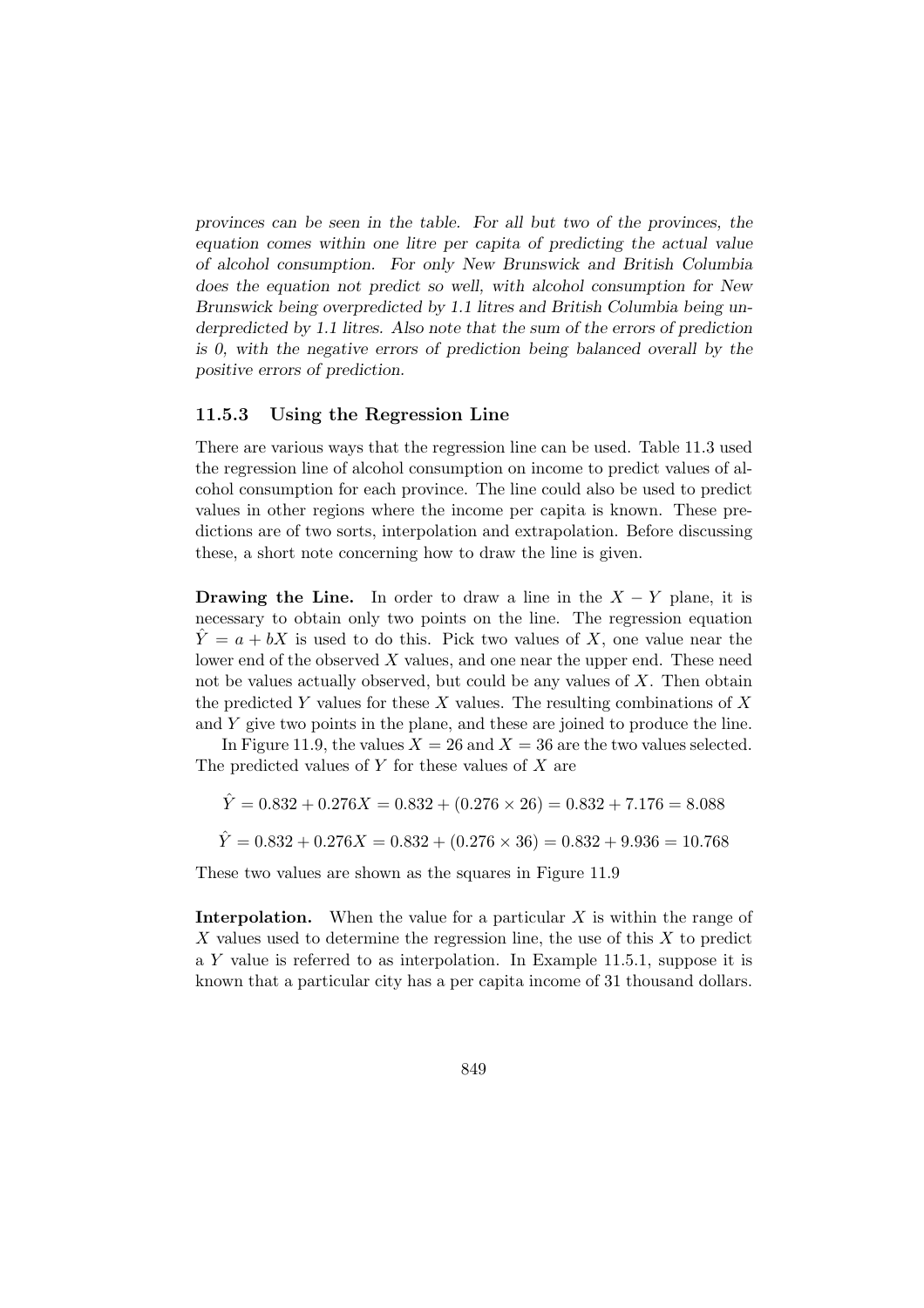*provinces can be seen in the table. For all but two of the provinces, the equation comes within one litre per capita of predicting the actual value of alcohol consumption. For only New Brunswick and British Columbia does the equation not predict so well, with alcohol consumption for New Brunswick being overpredicted by 1.1 litres and British Columbia being underpredicted by 1.1 litres. Also note that the sum of the errors of prediction is 0, with the negative errors of prediction being balanced overall by the positive errors of prediction.*

### 11.5.3 Using the Regression Line

There are various ways that the regression line can be used. Table 11.3 used the regression line of alcohol consumption on income to predict values of alcohol consumption for each province. The line could also be used to predict values in other regions where the income per capita is known. These predictions are of two sorts, interpolation and extrapolation. Before discussing these, a short note concerning how to draw the line is given.

**Drawing the Line.** In order to draw a line in the $X - Y$ plane, it is necessary to obtain only two points on the line. The regression equation $\hat{Y} = a + bX$ is used to do this. Pick two values of $X$, one value near the lower end of the observed $X$ values, and one near the upper end. These need not be values actually observed, but could be any values of $X$. Then obtain the predicted $Y$ values for these $X$ values. The resulting combinations of $X$ and $Y$ give two points in the plane, and these are joined to produce the line.

In Figure 11.9, the values $X = 26$ and $X = 36$ are the two values selected. The predicted values of $Y$ for these values of $X$ are

$$\hat{Y} = 0.832 + 0.276X = 0.832 + (0.276 \times 26) = 0.832 + 7.176 = 8.088$$

$$\hat{Y} = 0.832 + 0.276X = 0.832 + (0.276 \times 36) = 0.832 + 9.936 = 10.768$$

These two values are shown as the squares in Figure 11.9

**Interpolation.** When the value for a particular $X$ is within the range of $X$ values used to determine the regression line, the use of this $X$ to predict a $Y$ value is referred to as interpolation. In Example 11.5.1, suppose it is known that a particular city has a per capita income of 31 thousand dollars.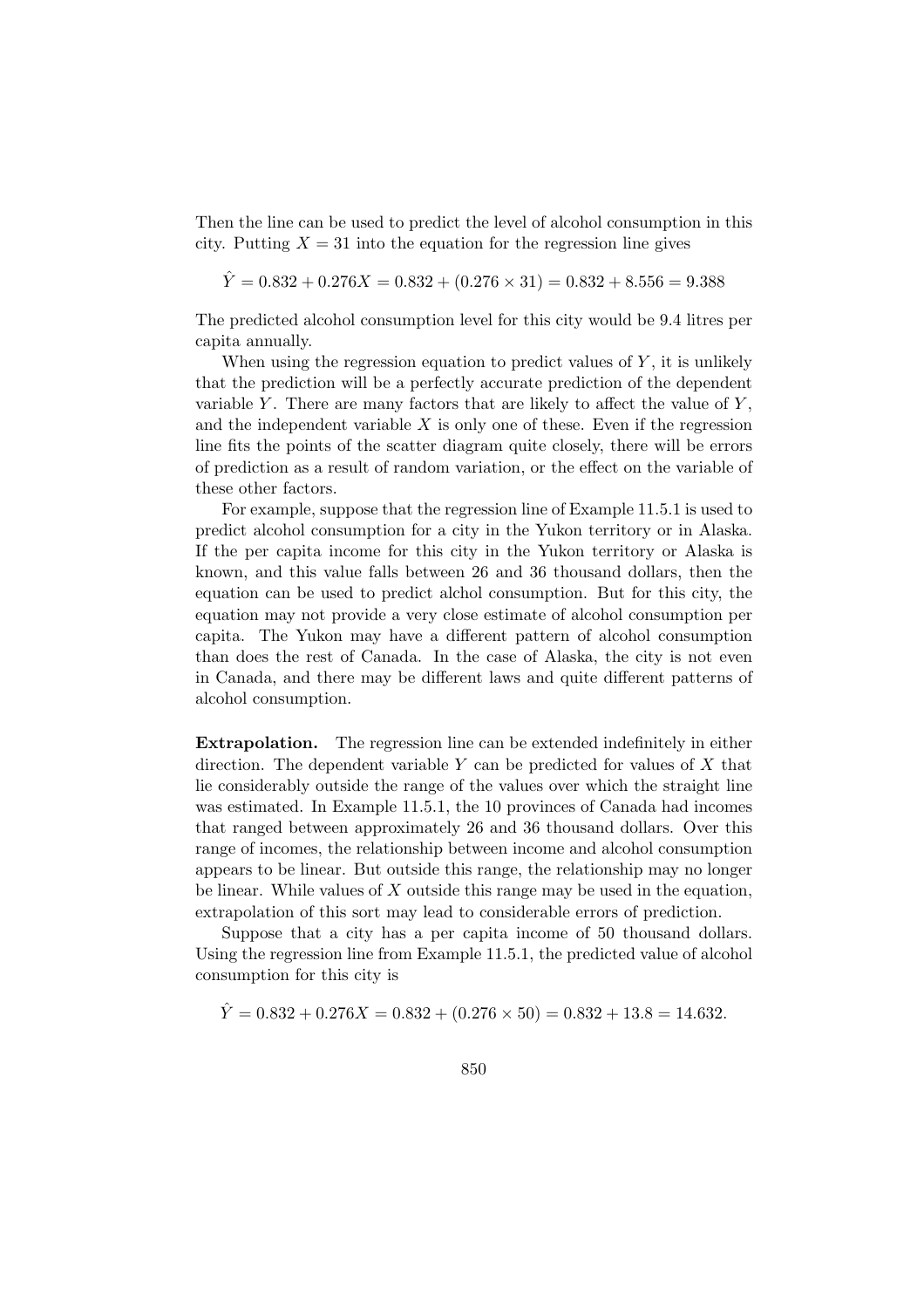Then the line can be used to predict the level of alcohol consumption in this city. Putting $X = 31$ into the equation for the regression line gives

$$\hat{Y} = 0.832 + 0.276X = 0.832 + (0.276 \times 31) = 0.832 + 8.556 = 9.388$$

The predicted alcohol consumption level for this city would be 9.4 litres per capita annually.

When using the regression equation to predict values of $Y$, it is unlikely that the prediction will be a perfectly accurate prediction of the dependent variable $Y$. There are many factors that are likely to affect the value of $Y$, and the independent variable $X$ is only one of these. Even if the regression line fits the points of the scatter diagram quite closely, there will be errors of prediction as a result of random variation, or the effect on the variable of these other factors.

For example, suppose that the regression line of Example 11.5.1 is used to predict alcohol consumption for a city in the Yukon territory or in Alaska. If the per capita income for this city in the Yukon territory or Alaska is known, and this value falls between 26 and 36 thousand dollars, then the equation can be used to predict alchol consumption. But for this city, the equation may not provide a very close estimate of alcohol consumption per capita. The Yukon may have a different pattern of alcohol consumption than does the rest of Canada. In the case of Alaska, the city is not even in Canada, and there may be different laws and quite different patterns of alcohol consumption.

**Extrapolation.** The regression line can be extended indefinitely in either direction. The dependent variable $Y$ can be predicted for values of $X$ that lie considerably outside the range of the values over which the straight line was estimated. In Example 11.5.1, the 10 provinces of Canada had incomes that ranged between approximately 26 and 36 thousand dollars. Over this range of incomes, the relationship between income and alcohol consumption appears to be linear. But outside this range, the relationship may no longer be linear. While values of $X$ outside this range may be used in the equation, extrapolation of this sort may lead to considerable errors of prediction.

Suppose that a city has a per capita income of 50 thousand dollars. Using the regression line from Example 11.5.1, the predicted value of alcohol consumption for this city is

$$\hat{Y} = 0.832 + 0.276X = 0.832 + (0.276 \times 50) = 0.832 + 13.8 = 14.632.$$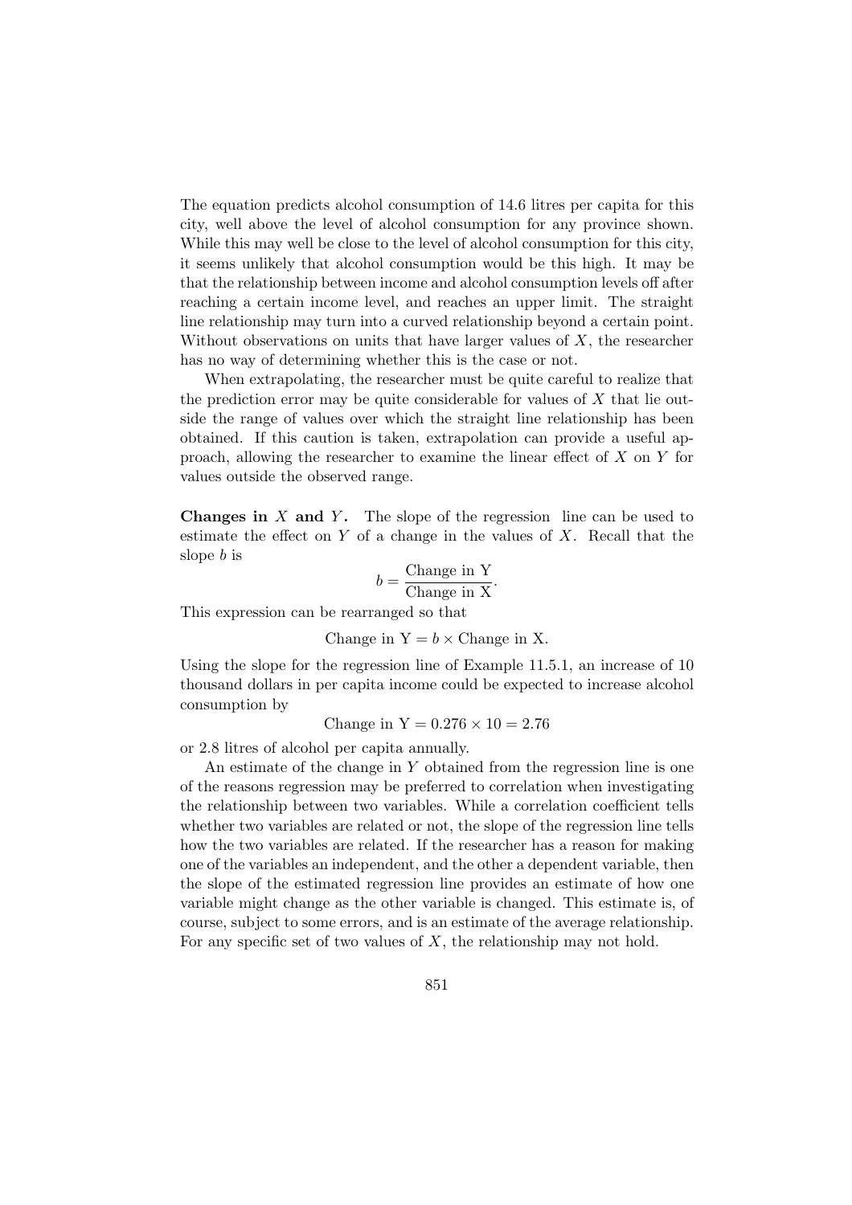The equation predicts alcohol consumption of 14.6 litres per capita for this city, well above the level of alcohol consumption for any province shown. While this may well be close to the level of alcohol consumption for this city, it seems unlikely that alcohol consumption would be this high. It may be that the relationship between income and alcohol consumption levels off after reaching a certain income level, and reaches an upper limit. The straight line relationship may turn into a curved relationship beyond a certain point. Without observations on units that have larger values of $X$, the researcher has no way of determining whether this is the case or not.

When extrapolating, the researcher must be quite careful to realize that the prediction error may be quite considerable for values of $X$ that lie outside the range of values over which the straight line relationship has been obtained. If this caution is taken, extrapolation can provide a useful approach, allowing the researcher to examine the linear effect of $X$ on $Y$ for values outside the observed range.

**Changes in $X$ and $Y$.** The slope of the regression line can be used to estimate the effect on $Y$ of a change in the values of $X$. Recall that the slope $b$ is

$$b = \frac{\text{Change in Y}}{\text{Change in X}}.$$

This expression can be rearranged so that

$$\text{Change in Y} = b \times \text{Change in X}.$$

Using the slope for the regression line of Example 11.5.1, an increase of 10 thousand dollars in per capita income could be expected to increase alcohol consumption by

$$\text{Change in Y} = 0.276 \times 10 = 2.76$$

or 2.8 litres of alcohol per capita annually.

An estimate of the change in $Y$ obtained from the regression line is one of the reasons regression may be preferred to correlation when investigating the relationship between two variables. While a correlation coefficient tells whether two variables are related or not, the slope of the regression line tells how the two variables are related. If the researcher has a reason for making one of the variables an independent, and the other a dependent variable, then the slope of the estimated regression line provides an estimate of how one variable might change as the other variable is changed. This estimate is, of course, subject to some errors, and is an estimate of the average relationship. For any specific set of two values of $X$, the relationship may not hold.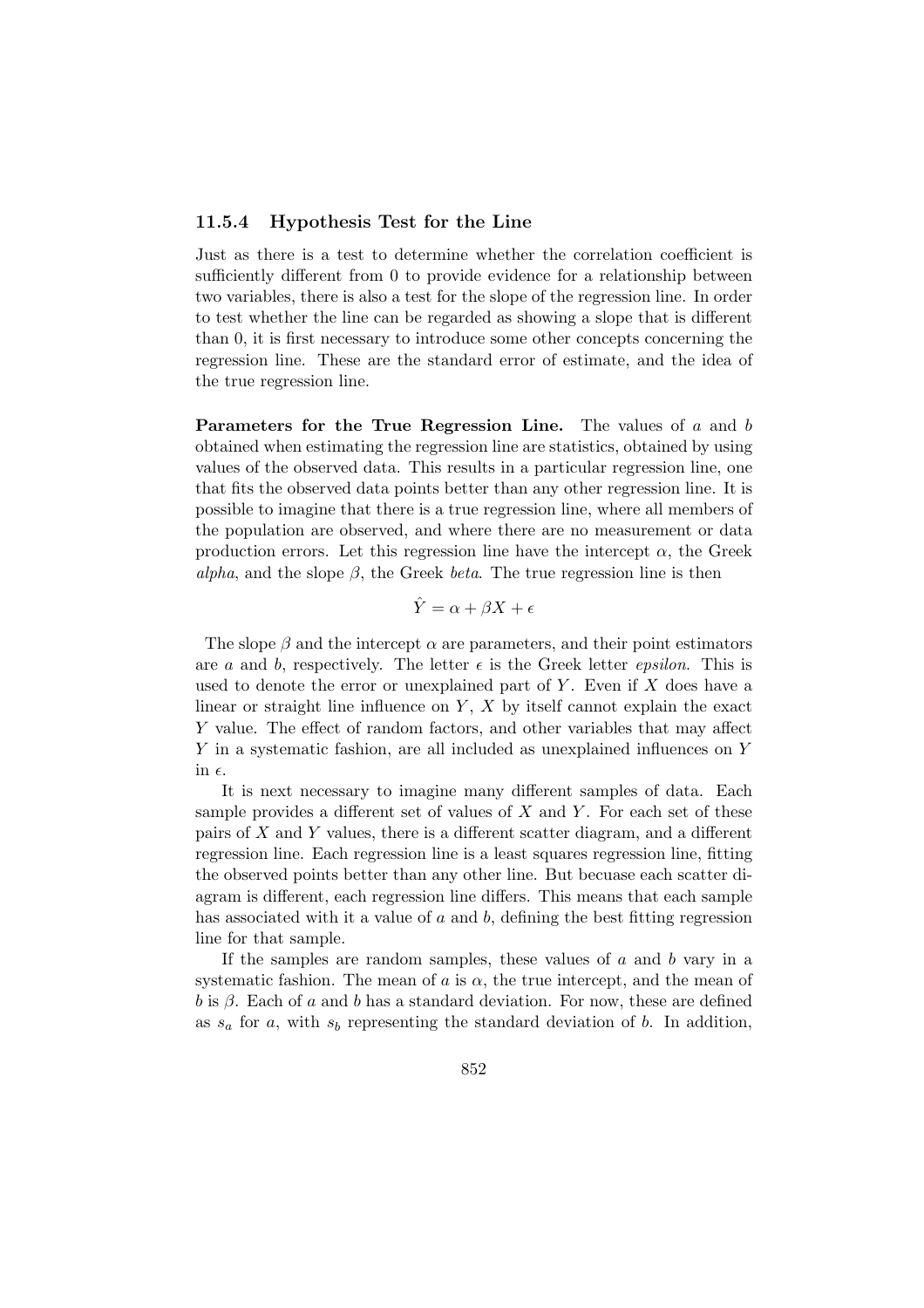### 11.5.4 Hypothesis Test for the Line

Just as there is a test to determine whether the correlation coefficient is sufficiently different from 0 to provide evidence for a relationship between two variables, there is also a test for the slope of the regression line. In order to test whether the line can be regarded as showing a slope that is different than 0, it is first necessary to introduce some other concepts concerning the regression line. These are the standard error of estimate, and the idea of the true regression line.

**Parameters for the True Regression Line.** The values of $a$ and $b$ obtained when estimating the regression line are statistics, obtained by using values of the observed data. This results in a particular regression line, one that fits the observed data points better than any other regression line. It is possible to imagine that there is a true regression line, where all members of the population are observed, and where there are no measurement or data production errors. Let this regression line have the intercept $\alpha$, the Greek *alpha*, and the slope $\beta$, the Greek *beta*. The true regression line is then

$$\hat{Y} = \alpha + \beta X + \epsilon$$

The slope $\beta$ and the intercept $\alpha$ are parameters, and their point estimators are $a$ and $b$, respectively. The letter $\epsilon$ is the Greek letter *epsilon*. This is used to denote the error or unexplained part of $Y$. Even if $X$ does have a linear or straight line influence on $Y$, $X$ by itself cannot explain the exact $Y$ value. The effect of random factors, and other variables that may affect $Y$ in a systematic fashion, are all included as unexplained influences on $Y$ in $\epsilon$.

It is next necessary to imagine many different samples of data. Each sample provides a different set of values of $X$ and $Y$. For each set of these pairs of $X$ and $Y$ values, there is a different scatter diagram, and a different regression line. Each regression line is a least squares regression line, fitting the observed points better than any other line. But becuase each scatter diagram is different, each regression line differs. This means that each sample has associated with it a value of $a$ and $b$, defining the best fitting regression line for that sample.

If the samples are random samples, these values of $a$ and $b$ vary in a systematic fashion. The mean of $a$ is $\alpha$, the true intercept, and the mean of $b$ is $\beta$. Each of $a$ and $b$ has a standard deviation. For now, these are defined as $s_a$ for $a$, with $s_b$ representing the standard deviation of $b$. In addition,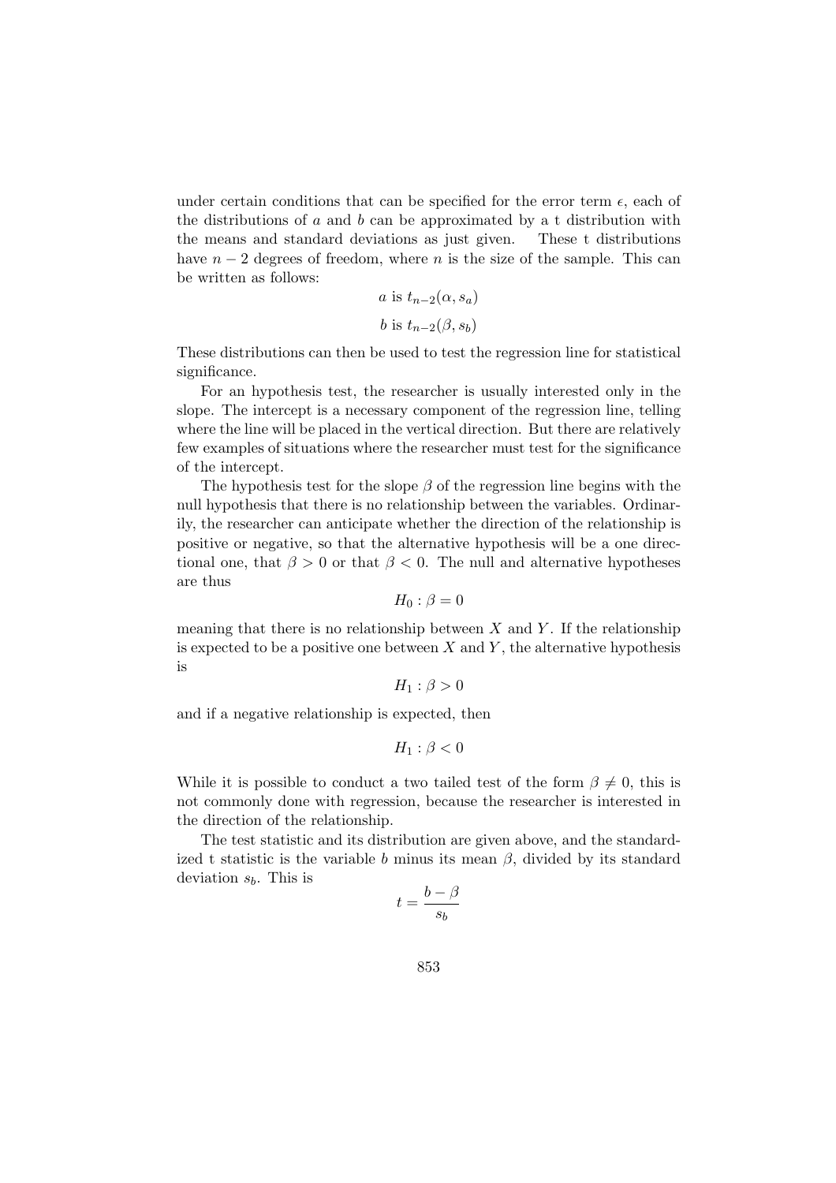under certain conditions that can be specified for the error term $\epsilon$, each of the distributions of $a$ and $b$ can be approximated by a t distribution with the means and standard deviations as just given. These t distributions have $n-2$ degrees of freedom, where $n$ is the size of the sample. This can be written as follows:

$$a \text{ is } t_{n-2}(\alpha, s_a)$$

$$b \text{ is } t_{n-2}(\beta, s_b)$$

These distributions can then be used to test the regression line for statistical significance.

For an hypothesis test, the researcher is usually interested only in the slope. The intercept is a necessary component of the regression line, telling where the line will be placed in the vertical direction. But there are relatively few examples of situations where the researcher must test for the significance of the intercept.

The hypothesis test for the slope $\beta$ of the regression line begins with the null hypothesis that there is no relationship between the variables. Ordinarily, the researcher can anticipate whether the direction of the relationship is positive or negative, so that the alternative hypothesis will be a one directional one, that $\beta > 0$ or that $\beta < 0$. The null and alternative hypotheses are thus

$$H_0 : \beta = 0$$

meaning that there is no relationship between $X$ and $Y$. If the relationship is expected to be a positive one between $X$ and $Y$, the alternative hypothesis is

$$H_1 : \beta > 0$$

and if a negative relationship is expected, then

$$H_1 : \beta < 0$$

While it is possible to conduct a two tailed test of the form $\beta \neq 0$, this is not commonly done with regression, because the researcher is interested in the direction of the relationship.

The test statistic and its distribution are given above, and the standardized t statistic is the variable $b$ minus its mean $\beta$, divided by its standard deviation $s_b$. This is

$$t = \frac{b - \beta}{s_b}$$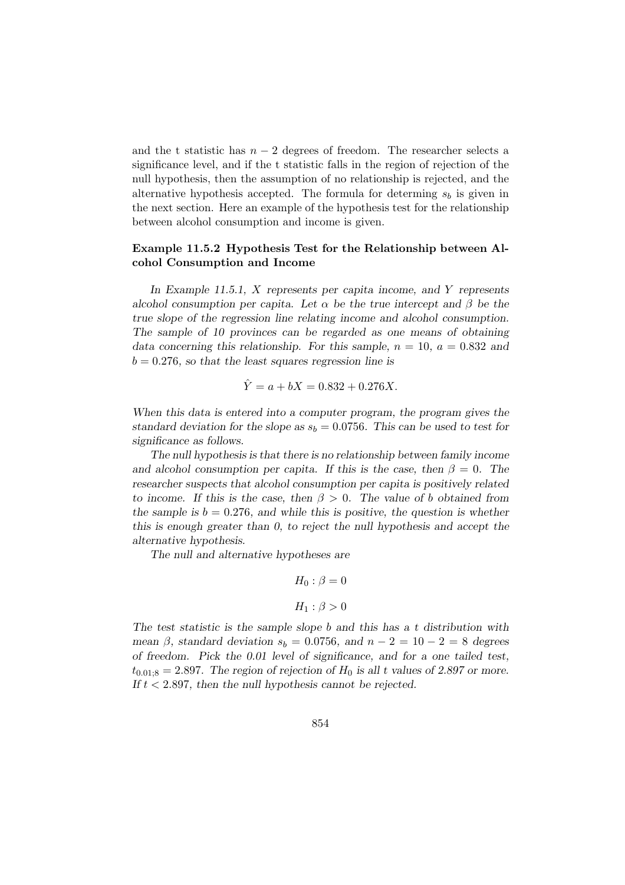and the t statistic has $n-2$ degrees of freedom. The researcher selects a significance level, and if the t statistic falls in the region of rejection of the null hypothesis, then the assumption of no relationship is rejected, and the alternative hypothesis accepted. The formula for determing $s_b$ is given in the next section. Here an example of the hypothesis test for the relationship between alcohol consumption and income is given.

**Example 11.5.2 Hypothesis Test for the Relationship between Alcohol Consumption and Income**

*In Example 11.5.1, $X$ represents per capita income, and $Y$ represents alcohol consumption per capita. Let $\alpha$ be the true intercept and $\beta$ be the true slope of the regression line relating income and alcohol consumption. The sample of 10 provinces can be regarded as one means of obtaining data concerning this relationship. For this sample, $n = 10$, $a = 0.832$ and $b = 0.276$, so that the least squares regression line is*

$$\hat{Y} = a + bX = 0.832 + 0.276X.$$

*When this data is entered into a computer program, the program gives the standard deviation for the slope as $s_b = 0.0756$. This can be used to test for significance as follows.*

*The null hypothesis is that there is no relationship between family income and alcohol consumption per capita. If this is the case, then $\beta = 0$. The researcher suspects that alcohol consumption per capita is positively related to income. If this is the case, then $\beta > 0$. The value of $b$ obtained from the sample is $b = 0.276$, and while this is positive, the question is whether this is enough greater than 0, to reject the null hypothesis and accept the alternative hypothesis.*

*The null and alternative hypotheses are*

$$H_0 : \beta = 0$$

$$H_1 : \beta > 0$$

*The test statistic is the sample slope $b$ and this has a t distribution with mean $\beta$, standard deviation $s_b = 0.0756$, and $n - 2 = 10 - 2 = 8$ degrees of freedom. Pick the 0.01 level of significance, and for a one tailed test, $t_{0.01;8} = 2.897$. The region of rejection of $H_0$ is all t values of 2.897 or more. If $t < 2.897$, then the null hypothesis cannot be rejected.*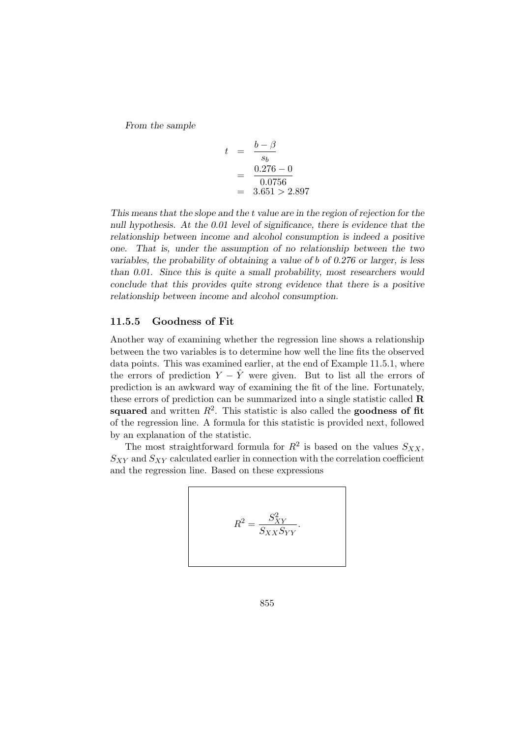*From the sample*

$$
\begin{aligned}
t &= \frac{b - \beta}{s_b} \\
&= \frac{0.276 - 0}{0.0756} \\
&= 3.651 > 2.897
\end{aligned}
$$

*This means that the slope and the t value are in the region of rejection for the null hypothesis. At the 0.01 level of significance, there is evidence that the relationship between income and alcohol consumption is indeed a positive one. That is, under the assumption of no relationship between the two variables, the probability of obtaining a value of b of 0.276 or larger, is less than 0.01. Since this is quite a small probability, most researchers would conclude that this provides quite strong evidence that there is a positive relationship between income and alcohol consumption.*

### 11.5.5 Goodness of Fit

Another way of examining whether the regression line shows a relationship between the two variables is to determine how well the line fits the observed data points. This was examined earlier, at the end of Example 11.5.1, where the errors of prediction $Y - \hat{Y}$ were given. But to list all the errors of prediction is an awkward way of examining the fit of the line. Fortunately, these errors of prediction can be summarized into a single statistic called **R squared** and written $R^2$. This statistic is also called the **goodness of fit** of the regression line. A formula for this statistic is provided next, followed by an explanation of the statistic.

The most straightforward formula for $R^2$ is based on the values $S_{XX}$, $S_{XY}$ and $S_{XY}$ calculated earlier in connection with the correlation coefficient and the regression line. Based on these expressions

$$
R^2 = \frac{S_{XY}^2}{S_{XX} S_{YY}}.
$$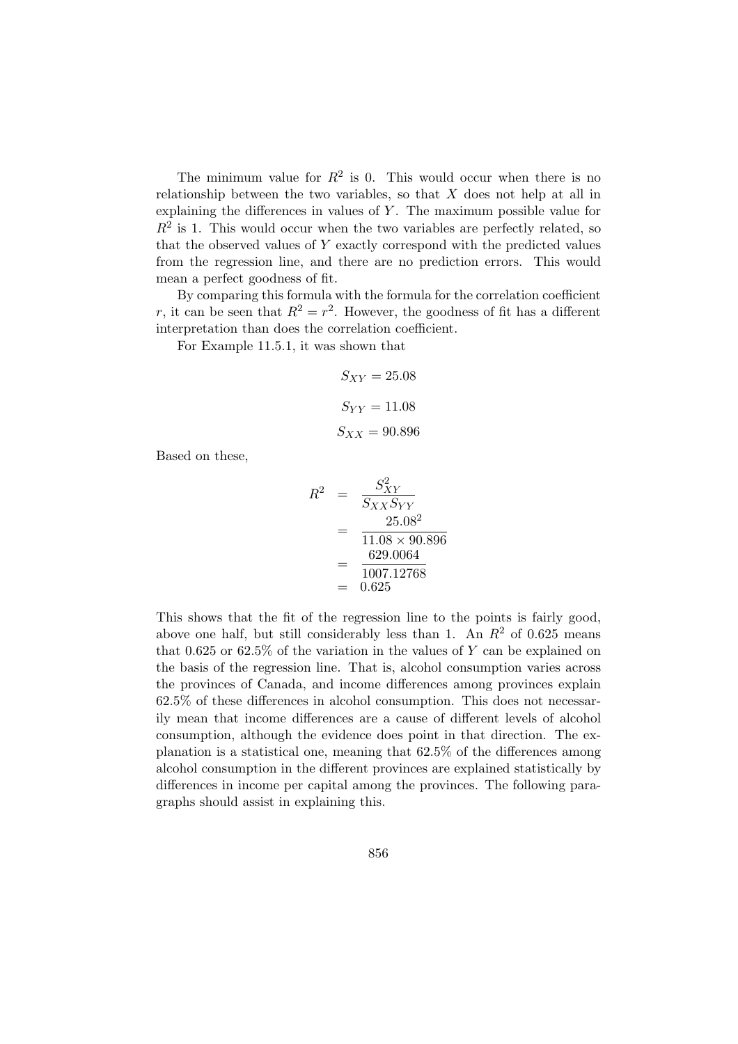The minimum value for $R^2$ is 0. This would occur when there is no relationship between the two variables, so that $X$ does not help at all in explaining the differences in values of $Y$. The maximum possible value for $R^2$ is 1. This would occur when the two variables are perfectly related, so that the observed values of $Y$ exactly correspond with the predicted values from the regression line, and there are no prediction errors. This would mean a perfect goodness of fit.

By comparing this formula with the formula for the correlation coefficient $r$, it can be seen that $R^2 = r^2$. However, the goodness of fit has a different interpretation than does the correlation coefficient.

For Example 11.5.1, it was shown that

$$S_{XY} = 25.08$$

$$S_{YY} = 11.08$$

$$S_{XX} = 90.896$$

Based on these,

$$\begin{aligned} R^2 &= \frac{S_{XY}^2}{S_{XX} S_{YY}} \\ &= \frac{25.08^2}{11.08 \times 90.896} \\ &= \frac{629.0064}{1007.12768} \\ &= 0.625 \end{aligned}$$

This shows that the fit of the regression line to the points is fairly good, above one half, but still considerably less than 1. An $R^2$ of 0.625 means that 0.625 or 62.5% of the variation in the values of $Y$ can be explained on the basis of the regression line. That is, alcohol consumption varies across the provinces of Canada, and income differences among provinces explain 62.5% of these differences in alcohol consumption. This does not necessarily mean that income differences are a cause of different levels of alcohol consumption, although the evidence does point in that direction. The explanation is a statistical one, meaning that 62.5% of the differences among alcohol consumption in the different provinces are explained statistically by differences in income per capital among the provinces. The following paragraphs should assist in explaining this.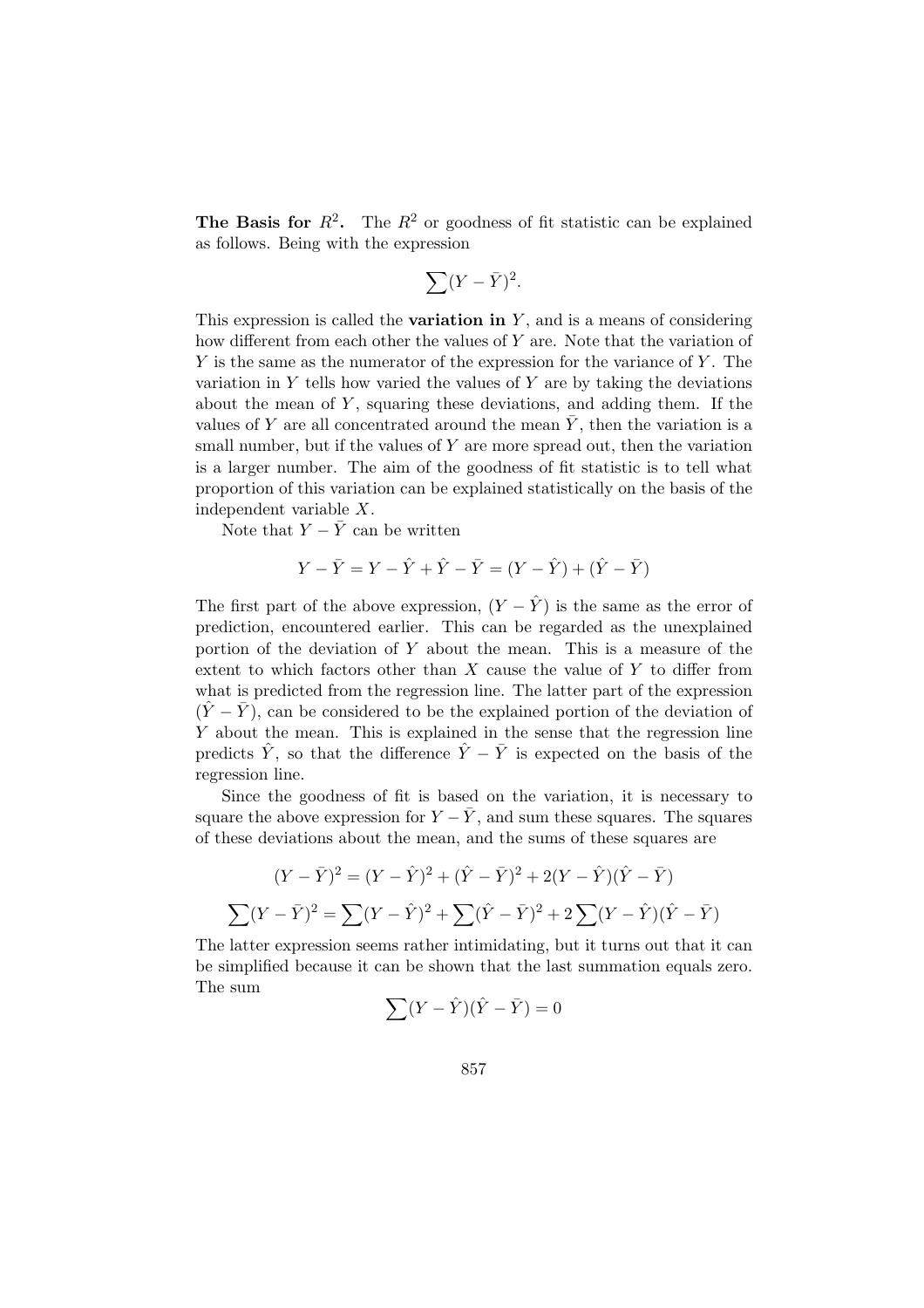**The Basis for $R^2$.** The $R^2$ or goodness of fit statistic can be explained as follows. Being with the expression

$$\sum(Y - \bar{Y})^2.$$

This expression is called the **variation in** $Y$, and is a means of considering how different from each other the values of $Y$ are. Note that the variation of $Y$ is the same as the numerator of the expression for the variance of $Y$. The variation in $Y$ tells how varied the values of $Y$ are by taking the deviations about the mean of $Y$, squaring these deviations, and adding them. If the values of $Y$ are all concentrated around the mean $\bar{Y}$, then the variation is a small number, but if the values of $Y$ are more spread out, then the variation is a larger number. The aim of the goodness of fit statistic is to tell what proportion of this variation can be explained statistically on the basis of the independent variable $X$.

Note that $Y - \bar{Y}$ can be written

$$Y - \bar{Y} = Y - \hat{Y} + \hat{Y} - \bar{Y} = (Y - \hat{Y}) + (\hat{Y} - \bar{Y})$$

The first part of the above expression, $(Y - \hat{Y})$ is the same as the error of prediction, encountered earlier. This can be regarded as the unexplained portion of the deviation of $Y$ about the mean. This is a measure of the extent to which factors other than $X$ cause the value of $Y$ to differ from what is predicted from the regression line. The latter part of the expression $(\hat{Y} - \bar{Y})$, can be considered to be the explained portion of the deviation of $Y$ about the mean. This is explained in the sense that the regression line predicts $\hat{Y}$, so that the difference $\hat{Y} - \bar{Y}$ is expected on the basis of the regression line.

Since the goodness of fit is based on the variation, it is necessary to square the above expression for $Y - \bar{Y}$, and sum these squares. The squares of these deviations about the mean, and the sums of these squares are

$$(Y - \bar{Y})^2 = (Y - \hat{Y})^2 + (\hat{Y} - \bar{Y})^2 + 2(Y - \hat{Y})(\hat{Y} - \bar{Y})$$

$$\sum(Y - \bar{Y})^2 = \sum(Y - \hat{Y})^2 + \sum(\hat{Y} - \bar{Y})^2 + 2\sum(Y - \hat{Y})(\hat{Y} - \bar{Y})$$

The latter expression seems rather intimidating, but it turns out that it can be simplified because it can be shown that the last summation equals zero. The sum

$$\sum(Y - \hat{Y})(\hat{Y} - \bar{Y}) = 0$$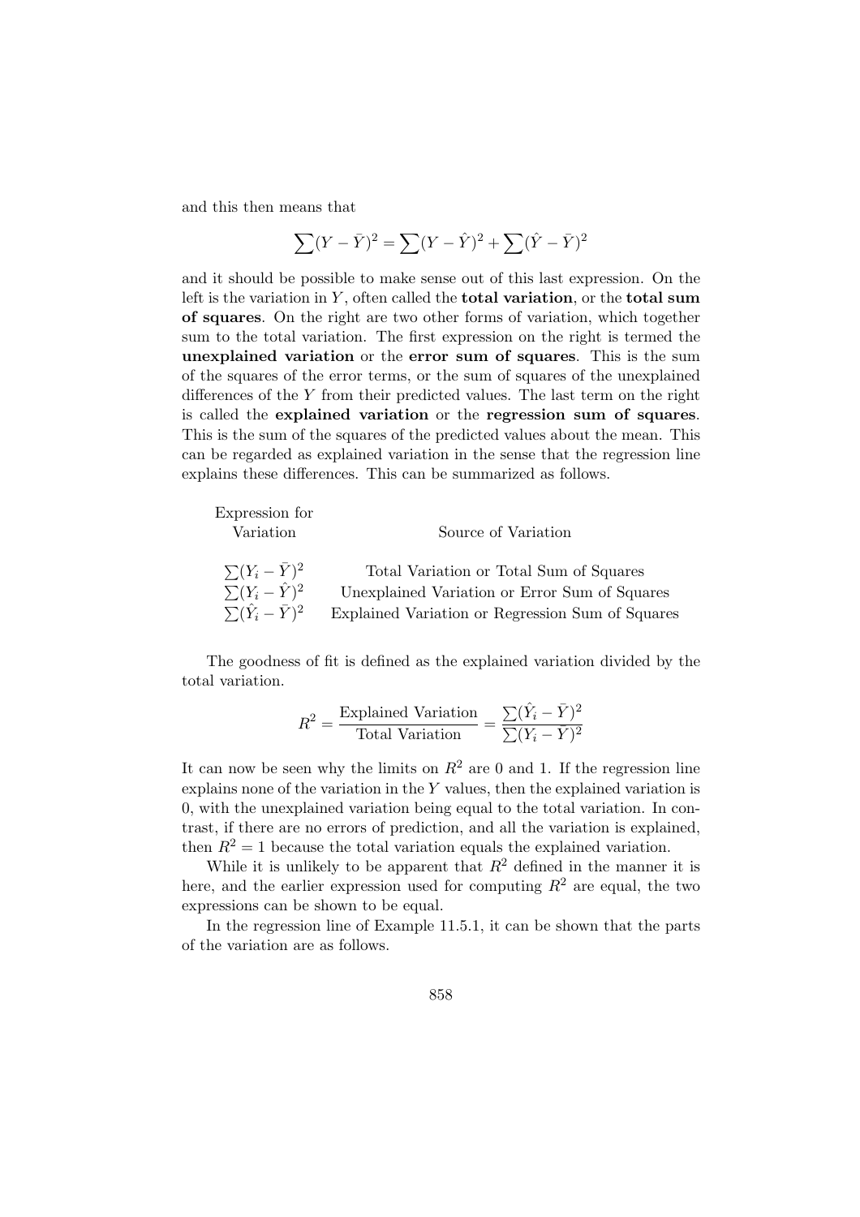and this then means that

$$\sum(Y - \bar{Y})^2 = \sum(Y - \hat{Y})^2 + \sum(\hat{Y} - \bar{Y})^2$$

and it should be possible to make sense out of this last expression. On the left is the variation in $Y$, often called the **total variation**, or the **total sum of squares**. On the right are two other forms of variation, which together sum to the total variation. The first expression on the right is termed the **unexplained variation** or the **error sum of squares**. This is the sum of the squares of the error terms, or the sum of squares of the unexplained differences of the $Y$ from their predicted values. The last term on the right is called the **explained variation** or the **regression sum of squares**. This is the sum of the squares of the predicted values about the mean. This can be regarded as explained variation in the sense that the regression line explains these differences. This can be summarized as follows.

| Expression for Variation | Source of Variation |
|---|---|
| $\sum(Y_i - \bar{Y})^2$ | Total Variation or Total Sum of Squares |
| $\sum(Y_i - \hat{Y})^2$ | Unexplained Variation or Error Sum of Squares |
| $\sum(\hat{Y}_i - \bar{Y})^2$ | Explained Variation or Regression Sum of Squares |

The goodness of fit is defined as the explained variation divided by the total variation.

$$R^2 = \frac{\text{Explained Variation}}{\text{Total Variation}} = \frac{\sum(\hat{Y}_i - \bar{Y})^2}{\sum(Y_i - \bar{Y})^2}$$

It can now be seen why the limits on $R^2$ are 0 and 1. If the regression line explains none of the variation in the $Y$ values, then the explained variation is 0, with the unexplained variation being equal to the total variation. In contrast, if there are no errors of prediction, and all the variation is explained, then $R^2 = 1$ because the total variation equals the explained variation.

While it is unlikely to be apparent that $R^2$ defined in the manner it is here, and the earlier expression used for computing $R^2$ are equal, the two expressions can be shown to be equal.

In the regression line of Example 11.5.1, it can be shown that the parts of the variation are as follows.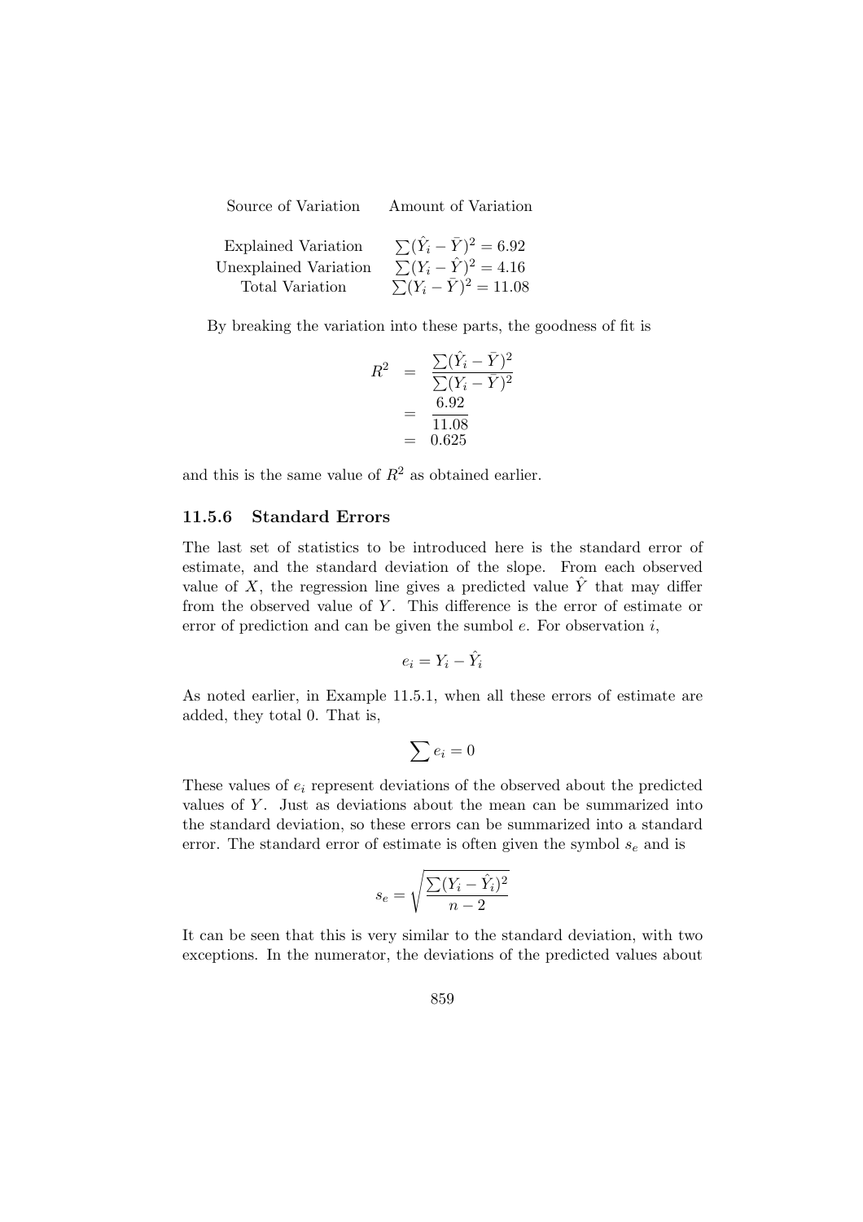| Source of Variation | Amount of Variation |
| --- | --- |
| Explained Variation | $\sum(\hat{Y}_i - \bar{Y})^2 = 6.92$ |
| Unexplained Variation | $\sum(Y_i - \hat{Y})^2 = 4.16$ |
| Total Variation | $\sum(Y_i - \bar{Y})^2 = 11.08$ |

By breaking the variation into these parts, the goodness of fit is

$$
\begin{aligned}
R^2 &= \frac{\sum(\hat{Y}_i - \bar{Y})^2}{\sum(Y_i - \bar{Y})^2} \\
&= \frac{6.92}{11.08} \\
&= 0.625
\end{aligned}
$$

and this is the same value of $R^2$ as obtained earlier.

### 11.5.6 Standard Errors

The last set of statistics to be introduced here is the standard error of estimate, and the standard deviation of the slope. From each observed value of $X$, the regression line gives a predicted value $\hat{Y}$ that may differ from the observed value of $Y$. This difference is the error of estimate or error of prediction and can be given the sumbol $e$. For observation $i$,

$$e_i = Y_i - \hat{Y}_i$$

As noted earlier, in Example 11.5.1, when all these errors of estimate are added, they total 0. That is,

$$\sum e_i = 0$$

These values of $e_i$ represent deviations of the observed about the predicted values of $Y$. Just as deviations about the mean can be summarized into the standard deviation, so these errors can be summarized into a standard error. The standard error of estimate is often given the symbol $s_e$ and is

$$s_e = \sqrt{\frac{\sum(Y_i - \hat{Y}_i)^2}{n-2}}$$

It can be seen that this is very similar to the standard deviation, with two exceptions. In the numerator, the deviations of the predicted values about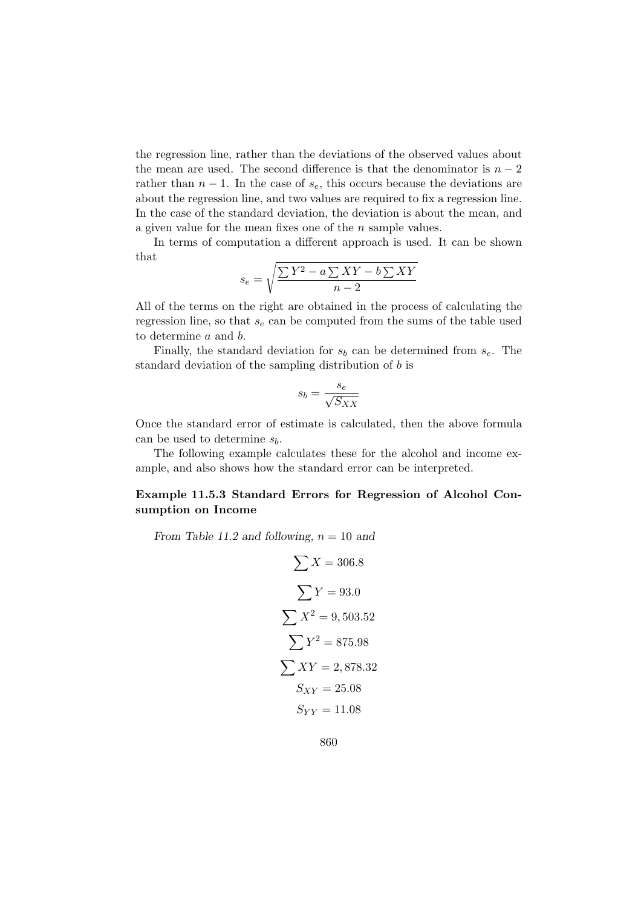the regression line, rather than the deviations of the observed values about the mean are used. The second difference is that the denominator is $n - 2$ rather than $n - 1$. In the case of $s_e$, this occurs because the deviations are about the regression line, and two values are required to fix a regression line. In the case of the standard deviation, the deviation is about the mean, and a given value for the mean fixes one of the $n$ sample values.

In terms of computation a different approach is used. It can be shown that

$$s_e = \sqrt{\frac{\sum Y^2 - a \sum XY - b \sum XY}{n-2}}$$

All of the terms on the right are obtained in the process of calculating the regression line, so that $s_e$ can be computed from the sums of the table used to determine $a$ and $b$.

Finally, the standard deviation for $s_b$ can be determined from $s_e$. The standard deviation of the sampling distribution of $b$ is

$$s_b = \frac{s_e}{\sqrt{S_{XX}}}$$

Once the standard error of estimate is calculated, then the above formula can be used to determine $s_b$.

The following example calculates these for the alcohol and income example, and also shows how the standard error can be interpreted.

**Example 11.5.3 Standard Errors for Regression of Alcohol Consumption on Income**

*From Table 11.2 and following,* $n = 10$ *and*

$$\sum X = 306.8$$

$$\sum Y = 93.0$$

$$\sum X^2 = 9,503.52$$

$$\sum Y^2 = 875.98$$

$$\sum XY = 2,878.32$$

$$S_{XY} = 25.08$$

$$S_{YY} = 11.08$$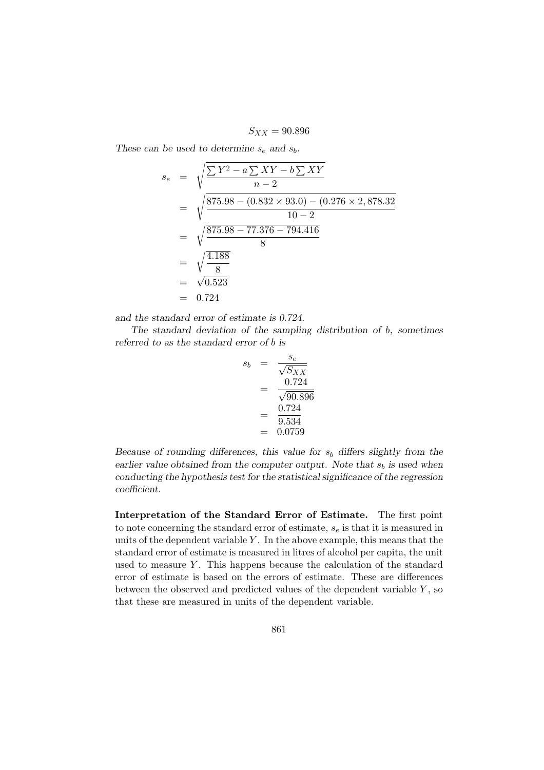$$S_{XX} = 90.896$$

*These can be used to determine $s_e$ and $s_b$.*

$$\begin{aligned}
s_e &= \sqrt{\frac{\sum Y^2 - a\sum XY - b\sum XY}{n-2}} \\
&= \sqrt{\frac{875.98 - (0.832 \times 93.0) - (0.276 \times 2,878.32}{10-2}} \\
&= \sqrt{\frac{875.98 - 77.376 - 794.416}{8}} \\
&= \sqrt{\frac{4.188}{8}} \\
&= \sqrt{0.523} \\
&= 0.724
\end{aligned}$$

*and the standard error of estimate is 0.724.*

*The standard deviation of the sampling distribution of b, sometimes referred to as the standard error of b is*

$$\begin{aligned}
s_b &= \frac{s_e}{\sqrt{S_{XX}}} \\
&= \frac{0.724}{\sqrt{90.896}} \\
&= \frac{0.724}{9.534} \\
&= 0.0759
\end{aligned}$$

*Because of rounding differences, this value for $s_b$ differs slightly from the earlier value obtained from the computer output. Note that $s_b$ is used when conducting the hypothesis test for the statistical significance of the regression coefficient.*

**Interpretation of the Standard Error of Estimate.** The first point to note concerning the standard error of estimate, $s_e$ is that it is measured in units of the dependent variable $Y$. In the above example, this means that the standard error of estimate is measured in litres of alcohol per capita, the unit used to measure $Y$. This happens because the calculation of the standard error of estimate is based on the errors of estimate. These are differences between the observed and predicted values of the dependent variable $Y$, so that these are measured in units of the dependent variable.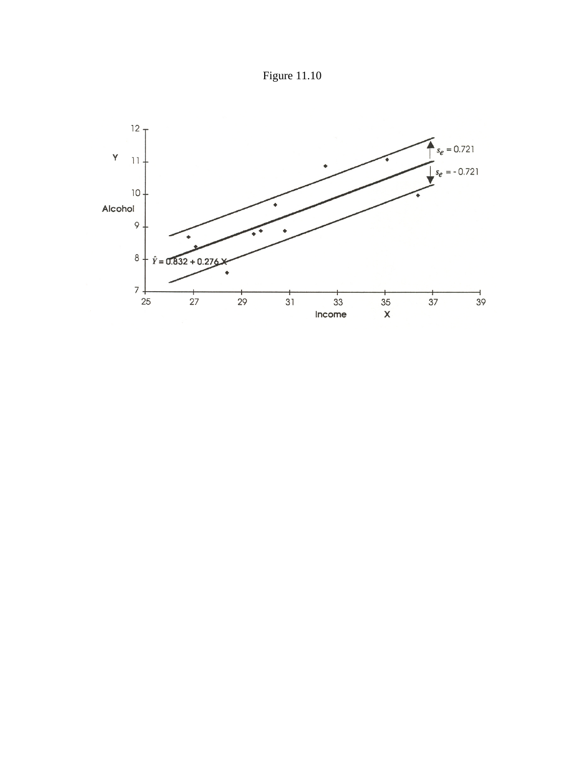Figure 11.10

$\hat{Y} = 0.832 + 0.276X$

$s_e = 0.721$

$s_e = -0.721$

Y

Alcohol

Income X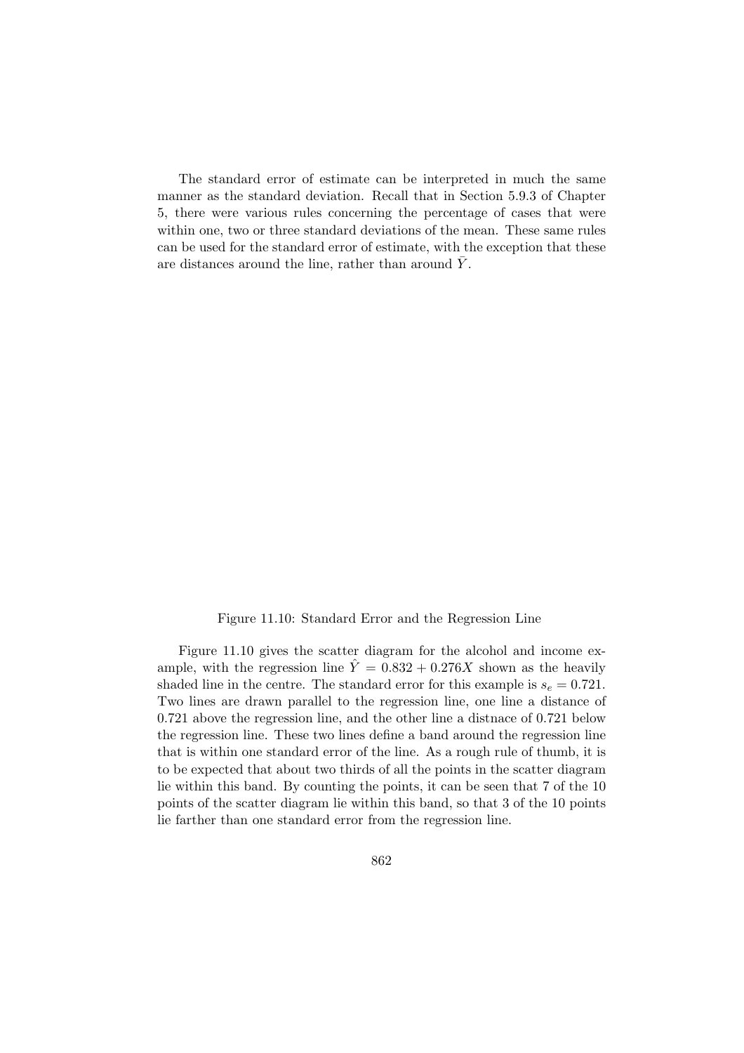The standard error of estimate can be interpreted in much the same manner as the standard deviation. Recall that in Section 5.9.3 of Chapter 5, there were various rules concerning the percentage of cases that were within one, two or three standard deviations of the mean. These same rules can be used for the standard error of estimate, with the exception that these are distances around the line, rather than around $\bar{Y}$.

Figure 11.10: Standard Error and the Regression Line

Figure 11.10 gives the scatter diagram for the alcohol and income example, with the regression line $\hat{Y} = 0.832 + 0.276X$ shown as the heavily shaded line in the centre. The standard error for this example is $s_e = 0.721$. Two lines are drawn parallel to the regression line, one line a distance of 0.721 above the regression line, and the other line a distnace of 0.721 below the regression line. These two lines define a band around the regression line that is within one standard error of the line. As a rough rule of thumb, it is to be expected that about two thirds of all the points in the scatter diagram lie within this band. By counting the points, it can be seen that 7 of the 10 points of the scatter diagram lie within this band, so that 3 of the 10 points lie farther than one standard error from the regression line.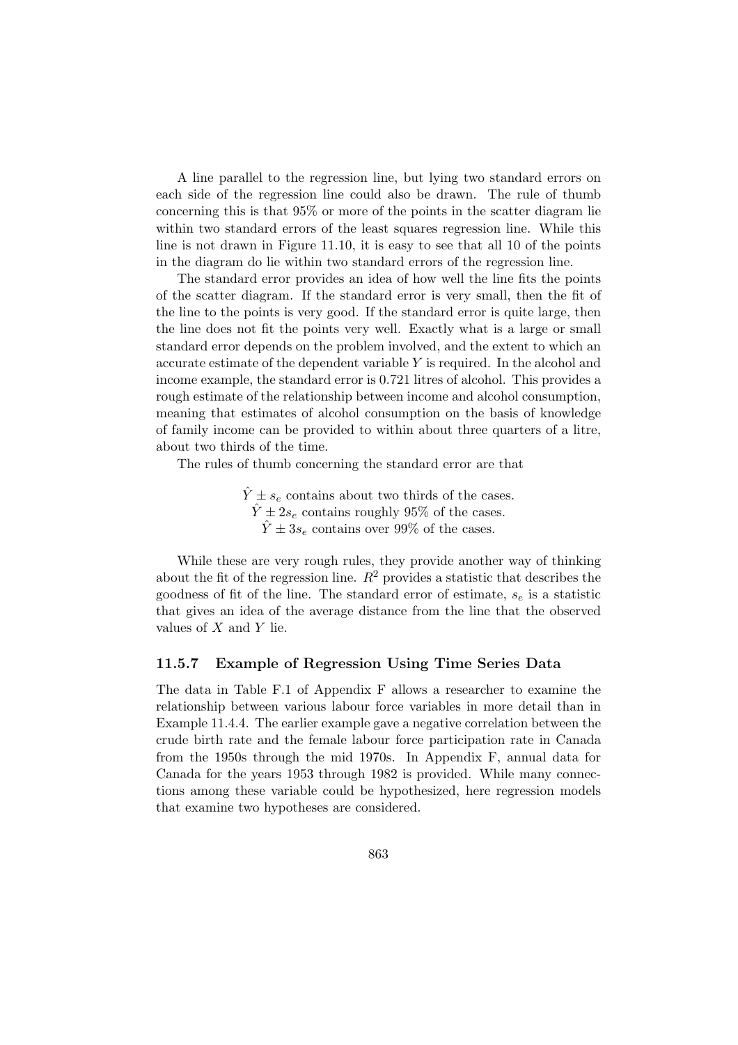A line parallel to the regression line, but lying two standard errors on each side of the regression line could also be drawn. The rule of thumb concerning this is that 95% or more of the points in the scatter diagram lie within two standard errors of the least squares regression line. While this line is not drawn in Figure 11.10, it is easy to see that all 10 of the points in the diagram do lie within two standard errors of the regression line.

The standard error provides an idea of how well the line fits the points of the scatter diagram. If the standard error is very small, then the fit of the line to the points is very good. If the standard error is quite large, then the line does not fit the points very well. Exactly what is a large or small standard error depends on the problem involved, and the extent to which an accurate estimate of the dependent variable $Y$ is required. In the alcohol and income example, the standard error is 0.721 litres of alcohol. This provides a rough estimate of the relationship between income and alcohol consumption, meaning that estimates of alcohol consumption on the basis of knowledge of family income can be provided to within about three quarters of a litre, about two thirds of the time.

The rules of thumb concerning the standard error are that

$\hat{Y} \pm s_e$ contains about two thirds of the cases.
$\hat{Y} \pm 2s_e$ contains roughly 95% of the cases.
$\hat{Y} \pm 3s_e$ contains over 99% of the cases.

While these are very rough rules, they provide another way of thinking about the fit of the regression line. $R^2$ provides a statistic that describes the goodness of fit of the line. The standard error of estimate, $s_e$ is a statistic that gives an idea of the average distance from the line that the observed values of $X$ and $Y$ lie.

### 11.5.7 Example of Regression Using Time Series Data

The data in Table F.1 of Appendix F allows a researcher to examine the relationship between various labour force variables in more detail than in Example 11.4.4. The earlier example gave a negative correlation between the crude birth rate and the female labour force participation rate in Canada from the 1950s through the mid 1970s. In Appendix F, annual data for Canada for the years 1953 through 1982 is provided. While many connections among these variable could be hypothesized, here regression models that examine two hypotheses are considered.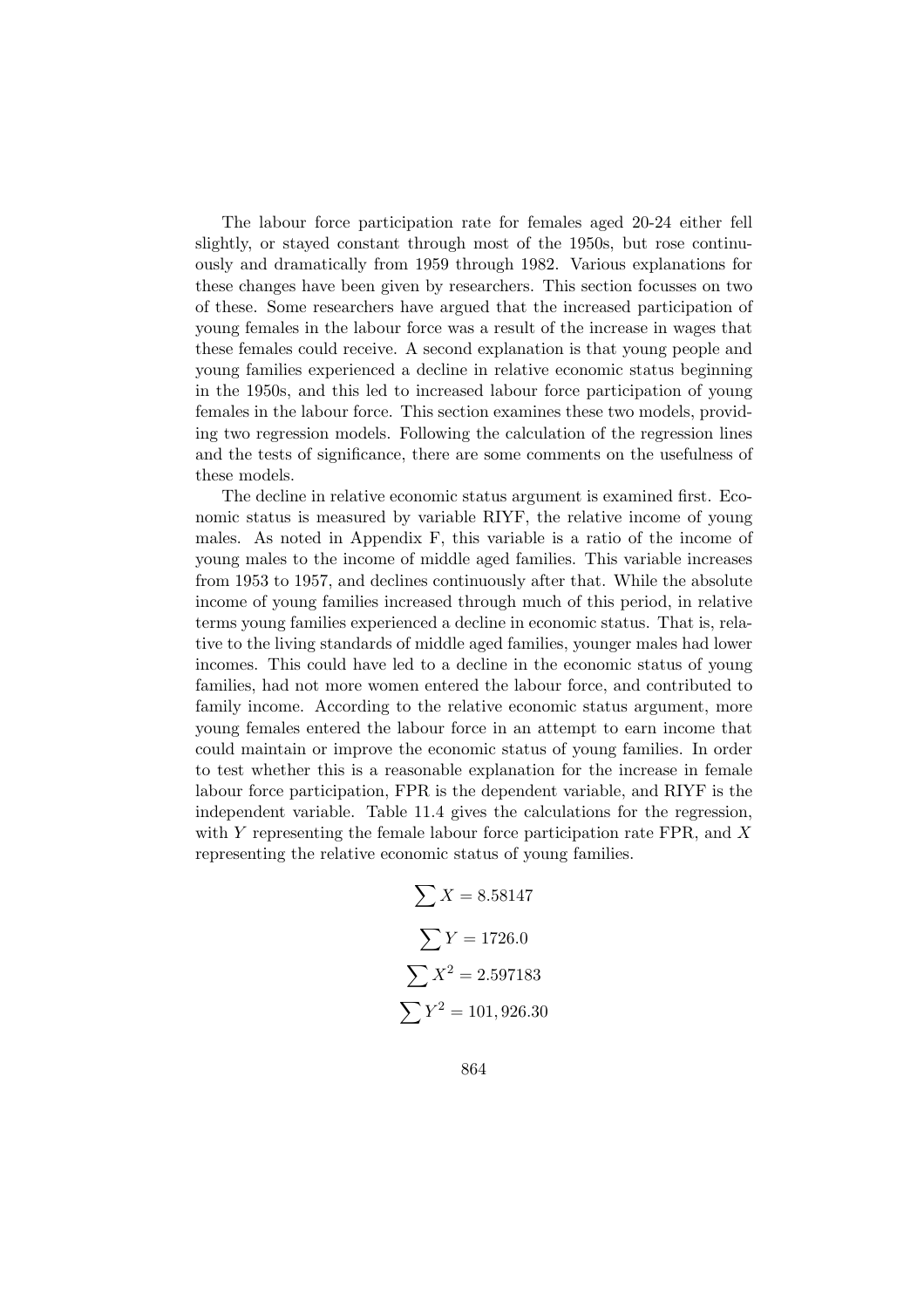The labour force participation rate for females aged 20-24 either fell slightly, or stayed constant through most of the 1950s, but rose continuously and dramatically from 1959 through 1982. Various explanations for these changes have been given by researchers. This section focusses on two of these. Some researchers have argued that the increased participation of young females in the labour force was a result of the increase in wages that these females could receive. A second explanation is that young people and young families experienced a decline in relative economic status beginning in the 1950s, and this led to increased labour force participation of young females in the labour force. This section examines these two models, providing two regression models. Following the calculation of the regression lines and the tests of significance, there are some comments on the usefulness of these models.

The decline in relative economic status argument is examined first. Economic status is measured by variable RIYF, the relative income of young males. As noted in Appendix F, this variable is a ratio of the income of young males to the income of middle aged families. This variable increases from 1953 to 1957, and declines continuously after that. While the absolute income of young families increased through much of this period, in relative terms young families experienced a decline in economic status. That is, relative to the living standards of middle aged families, younger males had lower incomes. This could have led to a decline in the economic status of young families, had not more women entered the labour force, and contributed to family income. According to the relative economic status argument, more young females entered the labour force in an attempt to earn income that could maintain or improve the economic status of young families. In order to test whether this is a reasonable explanation for the increase in female labour force participation, FPR is the dependent variable, and RIYF is the independent variable. Table 11.4 gives the calculations for the regression, with $Y$ representing the female labour force participation rate FPR, and $X$ representing the relative economic status of young families.

$$\sum X = 8.58147$$

$$\sum Y = 1726.0$$

$$\sum X^2 = 2.597183$$

$$\sum Y^2 = 101,926.30$$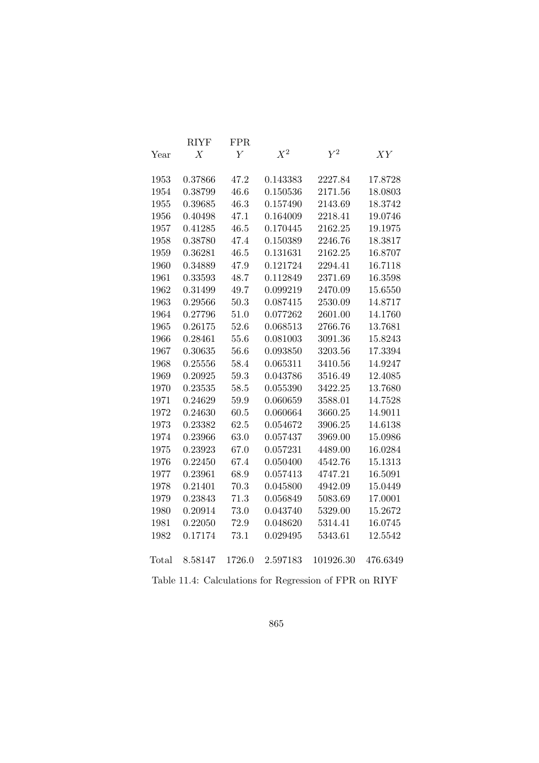| Year | RIYF $X$ | FPR $Y$ | $X^2$ | $Y^2$ | $XY$ |
|---|---|---|---|---|---|
| 1953 | 0.37866 | 47.2 | 0.143383 | 2227.84 | 17.8728 |
| 1954 | 0.38799 | 46.6 | 0.150536 | 2171.56 | 18.0803 |
| 1955 | 0.39685 | 46.3 | 0.157490 | 2143.69 | 18.3742 |
| 1956 | 0.40498 | 47.1 | 0.164009 | 2218.41 | 19.0746 |
| 1957 | 0.41285 | 46.5 | 0.170445 | 2162.25 | 19.1975 |
| 1958 | 0.38780 | 47.4 | 0.150389 | 2246.76 | 18.3817 |
| 1959 | 0.36281 | 46.5 | 0.131631 | 2162.25 | 16.8707 |
| 1960 | 0.34889 | 47.9 | 0.121724 | 2294.41 | 16.7118 |
| 1961 | 0.33593 | 48.7 | 0.112849 | 2371.69 | 16.3598 |
| 1962 | 0.31499 | 49.7 | 0.099219 | 2470.09 | 15.6550 |
| 1963 | 0.29566 | 50.3 | 0.087415 | 2530.09 | 14.8717 |
| 1964 | 0.27796 | 51.0 | 0.077262 | 2601.00 | 14.1760 |
| 1965 | 0.26175 | 52.6 | 0.068513 | 2766.76 | 13.7681 |
| 1966 | 0.28461 | 55.6 | 0.081003 | 3091.36 | 15.8243 |
| 1967 | 0.30635 | 56.6 | 0.093850 | 3203.56 | 17.3394 |
| 1968 | 0.25556 | 58.4 | 0.065311 | 3410.56 | 14.9247 |
| 1969 | 0.20925 | 59.3 | 0.043786 | 3516.49 | 12.4085 |
| 1970 | 0.23535 | 58.5 | 0.055390 | 3422.25 | 13.7680 |
| 1971 | 0.24629 | 59.9 | 0.060659 | 3588.01 | 14.7528 |
| 1972 | 0.24630 | 60.5 | 0.060664 | 3660.25 | 14.9011 |
| 1973 | 0.23382 | 62.5 | 0.054672 | 3906.25 | 14.6138 |
| 1974 | 0.23966 | 63.0 | 0.057437 | 3969.00 | 15.0986 |
| 1975 | 0.23923 | 67.0 | 0.057231 | 4489.00 | 16.0284 |
| 1976 | 0.22450 | 67.4 | 0.050400 | 4542.76 | 15.1313 |
| 1977 | 0.23961 | 68.9 | 0.057413 | 4747.21 | 16.5091 |
| 1978 | 0.21401 | 70.3 | 0.045800 | 4942.09 | 15.0449 |
| 1979 | 0.23843 | 71.3 | 0.056849 | 5083.69 | 17.0001 |
| 1980 | 0.20914 | 73.0 | 0.043740 | 5329.00 | 15.2672 |
| 1981 | 0.22050 | 72.9 | 0.048620 | 5314.41 | 16.0745 |
| 1982 | 0.17174 | 73.1 | 0.029495 | 5343.61 | 12.5542 |
| Total | 8.58147 | 1726.0 | 2.597183 | 101926.30 | 476.6349 |

Table 11.4: Calculations for Regression of FPR on RIYF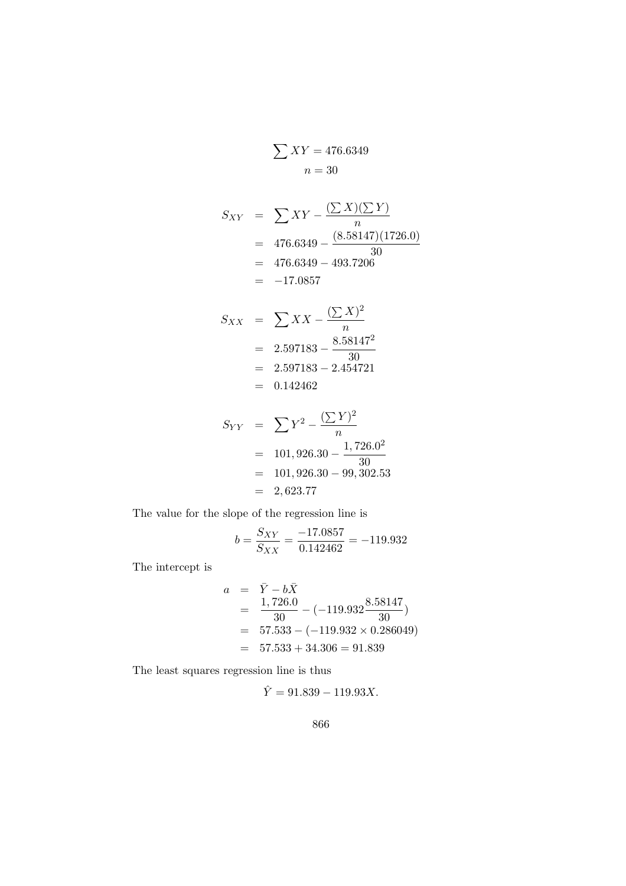$$\sum XY = 476.6349$$
$$n = 30$$

$$
\begin{aligned}
S_{XY} &= \sum XY - \frac{(\sum X)(\sum Y)}{n} \\
&= 476.6349 - \frac{(8.58147)(1726.0)}{30} \\
&= 476.6349 - 493.7206 \\
&= -17.0857
\end{aligned}
$$

$$
\begin{aligned}
S_{XX} &= \sum XX - \frac{(\sum X)^2}{n} \\
&= 2.597183 - \frac{8.58147^2}{30} \\
&= 2.597183 - 2.454721 \\
&= 0.142462
\end{aligned}
$$

$$
\begin{aligned}
S_{YY} &= \sum Y^2 - \frac{(\sum Y)^2}{n} \\
&= 101,926.30 - \frac{1,726.0^2}{30} \\
&= 101,926.30 - 99,302.53 \\
&= 2,623.77
\end{aligned}
$$

The value for the slope of the regression line is

$$b = \frac{S_{XY}}{S_{XX}} = \frac{-17.0857}{0.142462} = -119.932$$

The intercept is

$$
\begin{aligned}
a &= \bar{Y} - b\bar{X} \\
&= \frac{1,726.0}{30} - (-119.932\frac{8.58147}{30}) \\
&= 57.533 - (-119.932 \times 0.286049) \\
&= 57.533 + 34.306 = 91.839
\end{aligned}
$$

The least squares regression line is thus

$$\hat{Y} = 91.839 - 119.93X.$$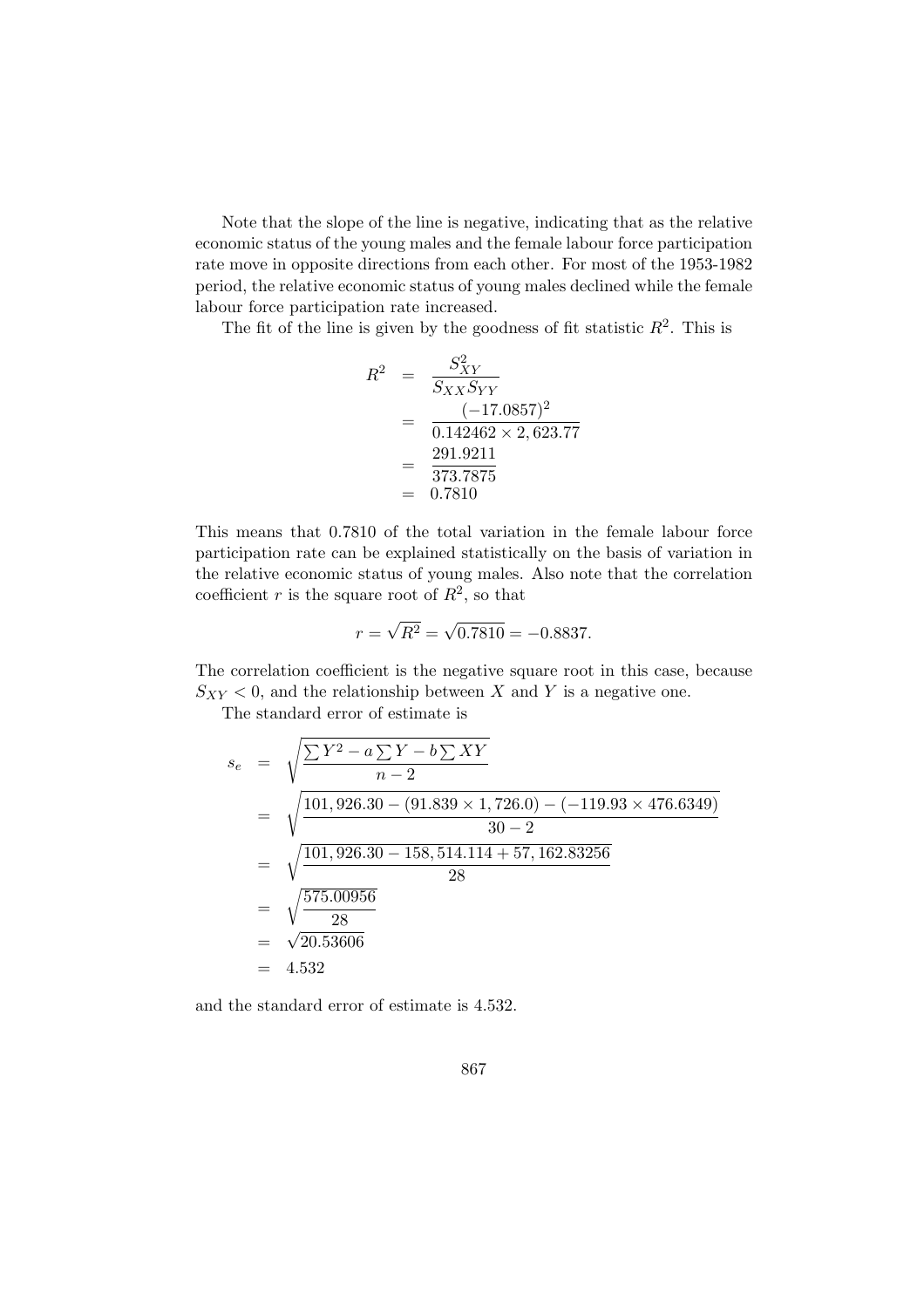Note that the slope of the line is negative, indicating that as the relative economic status of the young males and the female labour force participation rate move in opposite directions from each other. For most of the 1953-1982 period, the relative economic status of young males declined while the female labour force participation rate increased.

The fit of the line is given by the goodness of fit statistic $R^2$. This is

$$
\begin{aligned}
R^2 &= \frac{S_{XY}^2}{S_{XX}S_{YY}} \\
&= \frac{(-17.0857)^2}{0.142462 \times 2,623.77} \\
&= \frac{291.9211}{373.7875} \\
&= 0.7810
\end{aligned}
$$

This means that 0.7810 of the total variation in the female labour force participation rate can be explained statistically on the basis of variation in the relative economic status of young males. Also note that the correlation coefficient $r$ is the square root of $R^2$, so that

$$r = \sqrt{R^2} = \sqrt{0.7810} = -0.8837.$$

The correlation coefficient is the negative square root in this case, because $S_{XY} < 0$, and the relationship between $X$ and $Y$ is a negative one.

The standard error of estimate is

$$
\begin{aligned}
s_e &= \sqrt{\frac{\sum Y^2 - a\sum Y - b\sum XY}{n-2}} \\
&= \sqrt{\frac{101,926.30 - (91.839 \times 1,726.0) - (-119.93 \times 476.6349)}{30-2}} \\
&= \sqrt{\frac{101,926.30 - 158,514.114 + 57,162.83256}{28}} \\
&= \sqrt{\frac{575.00956}{28}} \\
&= \sqrt{20.53606} \\
&= 4.532
\end{aligned}
$$

and the standard error of estimate is 4.532.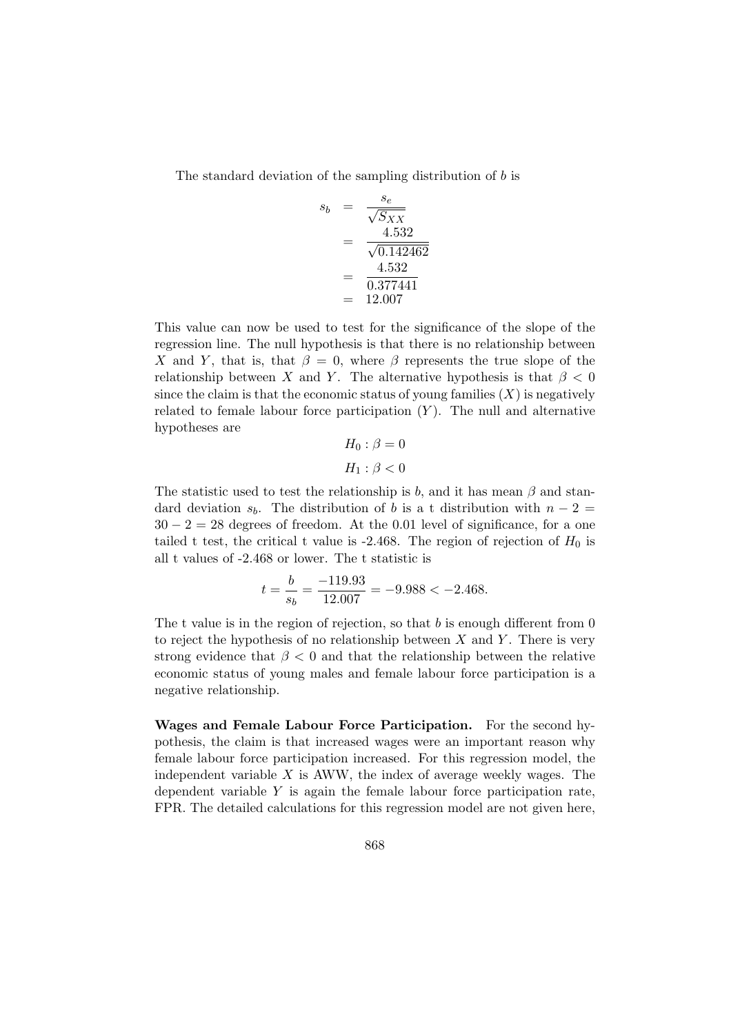The standard deviation of the sampling distribution of $b$ is

$$
\begin{aligned}
s_b &= \frac{s_e}{\sqrt{S_{XX}}} \\
&= \frac{4.532}{\sqrt{0.142462}} \\
&= \frac{4.532}{0.377441} \\
&= 12.007
\end{aligned}
$$

This value can now be used to test for the significance of the slope of the regression line. The null hypothesis is that there is no relationship between $X$ and $Y$, that is, that $\beta = 0$, where $\beta$ represents the true slope of the relationship between $X$ and $Y$. The alternative hypothesis is that $\beta < 0$ since the claim is that the economic status of young families ($X$) is negatively related to female labour force participation ($Y$). The null and alternative hypotheses are

$$H_0 : \beta = 0$$

$$H_1 : \beta < 0$$

The statistic used to test the relationship is $b$, and it has mean $\beta$ and standard deviation $s_b$. The distribution of $b$ is a t distribution with $n - 2 = 30 - 2 = 28$ degrees of freedom. At the 0.01 level of significance, for a one tailed t test, the critical t value is -2.468. The region of rejection of $H_0$ is all t values of -2.468 or lower. The t statistic is

$$t = \frac{b}{s_b} = \frac{-119.93}{12.007} = -9.988 < -2.468.$$

The t value is in the region of rejection, so that $b$ is enough different from 0 to reject the hypothesis of no relationship between $X$ and $Y$. There is very strong evidence that $\beta < 0$ and that the relationship between the relative economic status of young males and female labour force participation is a negative relationship.

**Wages and Female Labour Force Participation.** For the second hypothesis, the claim is that increased wages were an important reason why female labour force participation increased. For this regression model, the independent variable $X$ is AWW, the index of average weekly wages. The dependent variable $Y$ is again the female labour force participation rate, FPR. The detailed calculations for this regression model are not given here,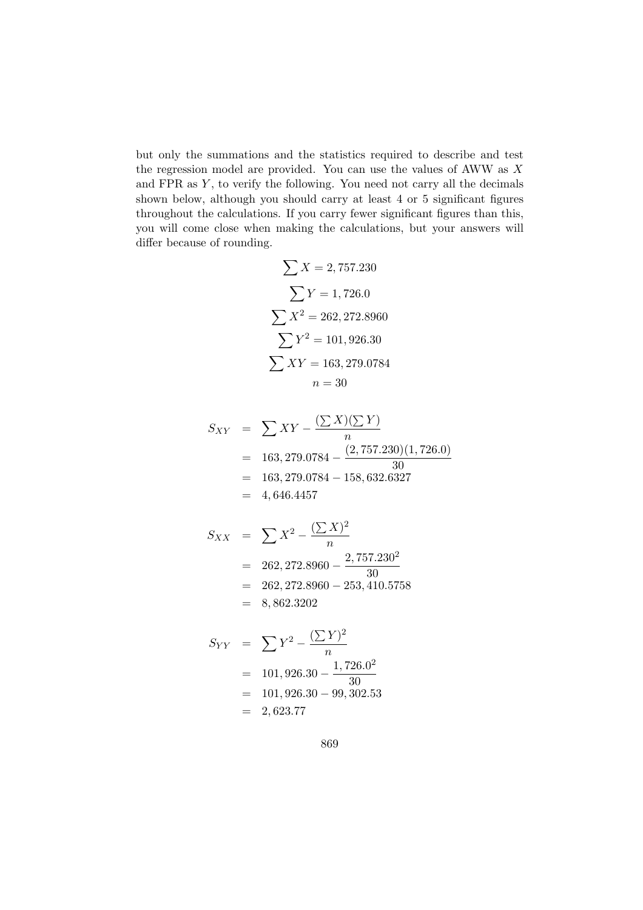but only the summations and the statistics required to describe and test the regression model are provided. You can use the values of AWW as $X$ and FPR as $Y$, to verify the following. You need not carry all the decimals shown below, although you should carry at least 4 or 5 significant figures throughout the calculations. If you carry fewer significant figures than this, you will come close when making the calculations, but your answers will differ because of rounding.

$$\sum X = 2,757.230$$
$$\sum Y = 1,726.0$$
$$\sum X^2 = 262,272.8960$$
$$\sum Y^2 = 101,926.30$$
$$\sum XY = 163,279.0784$$
$$n = 30$$

$$
\begin{aligned}
S_{XY} &= \sum XY - \frac{(\sum X)(\sum Y)}{n} \\
&= 163,279.0784 - \frac{(2,757.230)(1,726.0)}{30} \\
&= 163,279.0784 - 158,632.6327 \\
&= 4,646.4457
\end{aligned}
$$

$$
\begin{aligned}
S_{XX} &= \sum X^2 - \frac{(\sum X)^2}{n} \\
&= 262,272.8960 - \frac{2,757.230^2}{30} \\
&= 262,272.8960 - 253,410.5758 \\
&= 8,862.3202
\end{aligned}
$$

$$
\begin{aligned}
S_{YY} &= \sum Y^2 - \frac{(\sum Y)^2}{n} \\
&= 101,926.30 - \frac{1,726.0^2}{30} \\
&= 101,926.30 - 99,302.53 \\
&= 2,623.77
\end{aligned}
$$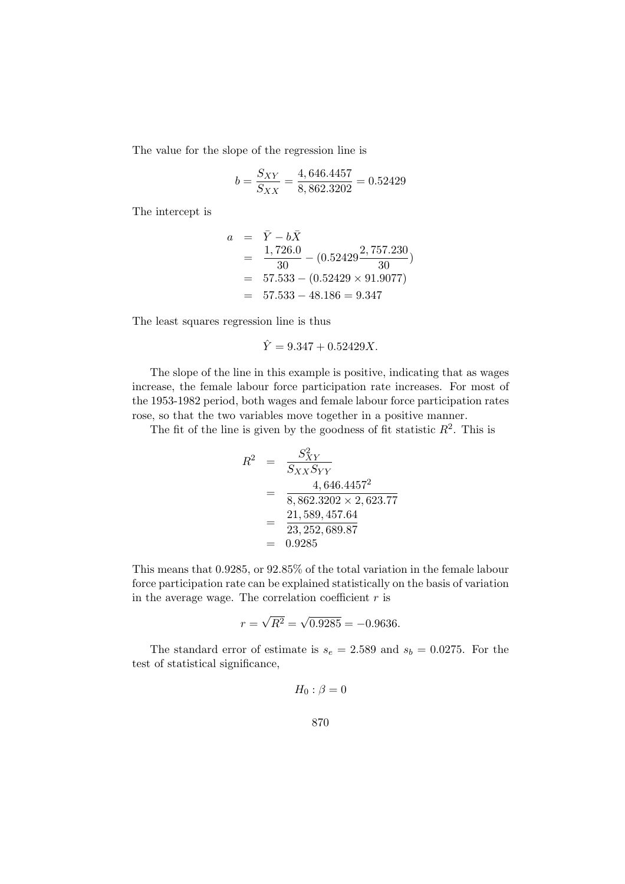The value for the slope of the regression line is

$$b = \frac{S_{XY}}{S_{XX}} = \frac{4,646.4457}{8,862.3202} = 0.52429$$

The intercept is

$$\begin{aligned}
a &= \bar{Y} - b\bar{X} \\
&= \frac{1,726.0}{30} - (0.52429\frac{2,757.230}{30}) \\
&= 57.533 - (0.52429 \times 91.9077) \\
&= 57.533 - 48.186 = 9.347
\end{aligned}$$

The least squares regression line is thus

$$\hat{Y} = 9.347 + 0.52429X.$$

The slope of the line in this example is positive, indicating that as wages increase, the female labour force participation rate increases. For most of the 1953-1982 period, both wages and female labour force participation rates rose, so that the two variables move together in a positive manner.

The fit of the line is given by the goodness of fit statistic $R^2$. This is

$$\begin{aligned}
R^2 &= \frac{S_{XY}^2}{S_{XX}S_{YY}} \\
&= \frac{4,646.4457^2}{8,862.3202 \times 2,623.77} \\
&= \frac{21,589,457.64}{23,252,689.87} \\
&= 0.9285
\end{aligned}$$

This means that 0.9285, or 92.85% of the total variation in the female labour force participation rate can be explained statistically on the basis of variation in the average wage. The correlation coefficient $r$ is

$$r = \sqrt{R^2} = \sqrt{0.9285} = -0.9636.$$

The standard error of estimate is $s_e = 2.589$ and $s_b = 0.0275$. For the test of statistical significance,

$$H_0 : \beta = 0$$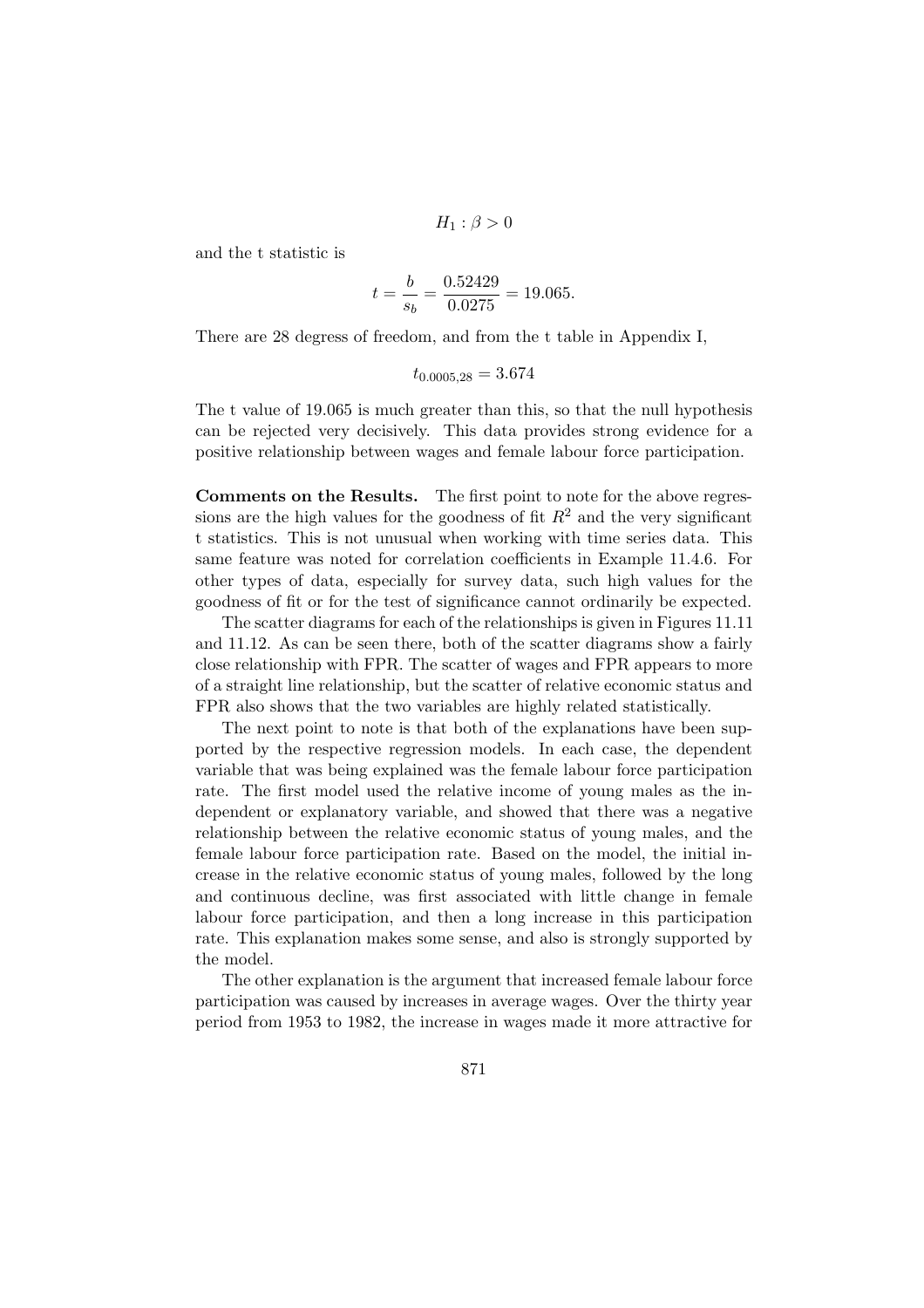$$H_1 : \beta > 0$$

and the t statistic is

$$t = \frac{b}{s_b} = \frac{0.52429}{0.0275} = 19.065.$$

There are 28 degress of freedom, and from the t table in Appendix I,

$$t_{0.0005,28} = 3.674$$

The t value of 19.065 is much greater than this, so that the null hypothesis can be rejected very decisively. This data provides strong evidence for a positive relationship between wages and female labour force participation.

**Comments on the Results.** The first point to note for the above regressions are the high values for the goodness of fit $R^2$ and the very significant t statistics. This is not unusual when working with time series data. This same feature was noted for correlation coefficients in Example 11.4.6. For other types of data, especially for survey data, such high values for the goodness of fit or for the test of significance cannot ordinarily be expected.

The scatter diagrams for each of the relationships is given in Figures 11.11 and 11.12. As can be seen there, both of the scatter diagrams show a fairly close relationship with FPR. The scatter of wages and FPR appears to more of a straight line relationship, but the scatter of relative economic status and FPR also shows that the two variables are highly related statistically.

The next point to note is that both of the explanations have been supported by the respective regression models. In each case, the dependent variable that was being explained was the female labour force participation rate. The first model used the relative income of young males as the independent or explanatory variable, and showed that there was a negative relationship between the relative economic status of young males, and the female labour force participation rate. Based on the model, the initial increase in the relative economic status of young males, followed by the long and continuous decline, was first associated with little change in female labour force participation, and then a long increase in this participation rate. This explanation makes some sense, and also is strongly supported by the model.

The other explanation is the argument that increased female labour force participation was caused by increases in average wages. Over the thirty year period from 1953 to 1982, the increase in wages made it more attractive for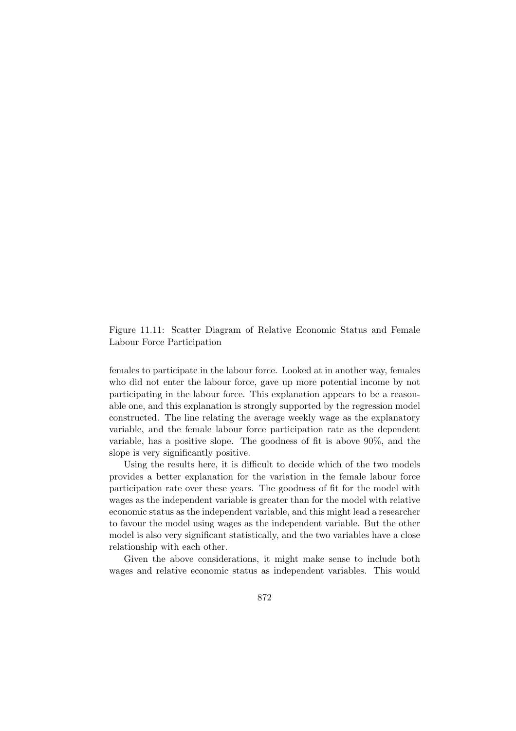Figure 11.11: Scatter Diagram of Relative Economic Status and Female Labour Force Participation

females to participate in the labour force. Looked at in another way, females who did not enter the labour force, gave up more potential income by not participating in the labour force. This explanation appears to be a reasonable one, and this explanation is strongly supported by the regression model constructed. The line relating the average weekly wage as the explanatory variable, and the female labour force participation rate as the dependent variable, has a positive slope. The goodness of fit is above 90%, and the slope is very significantly positive.

Using the results here, it is difficult to decide which of the two models provides a better explanation for the variation in the female labour force participation rate over these years. The goodness of fit for the model with wages as the independent variable is greater than for the model with relative economic status as the independent variable, and this might lead a researcher to favour the model using wages as the independent variable. But the other model is also very significant statistically, and the two variables have a close relationship with each other.

Given the above considerations, it might make sense to include both wages and relative economic status as independent variables. This would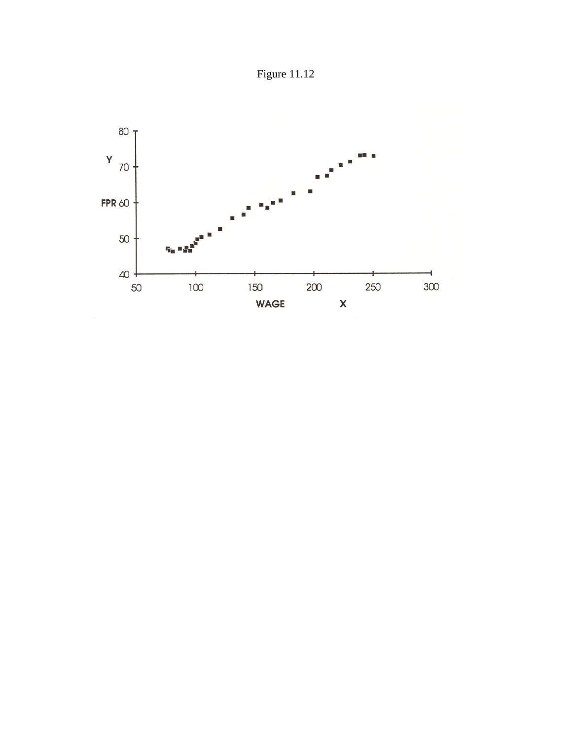Figure 11.12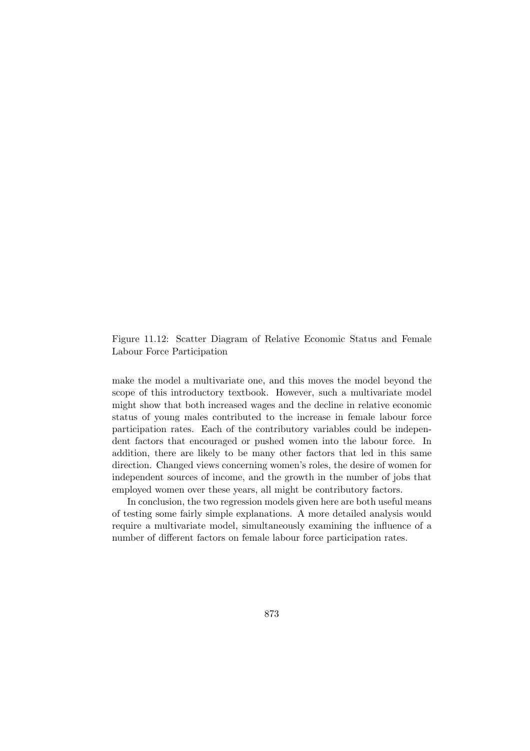Figure 11.12: Scatter Diagram of Relative Economic Status and Female Labour Force Participation

make the model a multivariate one, and this moves the model beyond the scope of this introductory textbook. However, such a multivariate model might show that both increased wages and the decline in relative economic status of young males contributed to the increase in female labour force participation rates. Each of the contributory variables could be independent factors that encouraged or pushed women into the labour force. In addition, there are likely to be many other factors that led in this same direction. Changed views concerning women's roles, the desire of women for independent sources of income, and the growth in the number of jobs that employed women over these years, all might be contributory factors.

In conclusion, the two regression models given here are both useful means of testing some fairly simple explanations. A more detailed analysis would require a multivariate model, simultaneously examining the influence of a number of different factors on female labour force participation rates.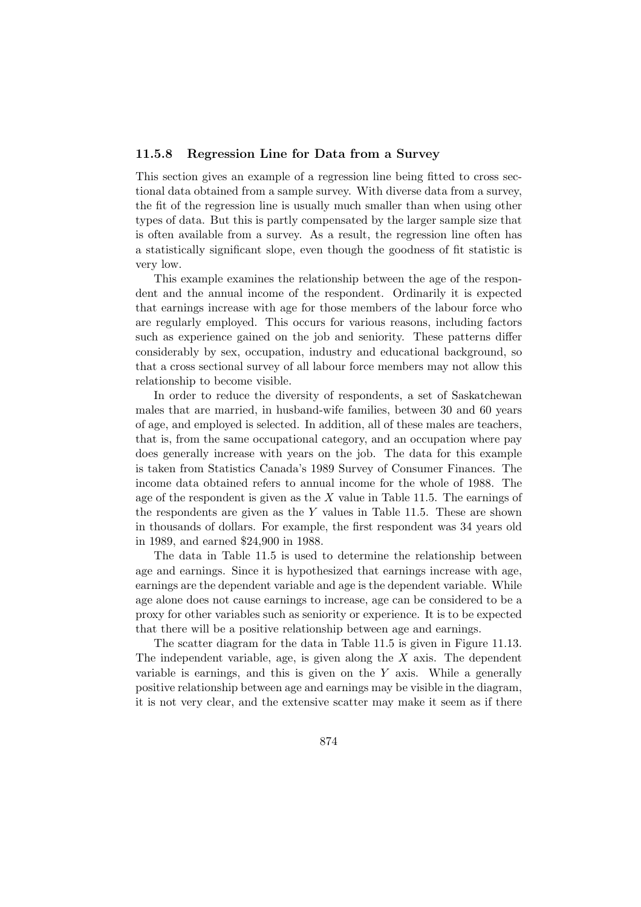### 11.5.8 Regression Line for Data from a Survey

This section gives an example of a regression line being fitted to cross sectional data obtained from a sample survey. With diverse data from a survey, the fit of the regression line is usually much smaller than when using other types of data. But this is partly compensated by the larger sample size that is often available from a survey. As a result, the regression line often has a statistically significant slope, even though the goodness of fit statistic is very low.

This example examines the relationship between the age of the respondent and the annual income of the respondent. Ordinarily it is expected that earnings increase with age for those members of the labour force who are regularly employed. This occurs for various reasons, including factors such as experience gained on the job and seniority. These patterns differ considerably by sex, occupation, industry and educational background, so that a cross sectional survey of all labour force members may not allow this relationship to become visible.

In order to reduce the diversity of respondents, a set of Saskatchewan males that are married, in husband-wife families, between 30 and 60 years of age, and employed is selected. In addition, all of these males are teachers, that is, from the same occupational category, and an occupation where pay does generally increase with years on the job. The data for this example is taken from Statistics Canada's 1989 Survey of Consumer Finances. The income data obtained refers to annual income for the whole of 1988. The age of the respondent is given as the $X$ value in Table 11.5. The earnings of the respondents are given as the $Y$ values in Table 11.5. These are shown in thousands of dollars. For example, the first respondent was 34 years old in 1989, and earned $24,900 in 1988.

The data in Table 11.5 is used to determine the relationship between age and earnings. Since it is hypothesized that earnings increase with age, earnings are the dependent variable and age is the dependent variable. While age alone does not cause earnings to increase, age can be considered to be a proxy for other variables such as seniority or experience. It is to be expected that there will be a positive relationship between age and earnings.

The scatter diagram for the data in Table 11.5 is given in Figure 11.13. The independent variable, age, is given along the $X$ axis. The dependent variable is earnings, and this is given on the $Y$ axis. While a generally positive relationship between age and earnings may be visible in the diagram, it is not very clear, and the extensive scatter may make it seem as if there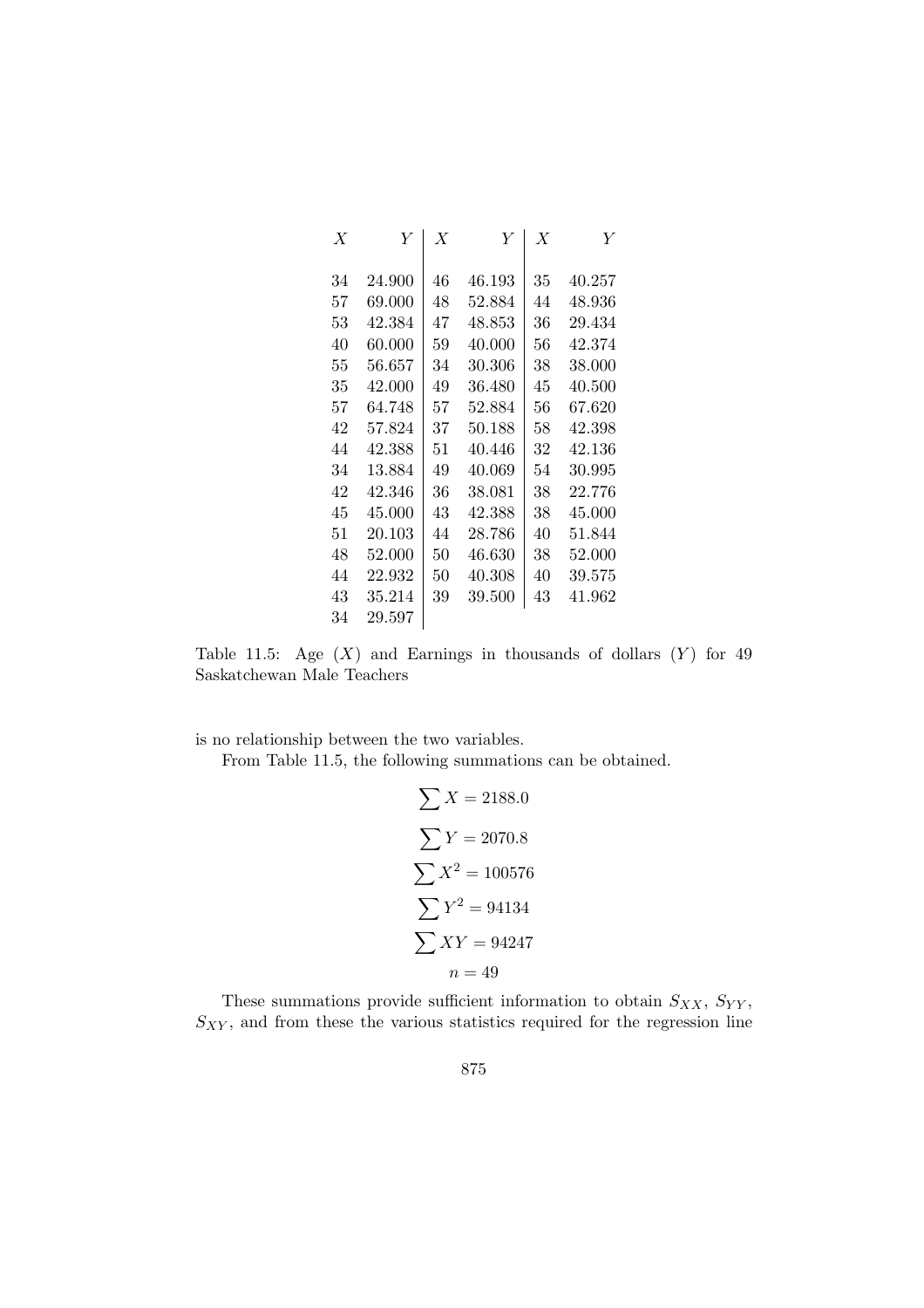| $X$ | $Y$ | $X$ | $Y$ | $X$ | $Y$ |
|---|---|---|---|---|---|
| 34 | 24.900 | 46 | 46.193 | 35 | 40.257 |
| 57 | 69.000 | 48 | 52.884 | 44 | 48.936 |
| 53 | 42.384 | 47 | 48.853 | 36 | 29.434 |
| 40 | 60.000 | 59 | 40.000 | 56 | 42.374 |
| 55 | 56.657 | 34 | 30.306 | 38 | 38.000 |
| 35 | 42.000 | 49 | 36.480 | 45 | 40.500 |
| 57 | 64.748 | 57 | 52.884 | 56 | 67.620 |
| 42 | 57.824 | 37 | 50.188 | 58 | 42.398 |
| 44 | 42.388 | 51 | 40.446 | 32 | 42.136 |
| 34 | 13.884 | 49 | 40.069 | 54 | 30.995 |
| 42 | 42.346 | 36 | 38.081 | 38 | 22.776 |
| 45 | 45.000 | 43 | 42.388 | 38 | 45.000 |
| 51 | 20.103 | 44 | 28.786 | 40 | 51.844 |
| 48 | 52.000 | 50 | 46.630 | 38 | 52.000 |
| 44 | 22.932 | 50 | 40.308 | 40 | 39.575 |
| 43 | 35.214 | 39 | 39.500 | 43 | 41.962 |
| 34 | 29.597 | | | | |

Table 11.5: Age ($X$) and Earnings in thousands of dollars ($Y$) for 49 Saskatchewan Male Teachers

is no relationship between the two variables.

From Table 11.5, the following summations can be obtained.

$$\sum X = 2188.0$$

$$\sum Y = 2070.8$$

$$\sum X^2 = 100576$$

$$\sum Y^2 = 94134$$

$$\sum XY = 94247$$

$$n = 49$$

These summations provide sufficient information to obtain $S_{XX}$, $S_{YY}$, $S_{XY}$, and from these the various statistics required for the regression line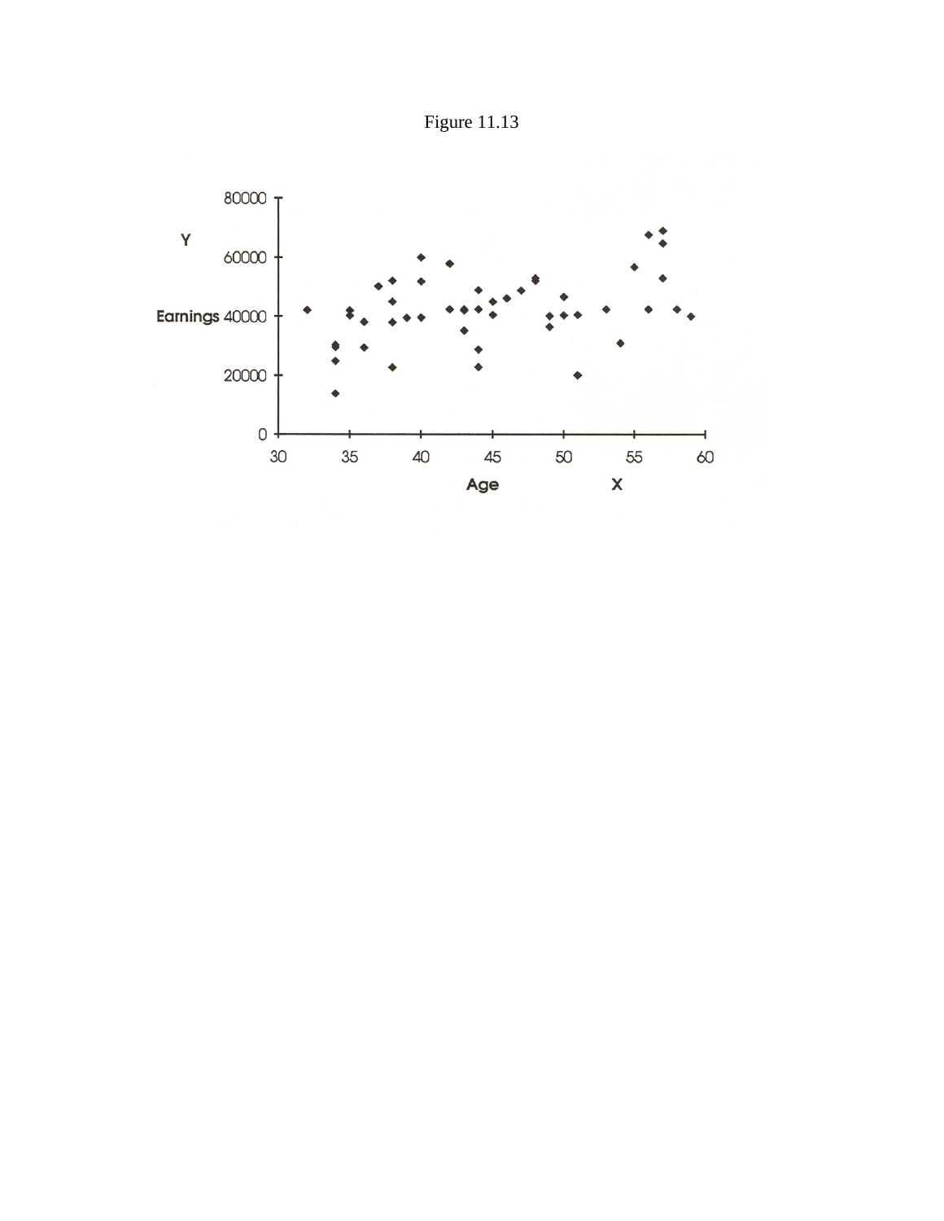Figure 11.13

Y

Earnings

Age X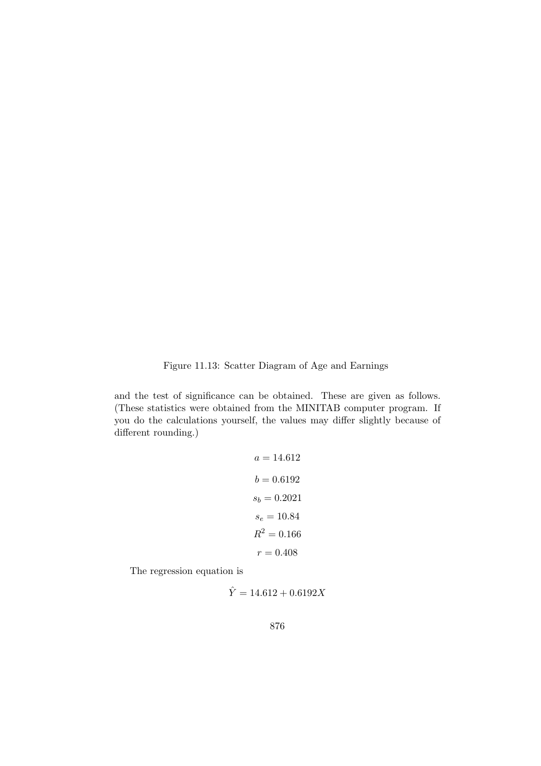Figure 11.13: Scatter Diagram of Age and Earnings

and the test of significance can be obtained. These are given as follows. (These statistics were obtained from the MINITAB computer program. If you do the calculations yourself, the values may differ slightly because of different rounding.)

$$a = 14.612$$

$$b = 0.6192$$

$$s_b = 0.2021$$

$$s_e = 10.84$$

$$R^2 = 0.166$$

$$r = 0.408$$

The regression equation is

$$\hat{Y} = 14.612 + 0.6192X$$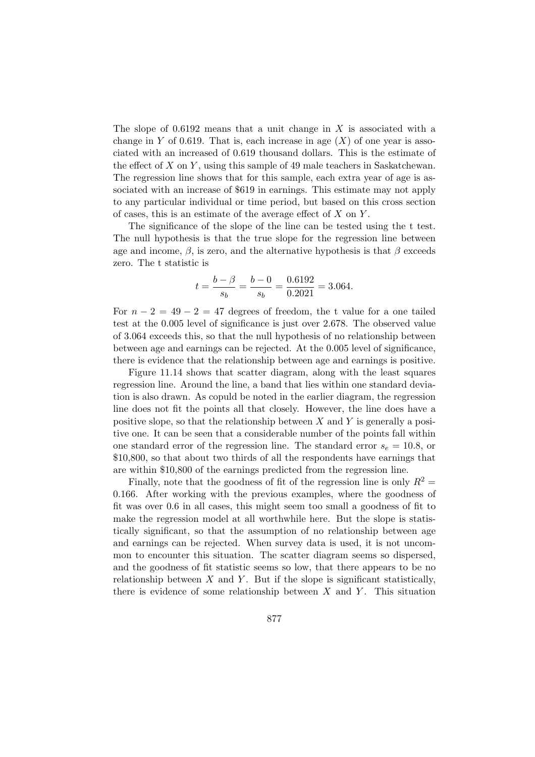The slope of 0.6192 means that a unit change in $X$ is associated with a change in $Y$ of 0.619. That is, each increase in age ($X$) of one year is associated with an increased of 0.619 thousand dollars. This is the estimate of the effect of $X$ on $Y$, using this sample of 49 male teachers in Saskatchewan. The regression line shows that for this sample, each extra year of age is associated with an increase of \$619 in earnings. This estimate may not apply to any particular individual or time period, but based on this cross section of cases, this is an estimate of the average effect of $X$ on $Y$.

The significance of the slope of the line can be tested using the t test. The null hypothesis is that the true slope for the regression line between age and income, $\beta$, is zero, and the alternative hypothesis is that $\beta$ exceeds zero. The t statistic is

$$t = \frac{b - \beta}{s_b} = \frac{b - 0}{s_b} = \frac{0.6192}{0.2021} = 3.064.$$

For $n - 2 = 49 - 2 = 47$ degrees of freedom, the t value for a one tailed test at the 0.005 level of significance is just over 2.678. The observed value of 3.064 exceeds this, so that the null hypothesis of no relationship between between age and earnings can be rejected. At the 0.005 level of significance, there is evidence that the relationship between age and earnings is positive.

Figure 11.14 shows that scatter diagram, along with the least squares regression line. Around the line, a band that lies within one standard deviation is also drawn. As copuld be noted in the earlier diagram, the regression line does not fit the points all that closely. However, the line does have a positive slope, so that the relationship between $X$ and $Y$ is generally a positive one. It can be seen that a considerable number of the points fall within one standard error of the regression line. The standard error $s_e = 10.8$, or \$10,800, so that about two thirds of all the respondents have earnings that are within \$10,800 of the earnings predicted from the regression line.

Finally, note that the goodness of fit of the regression line is only $R^2 = 0.166$. After working with the previous examples, where the goodness of fit was over 0.6 in all cases, this might seem too small a goodness of fit to make the regression model at all worthwhile here. But the slope is statistically significant, so that the assumption of no relationship between age and earnings can be rejected. When survey data is used, it is not uncommon to encounter this situation. The scatter diagram seems so dispersed, and the goodness of fit statistic seems so low, that there appears to be no relationship between $X$ and $Y$. But if the slope is significant statistically, there is evidence of some relationship between $X$ and $Y$. This situation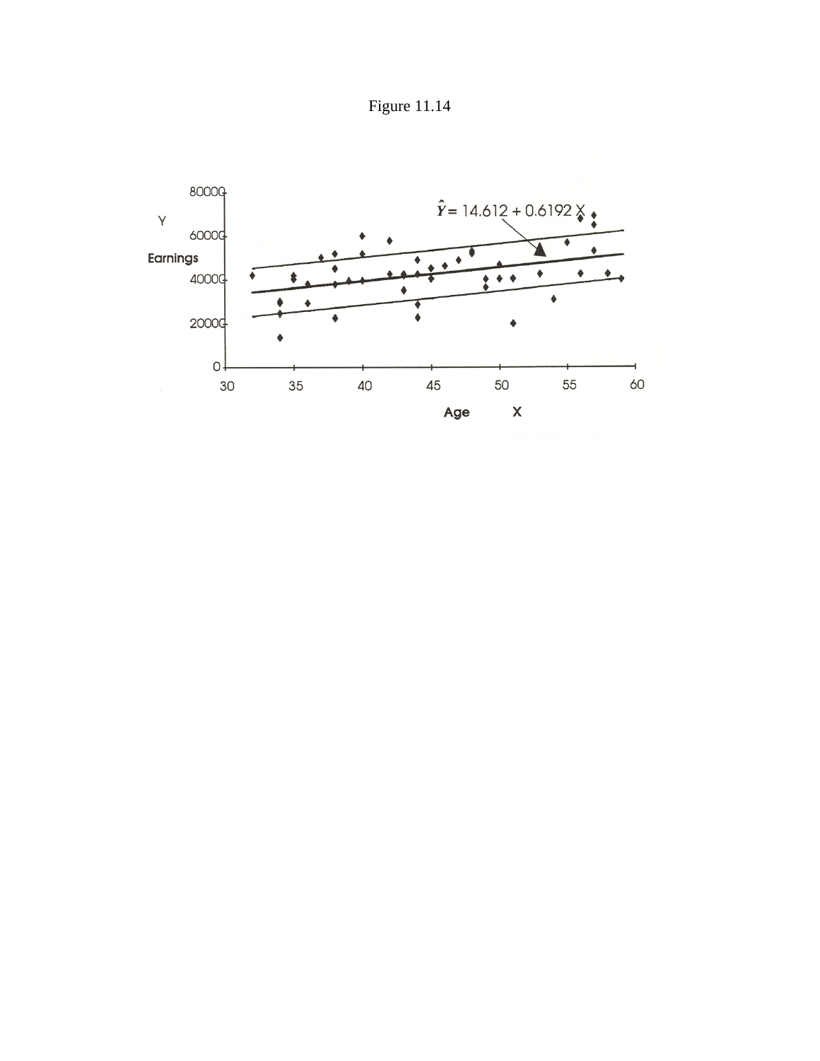Figure 11.14

$\hat{Y} = 14.612 + 0.6192\,X$

Y

Earnings

Age X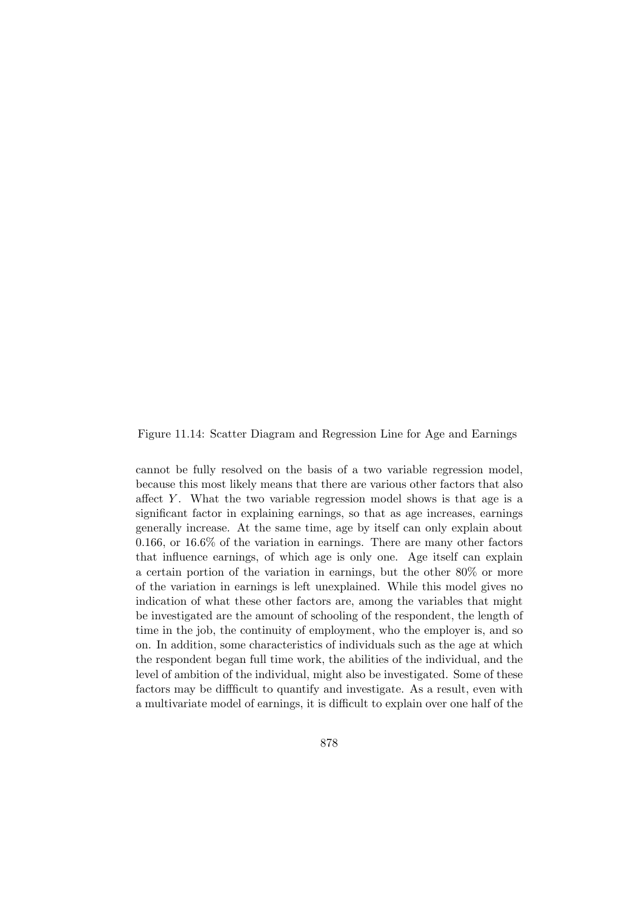Figure 11.14: Scatter Diagram and Regression Line for Age and Earnings

cannot be fully resolved on the basis of a two variable regression model, because this most likely means that there are various other factors that also affect $Y$. What the two variable regression model shows is that age is a significant factor in explaining earnings, so that as age increases, earnings generally increase. At the same time, age by itself can only explain about 0.166, or 16.6% of the variation in earnings. There are many other factors that influence earnings, of which age is only one. Age itself can explain a certain portion of the variation in earnings, but the other 80% or more of the variation in earnings is left unexplained. While this model gives no indication of what these other factors are, among the variables that might be investigated are the amount of schooling of the respondent, the length of time in the job, the continuity of employment, who the employer is, and so on. In addition, some characteristics of individuals such as the age at which the respondent began full time work, the abilities of the individual, and the level of ambition of the individual, might also be investigated. Some of these factors may be diffficult to quantify and investigate. As a result, even with a multivariate model of earnings, it is difficult to explain over one half of the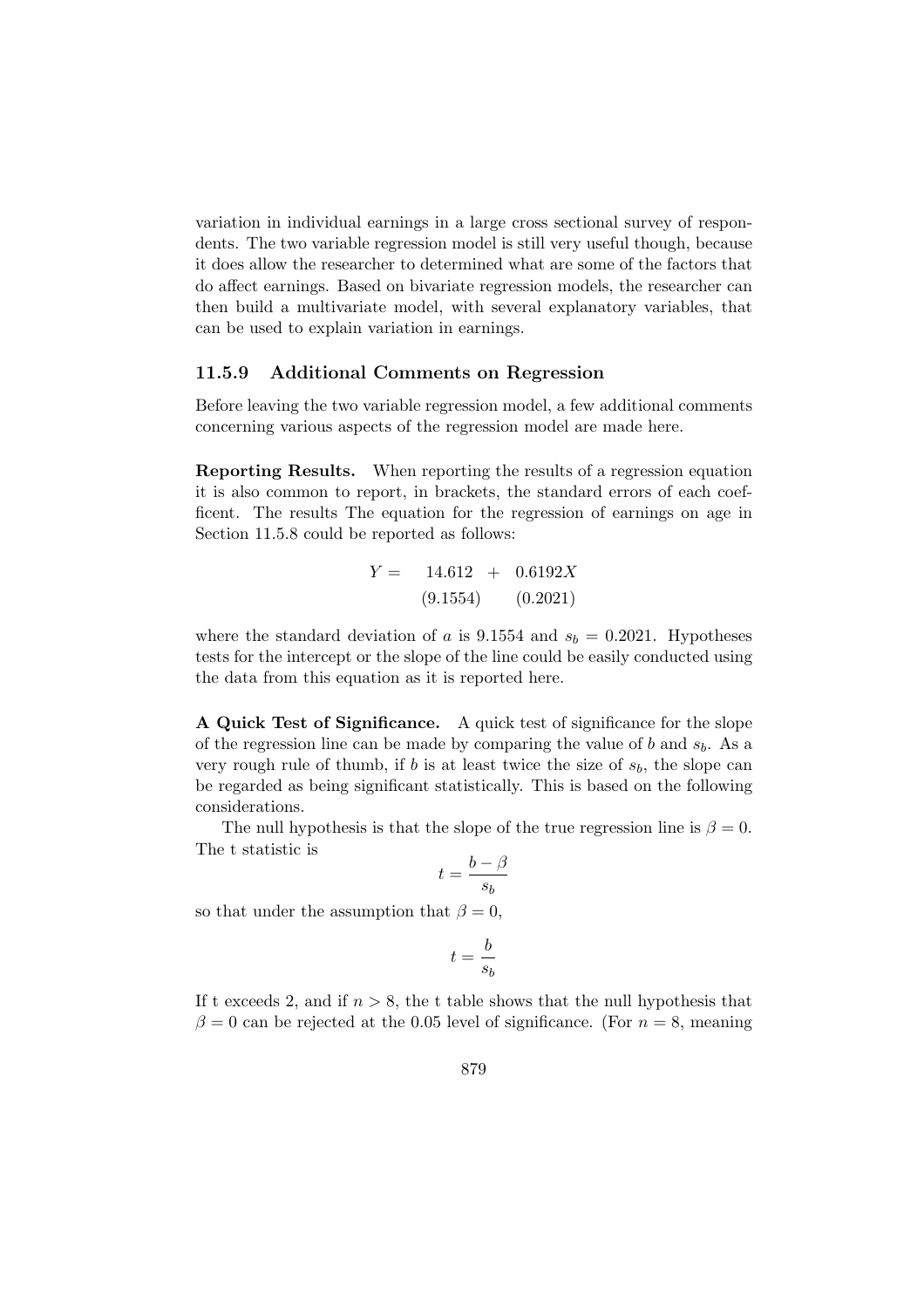variation in individual earnings in a large cross sectional survey of respondents. The two variable regression model is still very useful though, because it does allow the researcher to determined what are some of the factors that do affect earnings. Based on bivariate regression models, the researcher can then build a multivariate model, with several explanatory variables, that can be used to explain variation in earnings.

### 11.5.9 Additional Comments on Regression

Before leaving the two variable regression model, a few additional comments concerning various aspects of the regression model are made here.

**Reporting Results.** When reporting the results of a regression equation it is also common to report, in brackets, the standard errors of each coefficent. The results The equation for the regression of earnings on age in Section 11.5.8 could be reported as follows:

$$\begin{array}{rccc} Y = & 14.612 & + & 0.6192X \\ & (9.1554) & & (0.2021) \end{array}$$

where the standard deviation of $a$ is 9.1554 and $s_b = 0.2021$. Hypotheses tests for the intercept or the slope of the line could be easily conducted using the data from this equation as it is reported here.

**A Quick Test of Significance.** A quick test of significance for the slope of the regression line can be made by comparing the value of $b$ and $s_b$. As a very rough rule of thumb, if $b$ is at least twice the size of $s_b$, the slope can be regarded as being significant statistically. This is based on the following considerations.

The null hypothesis is that the slope of the true regression line is $\beta = 0$. The t statistic is

$$t = \frac{b - \beta}{s_b}$$

so that under the assumption that $\beta = 0$,

$$t = \frac{b}{s_b}$$

If t exceeds 2, and if $n > 8$, the t table shows that the null hypothesis that $\beta = 0$ can be rejected at the 0.05 level of significance. (For $n = 8$, meaning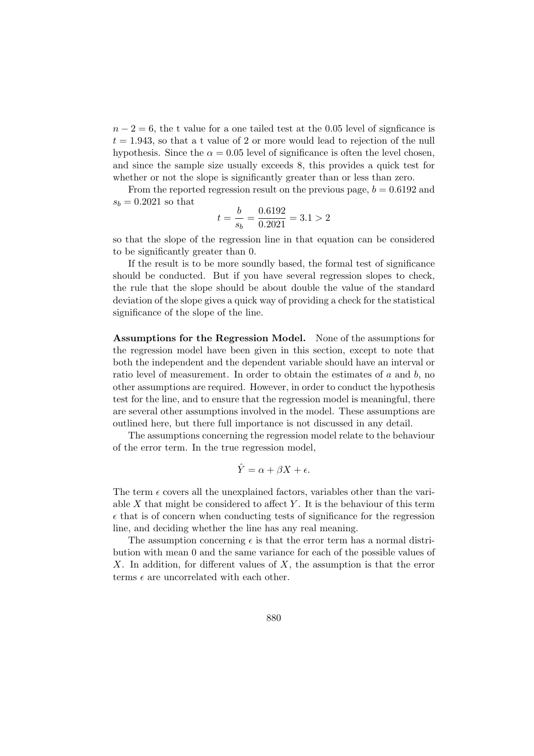$n - 2 = 6$, the t value for a one tailed test at the 0.05 level of signficance is $t = 1.943$, so that a t value of 2 or more would lead to rejection of the null hypothesis. Since the $\alpha = 0.05$ level of significance is often the level chosen, and since the sample size usually exceeds 8, this provides a quick test for whether or not the slope is significantly greater than or less than zero.

From the reported regression result on the previous page, $b = 0.6192$ and $s_b = 0.2021$ so that

$$t = \frac{b}{s_b} = \frac{0.6192}{0.2021} = 3.1 > 2$$

so that the slope of the regression line in that equation can be considered to be significantly greater than 0.

If the result is to be more soundly based, the formal test of significance should be conducted. But if you have several regression slopes to check, the rule that the slope should be about double the value of the standard deviation of the slope gives a quick way of providing a check for the statistical significance of the slope of the line.

**Assumptions for the Regression Model.** None of the assumptions for the regression model have been given in this section, except to note that both the independent and the dependent variable should have an interval or ratio level of measurement. In order to obtain the estimates of $a$ and $b$, no other assumptions are required. However, in order to conduct the hypothesis test for the line, and to ensure that the regression model is meaningful, there are several other assumptions involved in the model. These assumptions are outlined here, but there full importance is not discussed in any detail.

The assumptions concerning the regression model relate to the behaviour of the error term. In the true regression model,

$$\hat{Y} = \alpha + \beta X + \epsilon.$$

The term $\epsilon$ covers all the unexplained factors, variables other than the variable $X$ that might be considered to affect $Y$. It is the behaviour of this term $\epsilon$ that is of concern when conducting tests of significance for the regression line, and deciding whether the line has any real meaning.

The assumption concerning $\epsilon$ is that the error term has a normal distribution with mean 0 and the same variance for each of the possible values of $X$. In addition, for different values of $X$, the assumption is that the error terms $\epsilon$ are uncorrelated with each other.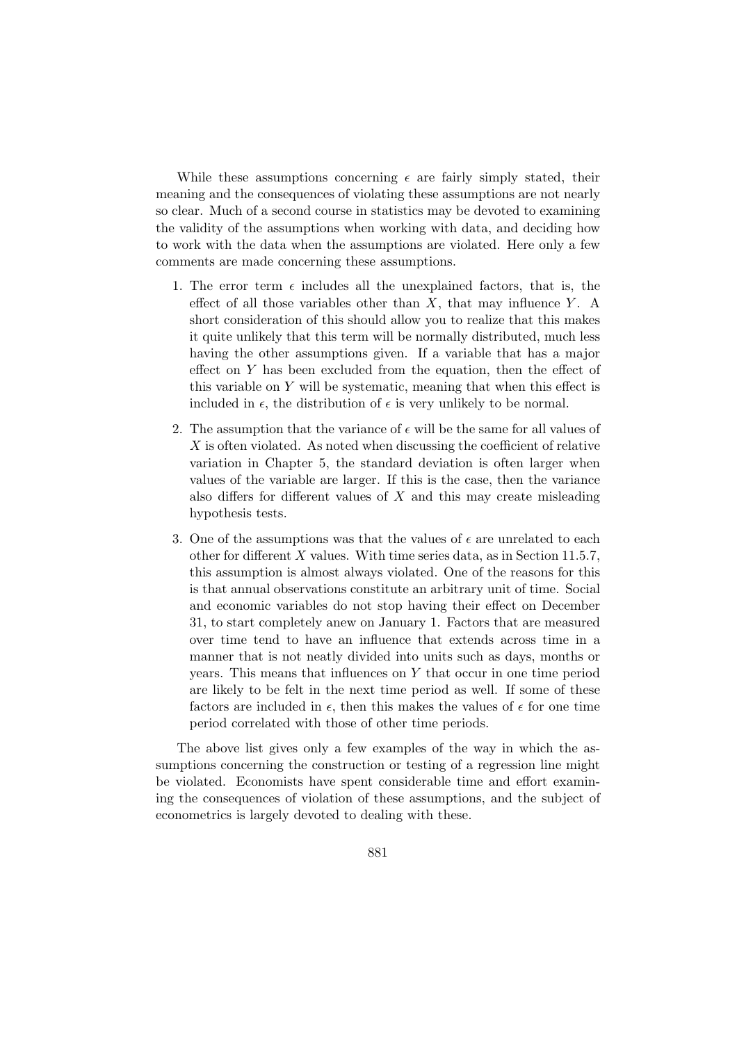While these assumptions concerning $\epsilon$ are fairly simply stated, their meaning and the consequences of violating these assumptions are not nearly so clear. Much of a second course in statistics may be devoted to examining the validity of the assumptions when working with data, and deciding how to work with the data when the assumptions are violated. Here only a few comments are made concerning these assumptions.

1. The error term $\epsilon$ includes all the unexplained factors, that is, the effect of all those variables other than $X$, that may influence $Y$. A short consideration of this should allow you to realize that this makes it quite unlikely that this term will be normally distributed, much less having the other assumptions given. If a variable that has a major effect on $Y$ has been excluded from the equation, then the effect of this variable on $Y$ will be systematic, meaning that when this effect is included in $\epsilon$, the distribution of $\epsilon$ is very unlikely to be normal.

2. The assumption that the variance of $\epsilon$ will be the same for all values of $X$ is often violated. As noted when discussing the coefficient of relative variation in Chapter 5, the standard deviation is often larger when values of the variable are larger. If this is the case, then the variance also differs for different values of $X$ and this may create misleading hypothesis tests.

3. One of the assumptions was that the values of $\epsilon$ are unrelated to each other for different $X$ values. With time series data, as in Section 11.5.7, this assumption is almost always violated. One of the reasons for this is that annual observations constitute an arbitrary unit of time. Social and economic variables do not stop having their effect on December 31, to start completely anew on January 1. Factors that are measured over time tend to have an influence that extends across time in a manner that is not neatly divided into units such as days, months or years. This means that influences on $Y$ that occur in one time period are likely to be felt in the next time period as well. If some of these factors are included in $\epsilon$, then this makes the values of $\epsilon$ for one time period correlated with those of other time periods.

The above list gives only a few examples of the way in which the assumptions concerning the construction or testing of a regression line might be violated. Economists have spent considerable time and effort examining the consequences of violation of these assumptions, and the subject of econometrics is largely devoted to dealing with these.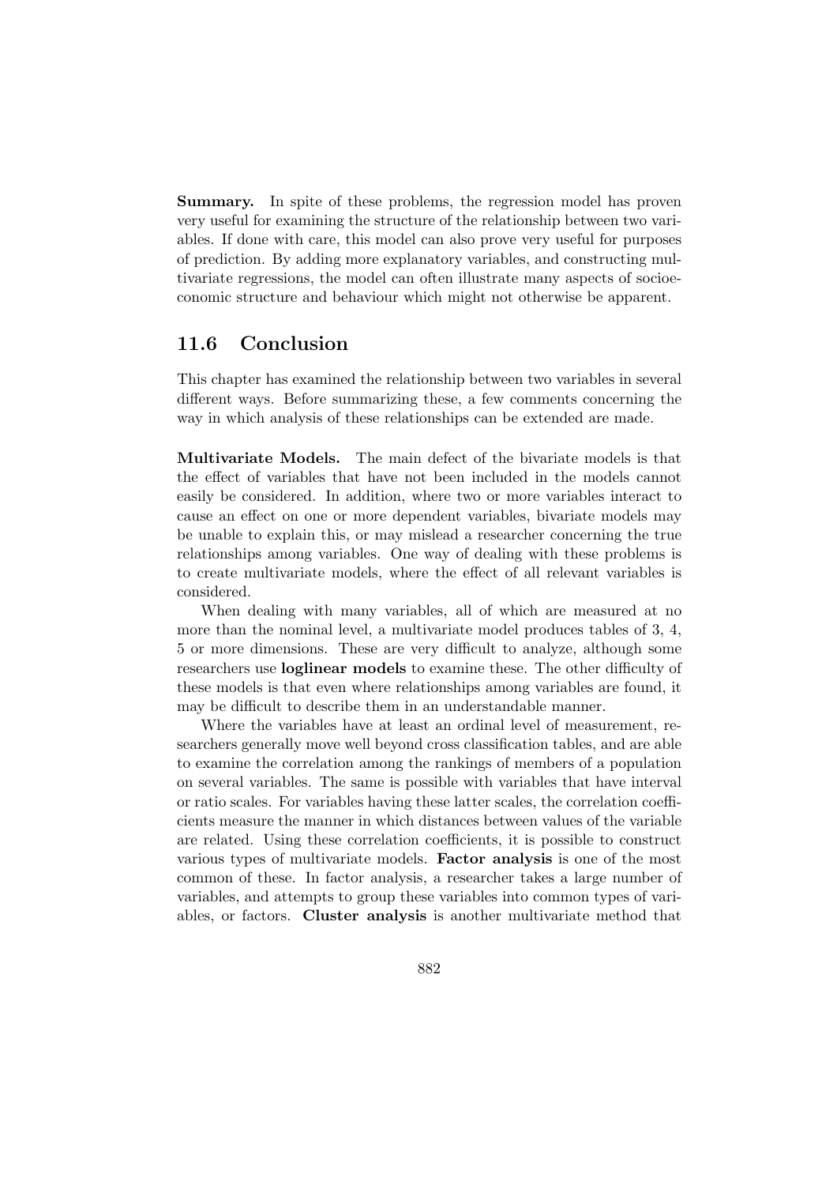**Summary.** In spite of these problems, the regression model has proven very useful for examining the structure of the relationship between two variables. If done with care, this model can also prove very useful for purposes of prediction. By adding more explanatory variables, and constructing multivariate regressions, the model can often illustrate many aspects of socioeconomic structure and behaviour which might not otherwise be apparent.

## 11.6 Conclusion

This chapter has examined the relationship between two variables in several different ways. Before summarizing these, a few comments concerning the way in which analysis of these relationships can be extended are made.

**Multivariate Models.** The main defect of the bivariate models is that the effect of variables that have not been included in the models cannot easily be considered. In addition, where two or more variables interact to cause an effect on one or more dependent variables, bivariate models may be unable to explain this, or may mislead a researcher concerning the true relationships among variables. One way of dealing with these problems is to create multivariate models, where the effect of all relevant variables is considered.

When dealing with many variables, all of which are measured at no more than the nominal level, a multivariate model produces tables of 3, 4, 5 or more dimensions. These are very difficult to analyze, although some researchers use **loglinear models** to examine these. The other difficulty of these models is that even where relationships among variables are found, it may be difficult to describe them in an understandable manner.

Where the variables have at least an ordinal level of measurement, researchers generally move well beyond cross classification tables, and are able to examine the correlation among the rankings of members of a population on several variables. The same is possible with variables that have interval or ratio scales. For variables having these latter scales, the correlation coefficients measure the manner in which distances between values of the variable are related. Using these correlation coefficients, it is possible to construct various types of multivariate models. **Factor analysis** is one of the most common of these. In factor analysis, a researcher takes a large number of variables, and attempts to group these variables into common types of variables, or factors. **Cluster analysis** is another multivariate method that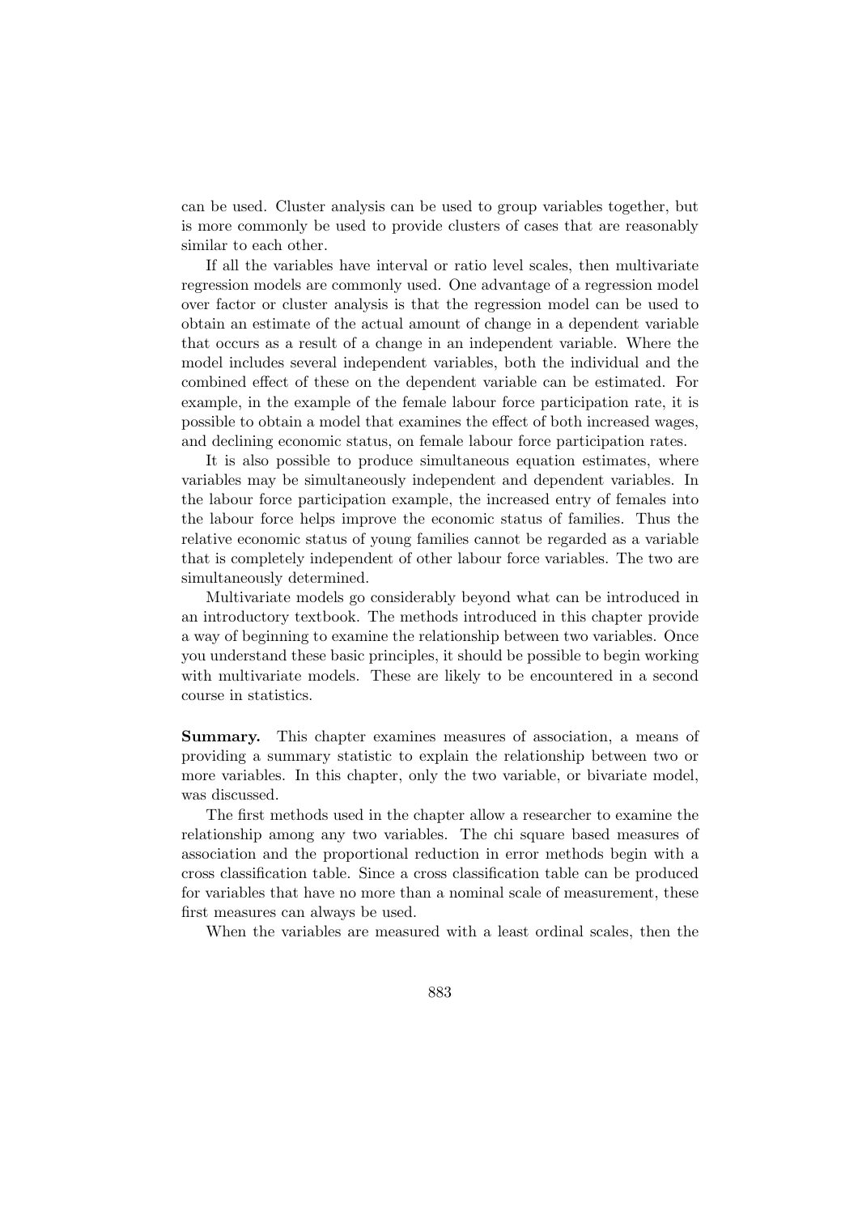can be used. Cluster analysis can be used to group variables together, but is more commonly be used to provide clusters of cases that are reasonably similar to each other.

If all the variables have interval or ratio level scales, then multivariate regression models are commonly used. One advantage of a regression model over factor or cluster analysis is that the regression model can be used to obtain an estimate of the actual amount of change in a dependent variable that occurs as a result of a change in an independent variable. Where the model includes several independent variables, both the individual and the combined effect of these on the dependent variable can be estimated. For example, in the example of the female labour force participation rate, it is possible to obtain a model that examines the effect of both increased wages, and declining economic status, on female labour force participation rates.

It is also possible to produce simultaneous equation estimates, where variables may be simultaneously independent and dependent variables. In the labour force participation example, the increased entry of females into the labour force helps improve the economic status of families. Thus the relative economic status of young families cannot be regarded as a variable that is completely independent of other labour force variables. The two are simultaneously determined.

Multivariate models go considerably beyond what can be introduced in an introductory textbook. The methods introduced in this chapter provide a way of beginning to examine the relationship between two variables. Once you understand these basic principles, it should be possible to begin working with multivariate models. These are likely to be encountered in a second course in statistics.

**Summary.** This chapter examines measures of association, a means of providing a summary statistic to explain the relationship between two or more variables. In this chapter, only the two variable, or bivariate model, was discussed.

The first methods used in the chapter allow a researcher to examine the relationship among any two variables. The chi square based measures of association and the proportional reduction in error methods begin with a cross classification table. Since a cross classification table can be produced for variables that have no more than a nominal scale of measurement, these first measures can always be used.

When the variables are measured with a least ordinal scales, then the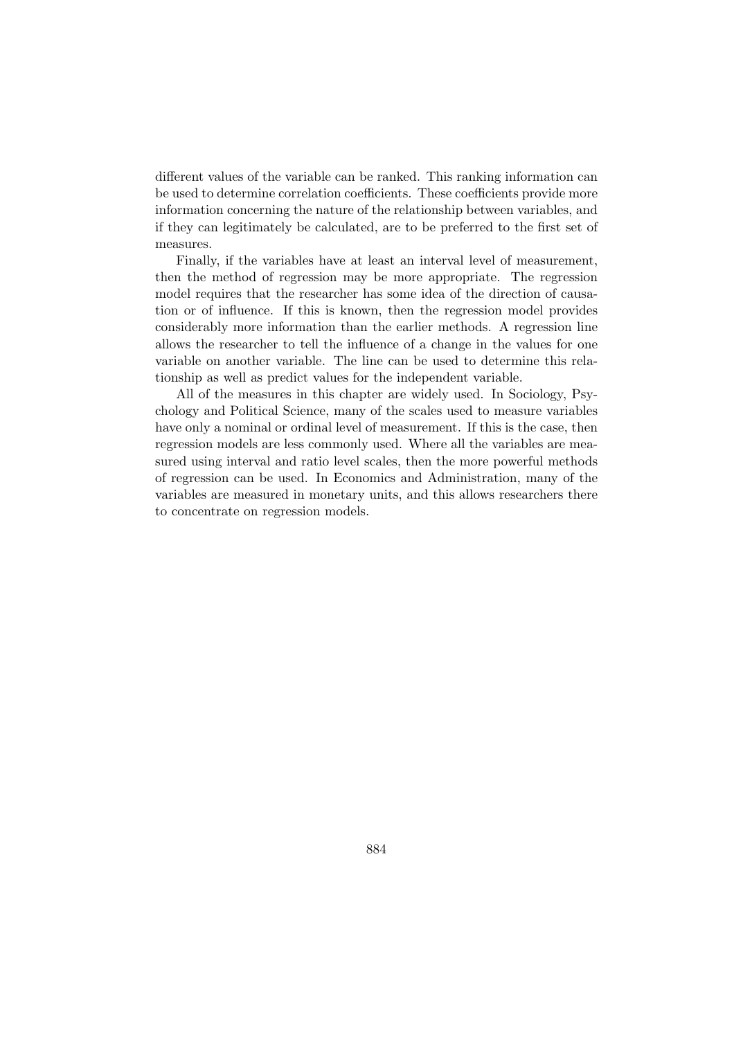different values of the variable can be ranked. This ranking information can be used to determine correlation coefficients. These coefficients provide more information concerning the nature of the relationship between variables, and if they can legitimately be calculated, are to be preferred to the first set of measures.

Finally, if the variables have at least an interval level of measurement, then the method of regression may be more appropriate. The regression model requires that the researcher has some idea of the direction of causation or of influence. If this is known, then the regression model provides considerably more information than the earlier methods. A regression line allows the researcher to tell the influence of a change in the values for one variable on another variable. The line can be used to determine this relationship as well as predict values for the independent variable.

All of the measures in this chapter are widely used. In Sociology, Psychology and Political Science, many of the scales used to measure variables have only a nominal or ordinal level of measurement. If this is the case, then regression models are less commonly used. Where all the variables are measured using interval and ratio level scales, then the more powerful methods of regression can be used. In Economics and Administration, many of the variables are measured in monetary units, and this allows researchers there to concentrate on regression models.